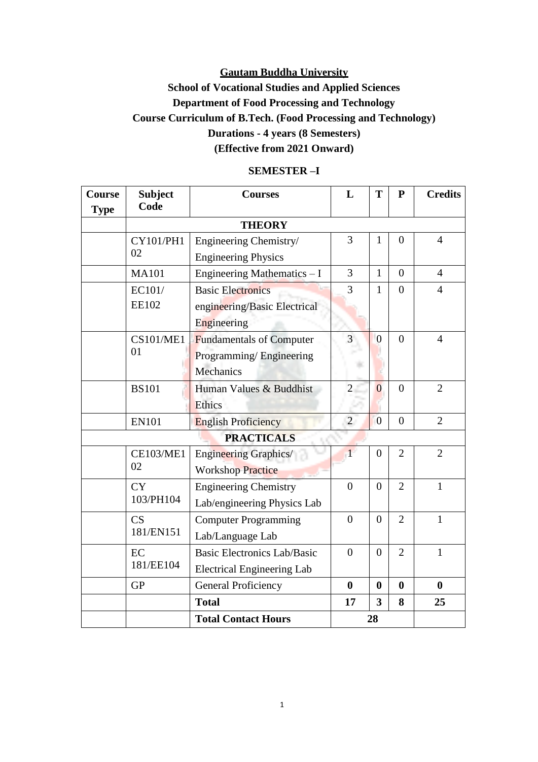# Gautam Buddha University

## School of Vocational Studies and Applied Sciences

## Department of Food Processing and Technology

## Course Curriculum of B.Tech. (Food Processing and Technology)

## Durations - 4 years (8 Semesters)

## (Effective from 2021 Onward)

### SEMESTER –I

| Course Type | Subject Code | Courses | L | T | P | Credits |
|---|---|---|---|---|---|---|
| | **THEORY** | | | | | |
| | CY101/PH102 | Engineering Chemistry/ Engineering Physics | 3 | 1 | 0 | 4 |
| | MA101 | Engineering Mathematics – I | 3 | 1 | 0 | 4 |
| | EC101/ EE102 | Basic Electronics engineering/Basic Electrical Engineering | 3 | 1 | 0 | 4 |
| | CS101/ME101 | Fundamentals of Computer Programming/ Engineering Mechanics | 3 | 0 | 0 | 4 |
| | BS101 | Human Values & Buddhist Ethics | 2 | 0 | 0 | 2 |
| | EN101 | English Proficiency | 2 | 0 | 0 | 2 |
| **PRACTICALS** | | | | | | |
| | CE103/ME102 | Engineering Graphics/ Workshop Practice | 1 | 0 | 2 | 2 |
| | CY 103/PH104 | Engineering Chemistry Lab/engineering Physics Lab | 0 | 0 | 2 | 1 |
| | CS 181/EN151 | Computer Programming Lab/Language Lab | 0 | 0 | 2 | 1 |
| | EC 181/EE104 | Basic Electronics Lab/Basic Electrical Engineering Lab | 0 | 0 | 2 | 1 |
| | GP | General Proficiency | **0** | **0** | **0** | **0** |
| | | **Total** | **17** | **3** | **8** | **25** |
| | | **Total Contact Hours** | | **28** | | |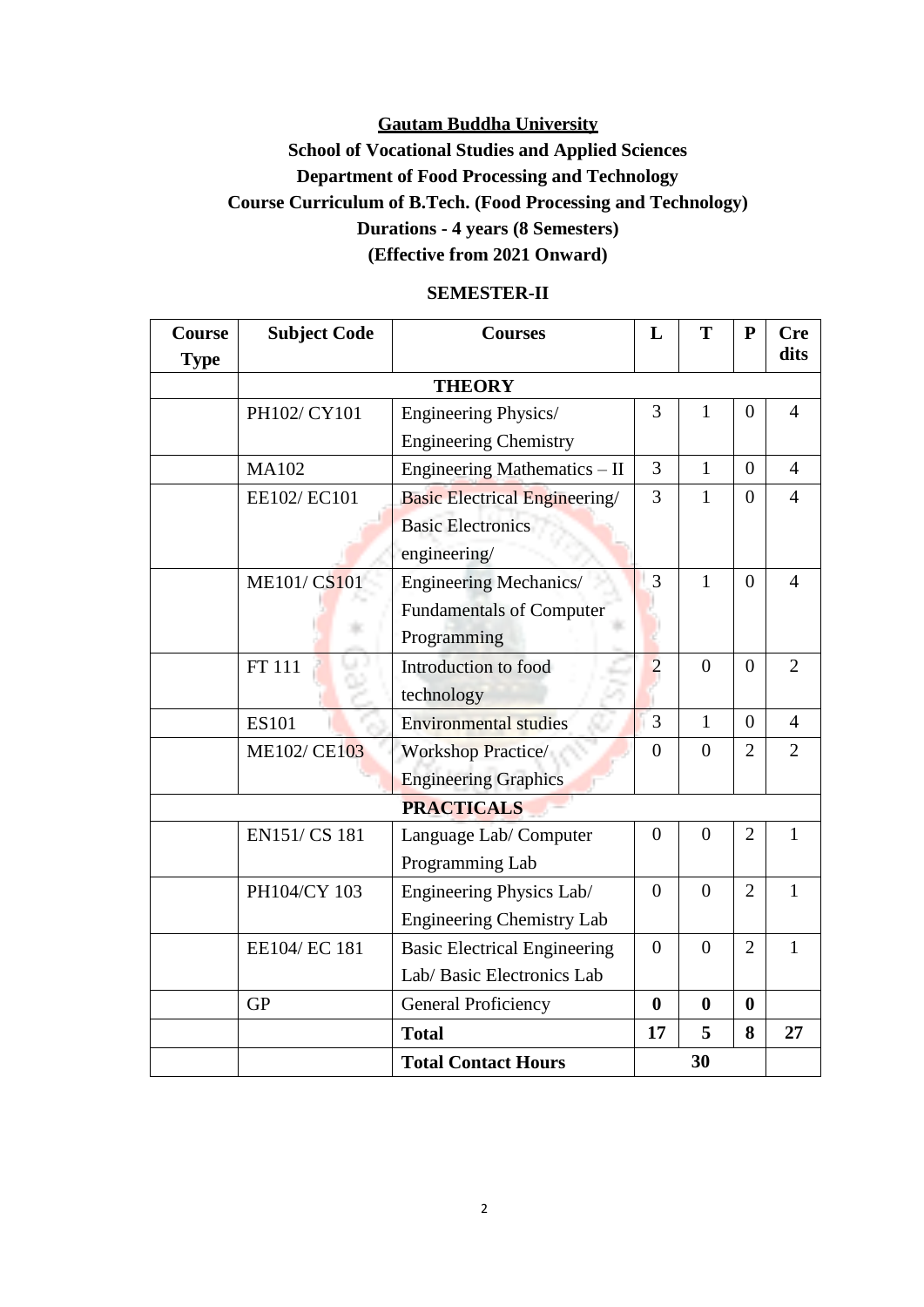**Gautam Buddha University**

**School of Vocational Studies and Applied Sciences**

**Department of Food Processing and Technology**

**Course Curriculum of B.Tech. (Food Processing and Technology)**

**Durations - 4 years (8 Semesters)**

**(Effective from 2021 Onward)**

**SEMESTER-II**

| Course Type | Subject Code | Courses | L | T | P | Credits |
|---|---|---|---|---|---|---|
| | **THEORY** | | | | | |
| | PH102/ CY101 | Engineering Physics/ Engineering Chemistry | 3 | 1 | 0 | 4 |
| | MA102 | Engineering Mathematics – II | 3 | 1 | 0 | 4 |
| | EE102/ EC101 | Basic Electrical Engineering/ Basic Electronics engineering/ | 3 | 1 | 0 | 4 |
| | ME101/ CS101 | Engineering Mechanics/ Fundamentals of Computer Programming | 3 | 1 | 0 | 4 |
| | FT 111 | Introduction to food technology | 2 | 0 | 0 | 2 |
| | ES101 | Environmental studies | 3 | 1 | 0 | 4 |
| | ME102/ CE103 | Workshop Practice/ Engineering Graphics | 0 | 0 | 2 | 2 |
| **PRACTICALS** | | | | | | |
| | EN151/ CS 181 | Language Lab/ Computer Programming Lab | 0 | 0 | 2 | 1 |
| | PH104/CY 103 | Engineering Physics Lab/ Engineering Chemistry Lab | 0 | 0 | 2 | 1 |
| | EE104/ EC 181 | Basic Electrical Engineering Lab/ Basic Electronics Lab | 0 | 0 | 2 | 1 |
| | GP | General Proficiency | **0** | **0** | **0** | |
| | | **Total** | **17** | **5** | **8** | **27** |
| | | **Total Contact Hours** | | **30** | | |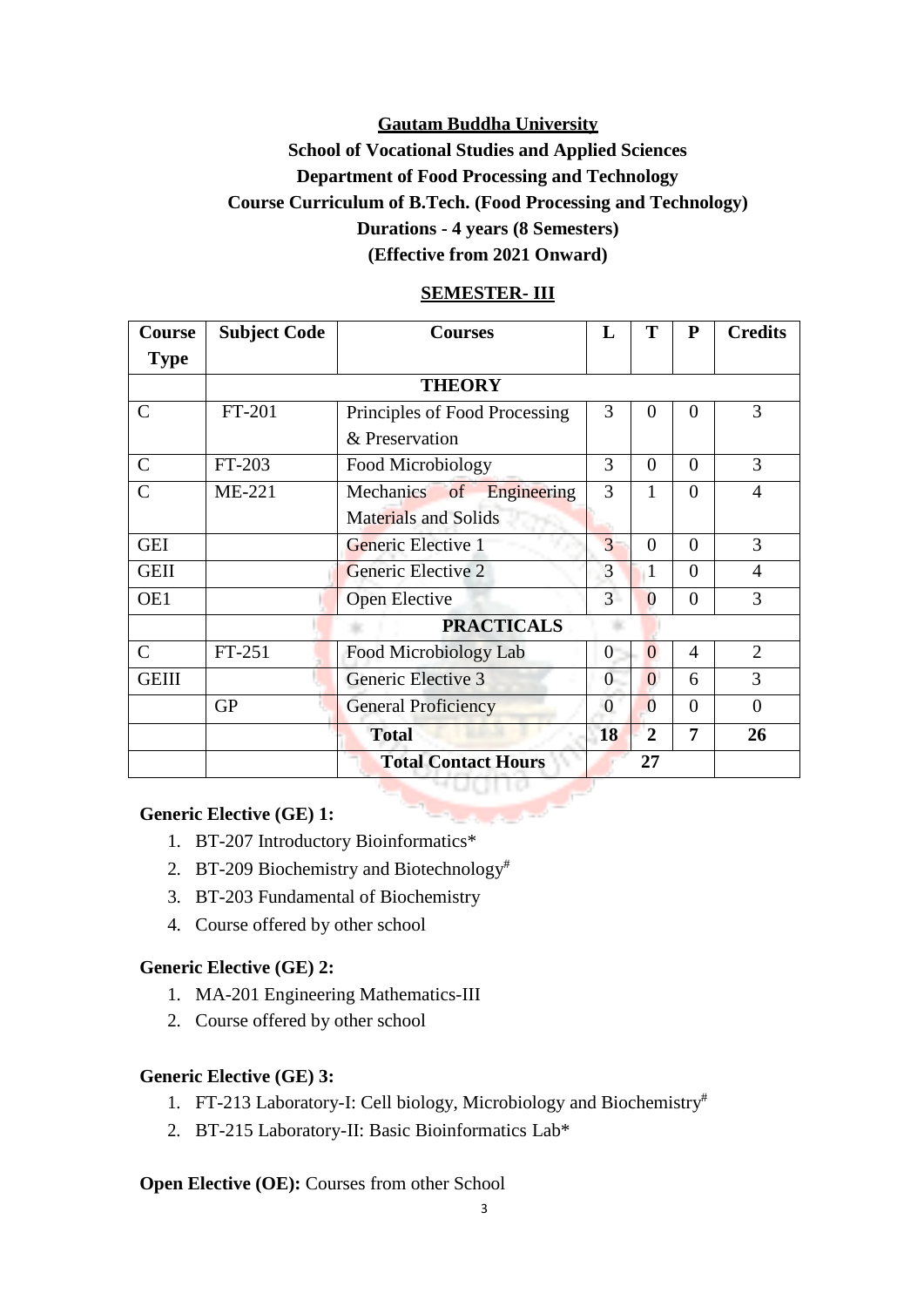**Gautam Buddha University**

**School of Vocational Studies and Applied Sciences**

**Department of Food Processing and Technology**

**Course Curriculum of B.Tech. (Food Processing and Technology)**

**Durations - 4 years (8 Semesters)**

**(Effective from 2021 Onward)**

**SEMESTER- III**

| Course Type | Subject Code | Courses | L | T | P | Credits |
|---|---|---|---|---|---|---|
| | **THEORY** | | | | | |
| C | FT-201 | Principles of Food Processing & Preservation | 3 | 0 | 0 | 3 |
| C | FT-203 | Food Microbiology | 3 | 0 | 0 | 3 |
| C | ME-221 | Mechanics of Engineering Materials and Solids | 3 | 1 | 0 | 4 |
| GEI | | Generic Elective 1 | 3 | 0 | 0 | 3 |
| GEII | | Generic Elective 2 | 3 | 1 | 0 | 4 |
| OE1 | | Open Elective | 3 | 0 | 0 | 3 |
| | **PRACTICALS** | | | | | |
| C | FT-251 | Food Microbiology Lab | 0 | 0 | 4 | 2 |
| GEIII | | Generic Elective 3 | 0 | 0 | 6 | 3 |
| | GP | General Proficiency | 0 | 0 | 0 | 0 |
| | | **Total** | **18** | **2** | **7** | **26** |
| | | **Total Contact Hours** | | **27** | | |

**Generic Elective (GE) 1:**

1. BT-207 Introductory Bioinformatics*
2. BT-209 Biochemistry and Biotechnology#
3. BT-203 Fundamental of Biochemistry
4. Course offered by other school

**Generic Elective (GE) 2:**

1. MA-201 Engineering Mathematics-III
2. Course offered by other school

**Generic Elective (GE) 3:**

1. FT-213 Laboratory-I: Cell biology, Microbiology and Biochemistry#
2. BT-215 Laboratory-II: Basic Bioinformatics Lab*

**Open Elective (OE):** Courses from other School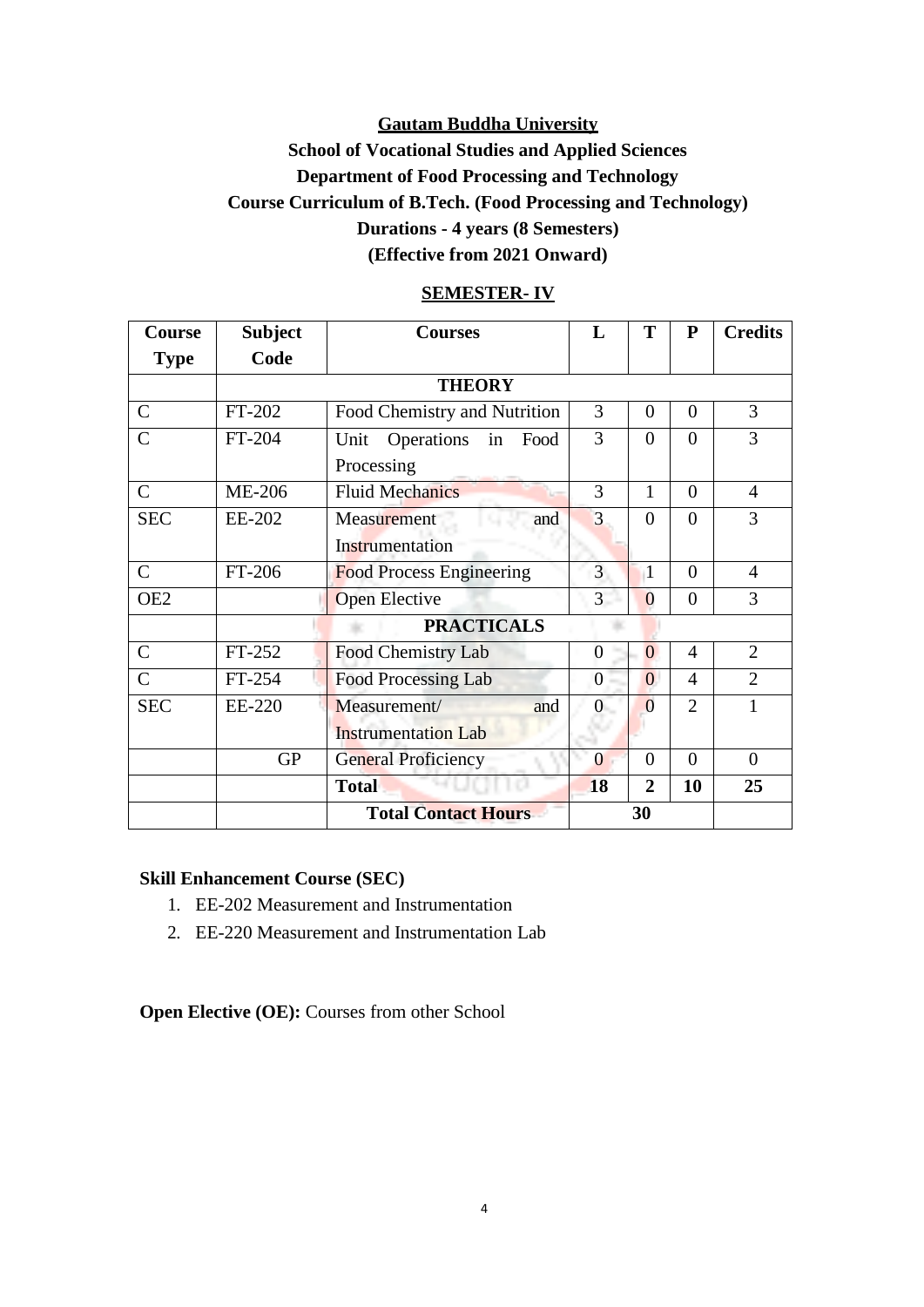**Gautam Buddha University**

**School of Vocational Studies and Applied Sciences**

**Department of Food Processing and Technology**

**Course Curriculum of B.Tech. (Food Processing and Technology)**

**Durations - 4 years (8 Semesters)**

**(Effective from 2021 Onward)**

## SEMESTER- IV

| Course Type | Subject Code | Courses | L | T | P | Credits |
|---|---|---|---|---|---|---|
| | | **THEORY** | | | | |
| C | FT-202 | Food Chemistry and Nutrition | 3 | 0 | 0 | 3 |
| C | FT-204 | Unit Operations in Food Processing | 3 | 0 | 0 | 3 |
| C | ME-206 | Fluid Mechanics | 3 | 1 | 0 | 4 |
| SEC | EE-202 | Measurement and Instrumentation | 3 | 0 | 0 | 3 |
| C | FT-206 | Food Process Engineering | 3 | 1 | 0 | 4 |
| OE2 | | Open Elective | 3 | 0 | 0 | 3 |
| | | **PRACTICALS** | | | | |
| C | FT-252 | Food Chemistry Lab | 0 | 0 | 4 | 2 |
| C | FT-254 | Food Processing Lab | 0 | 0 | 4 | 2 |
| SEC | EE-220 | Measurement/ and Instrumentation Lab | 0 | 0 | 2 | 1 |
| | GP | General Proficiency | 0 | 0 | 0 | 0 |
| | | **Total** | **18** | **2** | **10** | **25** |
| | | **Total Contact Hours** | | **30** | | |

**Skill Enhancement Course (SEC)**

1. EE-202 Measurement and Instrumentation
2. EE-220 Measurement and Instrumentation Lab

**Open Elective (OE):** Courses from other School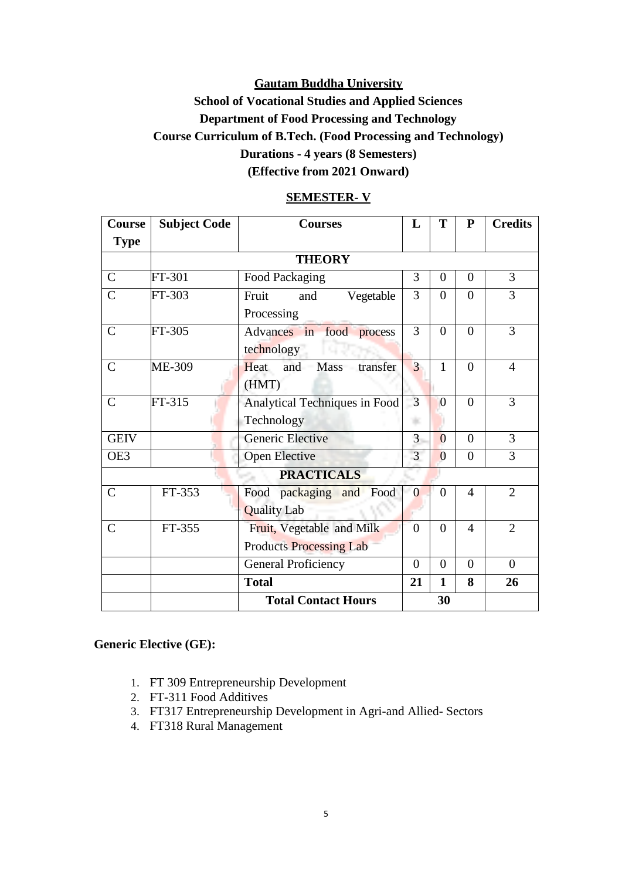**Gautam Buddha University**

**School of Vocational Studies and Applied Sciences**

**Department of Food Processing and Technology**

**Course Curriculum of B.Tech. (Food Processing and Technology)**

**Durations - 4 years (8 Semesters)**

**(Effective from 2021 Onward)**

## SEMESTER- V

| Course Type | Subject Code | Courses | L | T | P | Credits |
|---|---|---|---|---|---|---|
| | | **THEORY** | | | | |
| C | FT-301 | Food Packaging | 3 | 0 | 0 | 3 |
| C | FT-303 | Fruit and Vegetable Processing | 3 | 0 | 0 | 3 |
| C | FT-305 | Advances in food process technology | 3 | 0 | 0 | 3 |
| C | ME-309 | Heat and Mass transfer (HMT) | 3 | 1 | 0 | 4 |
| C | FT-315 | Analytical Techniques in Food Technology | 3 | 0 | 0 | 3 |
| GEIV | | Generic Elective | 3 | 0 | 0 | 3 |
| OE3 | | Open Elective | 3 | 0 | 0 | 3 |
| | | **PRACTICALS** | | | | |
| C | FT-353 | Food packaging and Food Quality Lab | 0 | 0 | 4 | 2 |
| C | FT-355 | Fruit, Vegetable and Milk Products Processing Lab | 0 | 0 | 4 | 2 |
| | | General Proficiency | 0 | 0 | 0 | 0 |
| | | **Total** | **21** | **1** | **8** | **26** |
| | | **Total Contact Hours** | | **30** | | |

**Generic Elective (GE):**

1. FT 309 Entrepreneurship Development
2. FT-311 Food Additives
3. FT317 Entrepreneurship Development in Agri-and Allied- Sectors
4. FT318 Rural Management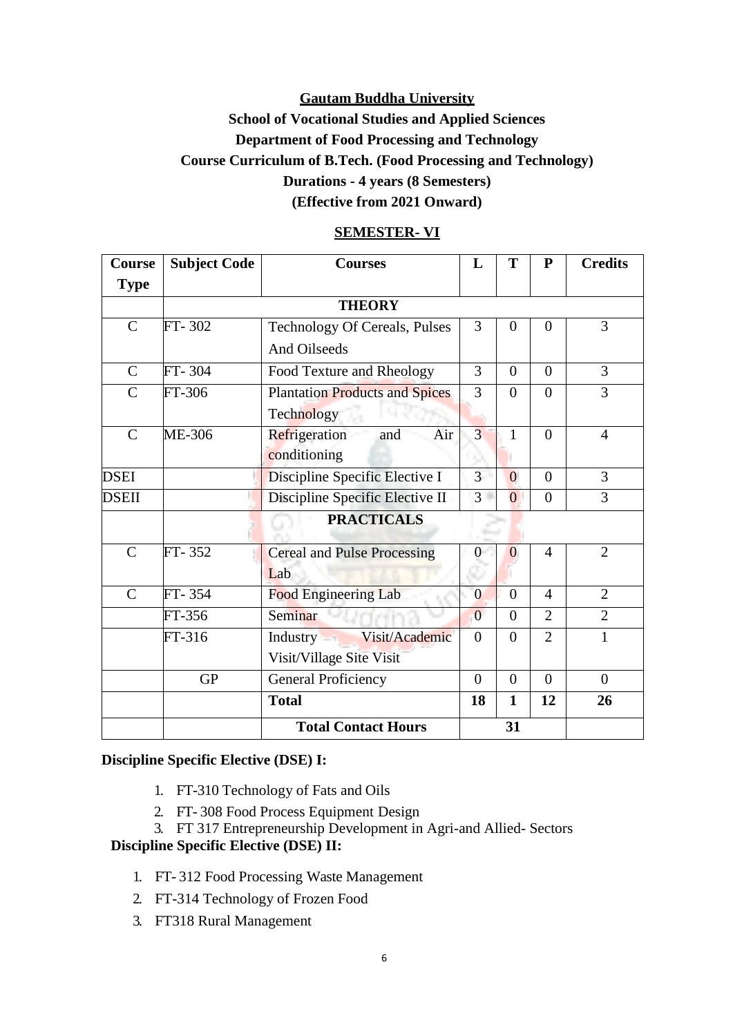**Gautam Buddha University**

**School of Vocational Studies and Applied Sciences**

**Department of Food Processing and Technology**

**Course Curriculum of B.Tech. (Food Processing and Technology)**

**Durations - 4 years (8 Semesters)**

**(Effective from 2021 Onward)**

## SEMESTER- VI

| Course Type | Subject Code | Courses | L | T | P | Credits |
|---|---|---|---|---|---|---|
| | **THEORY** | | | | | |
| C | FT- 302 | Technology Of Cereals, Pulses And Oilseeds | 3 | 0 | 0 | 3 |
| C | FT- 304 | Food Texture and Rheology | 3 | 0 | 0 | 3 |
| C | FT-306 | Plantation Products and Spices Technology | 3 | 0 | 0 | 3 |
| C | ME-306 | Refrigeration and Air conditioning | 3 | 1 | 0 | 4 |
| DSEI | | Discipline Specific Elective I | 3 | 0 | 0 | 3 |
| DSEII | | Discipline Specific Elective II | 3 | 0 | 0 | 3 |
| | **PRACTICALS** | | | | | |
| C | FT- 352 | Cereal and Pulse Processing Lab | 0 | 0 | 4 | 2 |
| C | FT- 354 | Food Engineering Lab | 0 | 0 | 4 | 2 |
| | FT-356 | Seminar | 0 | 0 | 2 | 2 |
| | FT-316 | Industry Visit/Academic Visit/Village Site Visit | 0 | 0 | 2 | 1 |
| | GP | General Proficiency | 0 | 0 | 0 | 0 |
| | | **Total** | **18** | **1** | **12** | **26** |
| | | **Total Contact Hours** | | **31** | | |

**Discipline Specific Elective (DSE) I:**

1. FT-310 Technology of Fats and Oils
2. FT- 308 Food Process Equipment Design
3. FT 317 Entrepreneurship Development in Agri-and Allied- Sectors

**Discipline Specific Elective (DSE) II:**

1. FT- 312 Food Processing Waste Management
2. FT-314 Technology of Frozen Food
3. FT318 Rural Management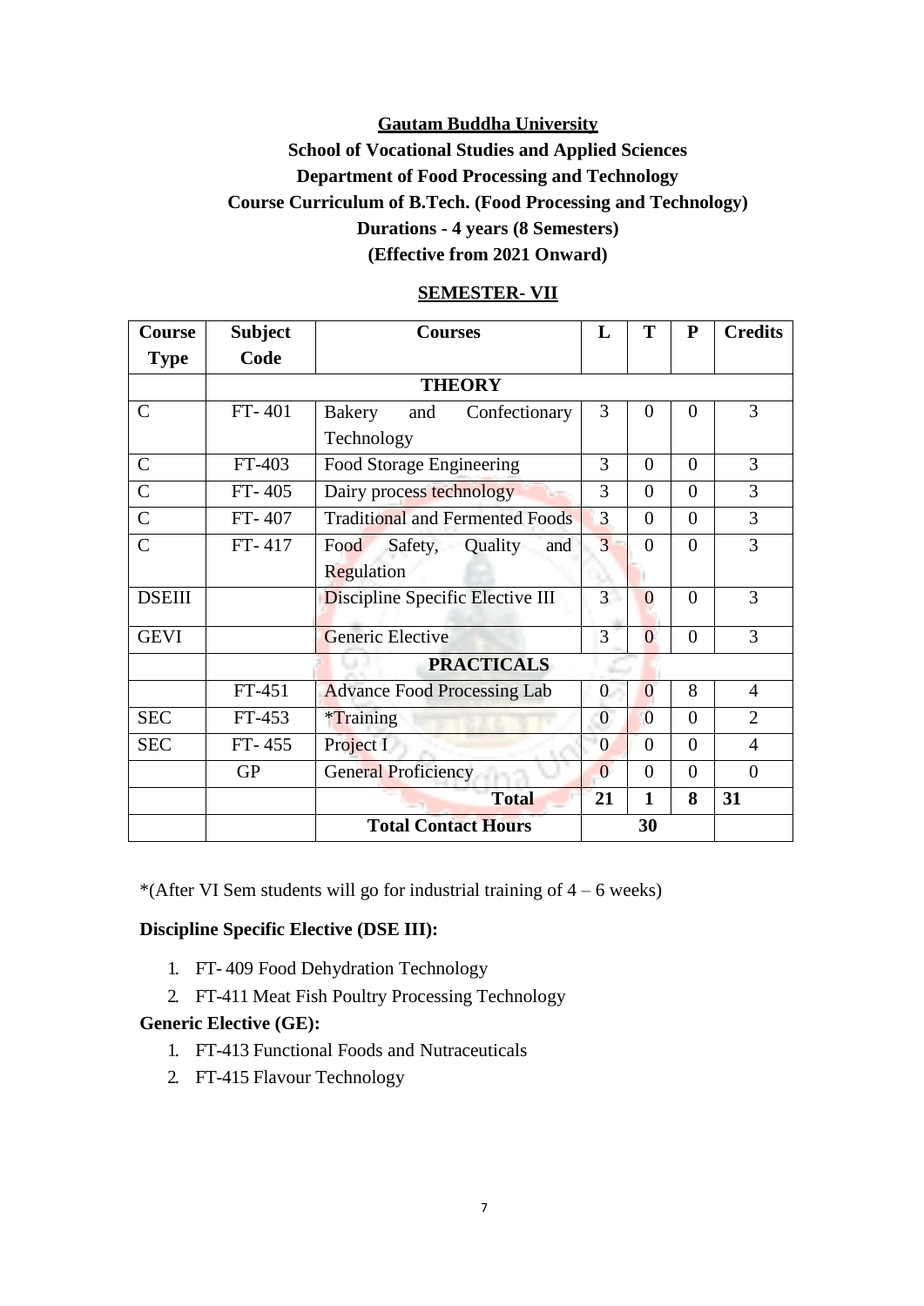**Gautam Buddha University**

**School of Vocational Studies and Applied Sciences**

**Department of Food Processing and Technology**

**Course Curriculum of B.Tech. (Food Processing and Technology)**

**Durations - 4 years (8 Semesters)**

**(Effective from 2021 Onward)**

## SEMESTER- VII

| Course Type | Subject Code | Courses | L | T | P | Credits |
|---|---|---|---|---|---|---|
| | **THEORY** | | | | | |
| C | FT- 401 | Bakery and Confectionary Technology | 3 | 0 | 0 | 3 |
| C | FT-403 | Food Storage Engineering | 3 | 0 | 0 | 3 |
| C | FT- 405 | Dairy process technology | 3 | 0 | 0 | 3 |
| C | FT- 407 | Traditional and Fermented Foods | 3 | 0 | 0 | 3 |
| C | FT- 417 | Food Safety, Quality and Regulation | 3 | 0 | 0 | 3 |
| DSEIII | | Discipline Specific Elective III | 3 | 0 | 0 | 3 |
| GEVI | | Generic Elective | 3 | 0 | 0 | 3 |
| | **PRACTICALS** | | | | | |
| | FT-451 | Advance Food Processing Lab | 0 | 0 | 8 | 4 |
| SEC | FT-453 | *Training | 0 | 0 | 0 | 2 |
| SEC | FT- 455 | Project I | 0 | 0 | 0 | 4 |
| | GP | General Proficiency | 0 | 0 | 0 | 0 |
| | | **Total** | **21** | **1** | **8** | **31** |
| | | **Total Contact Hours** | **30** | | | |

*(After VI Sem students will go for industrial training of 4 – 6 weeks)

**Discipline Specific Elective (DSE III):**

1. FT- 409 Food Dehydration Technology
2. FT-411 Meat Fish Poultry Processing Technology

**Generic Elective (GE):**

1. FT-413 Functional Foods and Nutraceuticals
2. FT-415 Flavour Technology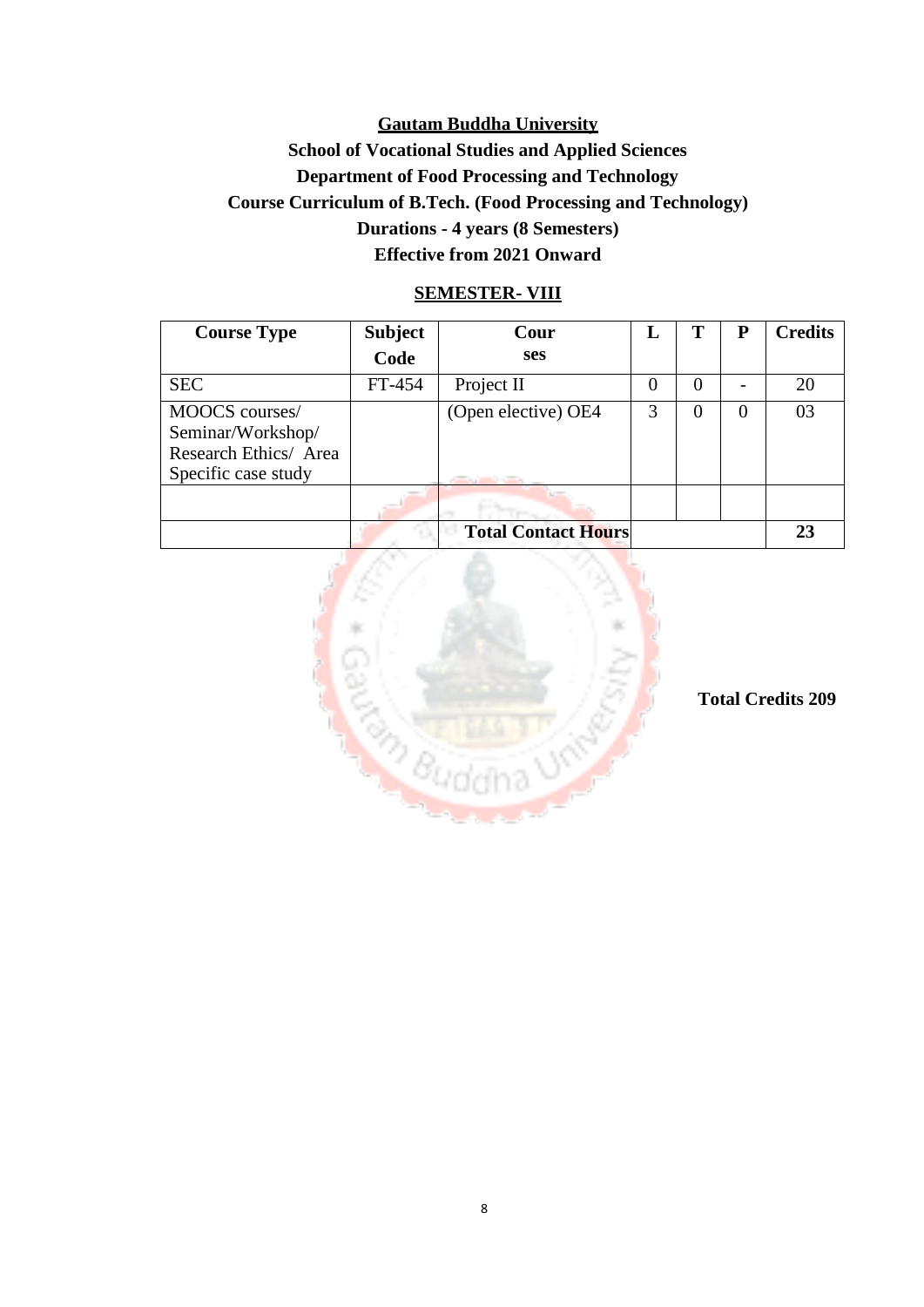**Gautam Buddha University**

**School of Vocational Studies and Applied Sciences**

**Department of Food Processing and Technology**

**Course Curriculum of B.Tech. (Food Processing and Technology)**

**Durations - 4 years (8 Semesters)**

**Effective from 2021 Onward**

**SEMESTER- VIII**

| Course Type | Subject Code | Courses | L | T | P | Credits |
|---|---|---|---|---|---|---|
| SEC | FT-454 | Project II | 0 | 0 | - | 20 |
| MOOCS courses/ Seminar/Workshop/ Research Ethics/ Area Specific case study | | (Open elective) OE4 | 3 | 0 | 0 | 03 |
| | | | | | | |
| | | **Total Contact Hours** | | | | **23** |

**Total Credits 209**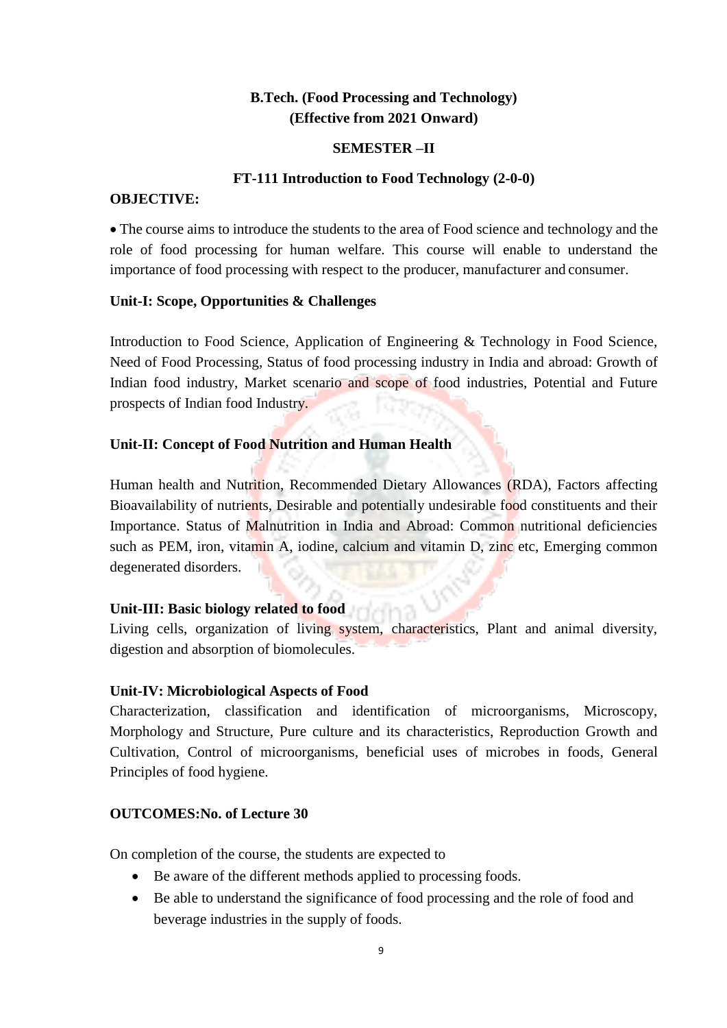**B.Tech. (Food Processing and Technology)**
**(Effective from 2021 Onward)**

**SEMESTER –II**

## FT-111 Introduction to Food Technology (2-0-0)

**OBJECTIVE:**

- The course aims to introduce the students to the area of Food science and technology and the role of food processing for human welfare. This course will enable to understand the importance of food processing with respect to the producer, manufacturer and consumer.

**Unit-I: Scope, Opportunities & Challenges**

Introduction to Food Science, Application of Engineering & Technology in Food Science, Need of Food Processing, Status of food processing industry in India and abroad: Growth of Indian food industry, Market scenario and scope of food industries, Potential and Future prospects of Indian food Industry.

**Unit-II: Concept of Food Nutrition and Human Health**

Human health and Nutrition, Recommended Dietary Allowances (RDA), Factors affecting Bioavailability of nutrients, Desirable and potentially undesirable food constituents and their Importance. Status of Malnutrition in India and Abroad: Common nutritional deficiencies such as PEM, iron, vitamin A, iodine, calcium and vitamin D, zinc etc, Emerging common degenerated disorders.

**Unit-III: Basic biology related to food**

Living cells, organization of living system, characteristics, Plant and animal diversity, digestion and absorption of biomolecules.

**Unit-IV: Microbiological Aspects of Food**

Characterization, classification and identification of microorganisms, Microscopy, Morphology and Structure, Pure culture and its characteristics, Reproduction Growth and Cultivation, Control of microorganisms, beneficial uses of microbes in foods, General Principles of food hygiene.

**OUTCOMES:No. of Lecture 30**

On completion of the course, the students are expected to

- Be aware of the different methods applied to processing foods.
- Be able to understand the significance of food processing and the role of food and beverage industries in the supply of foods.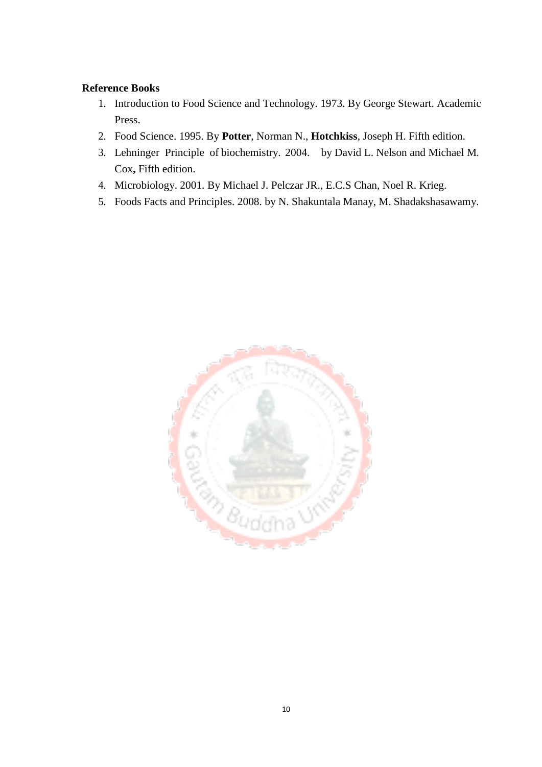**Reference Books**

1. Introduction to Food Science and Technology. 1973. By George Stewart. Academic Press.
2. Food Science. 1995. By **Potter**, Norman N., **Hotchkiss**, Joseph H. Fifth edition.
3. Lehninger Principle of biochemistry. 2004. by David L. Nelson and Michael M. Cox**,** Fifth edition.
4. Microbiology. 2001. By Michael J. Pelczar JR., E.C.S Chan, Noel R. Krieg.
5. Foods Facts and Principles. 2008. by N. Shakuntala Manay, M. Shadakshasawamy.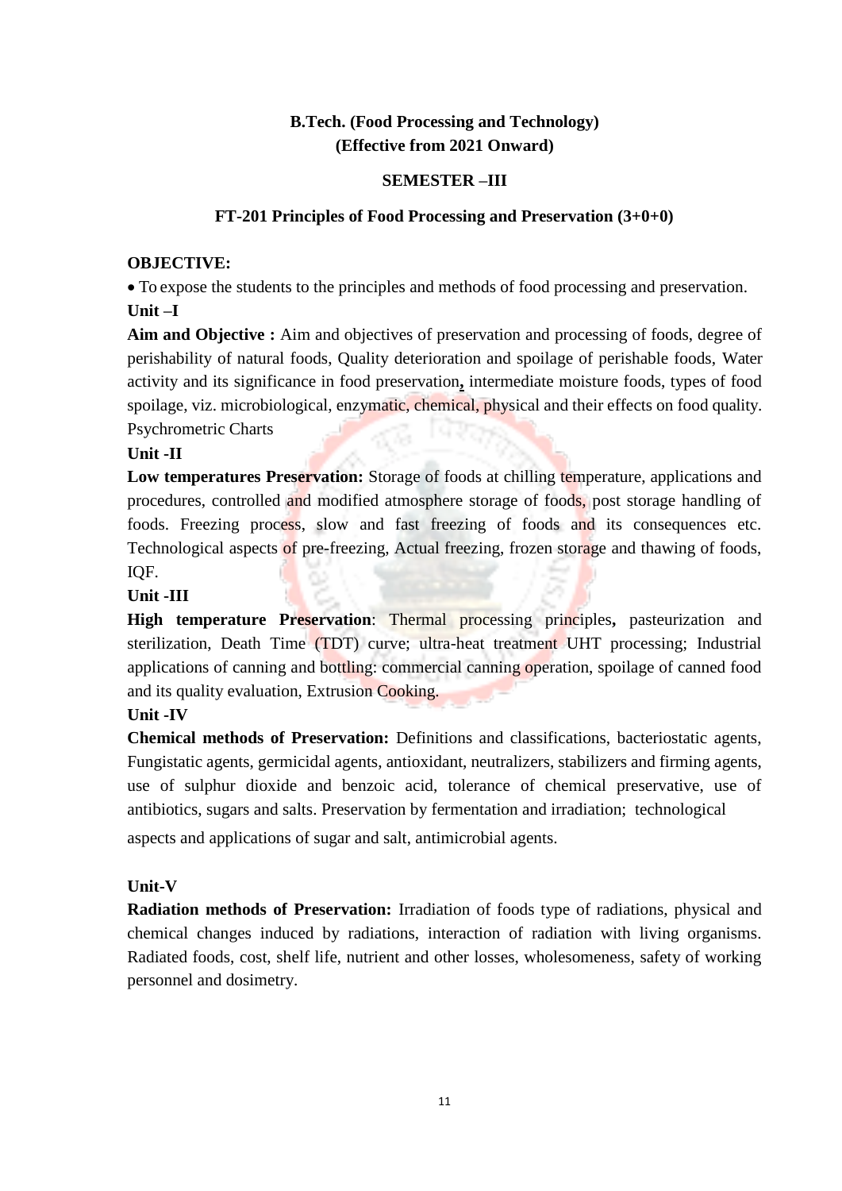## B.Tech. (Food Processing and Technology)
## (Effective from 2021 Onward)

### SEMESTER –III

### FT-201 Principles of Food Processing and Preservation (3+0+0)

**OBJECTIVE:**

- To expose the students to the principles and methods of food processing and preservation.

**Unit –I**

**Aim and Objective :** Aim and objectives of preservation and processing of foods, degree of perishability of natural foods, Quality deterioration and spoilage of perishable foods, Water activity and its significance in food preservation**,** intermediate moisture foods, types of food spoilage, viz. microbiological, enzymatic, chemical, physical and their effects on food quality. Psychrometric Charts

**Unit -II**

**Low temperatures Preservation:** Storage of foods at chilling temperature, applications and procedures, controlled and modified atmosphere storage of foods, post storage handling of foods. Freezing process, slow and fast freezing of foods and its consequences etc. Technological aspects of pre-freezing, Actual freezing, frozen storage and thawing of foods, IQF.

**Unit -III**

**High temperature Preservation**: Thermal processing principles**,** pasteurization and sterilization, Death Time (TDT) curve; ultra-heat treatment UHT processing; Industrial applications of canning and bottling: commercial canning operation, spoilage of canned food and its quality evaluation, Extrusion Cooking.

**Unit -IV**

**Chemical methods of Preservation:** Definitions and classifications, bacteriostatic agents, Fungistatic agents, germicidal agents, antioxidant, neutralizers, stabilizers and firming agents, use of sulphur dioxide and benzoic acid, tolerance of chemical preservative, use of antibiotics, sugars and salts. Preservation by fermentation and irradiation; technological aspects and applications of sugar and salt, antimicrobial agents.

**Unit-V**

**Radiation methods of Preservation:** Irradiation of foods type of radiations, physical and chemical changes induced by radiations, interaction of radiation with living organisms. Radiated foods, cost, shelf life, nutrient and other losses, wholesomeness, safety of working personnel and dosimetry.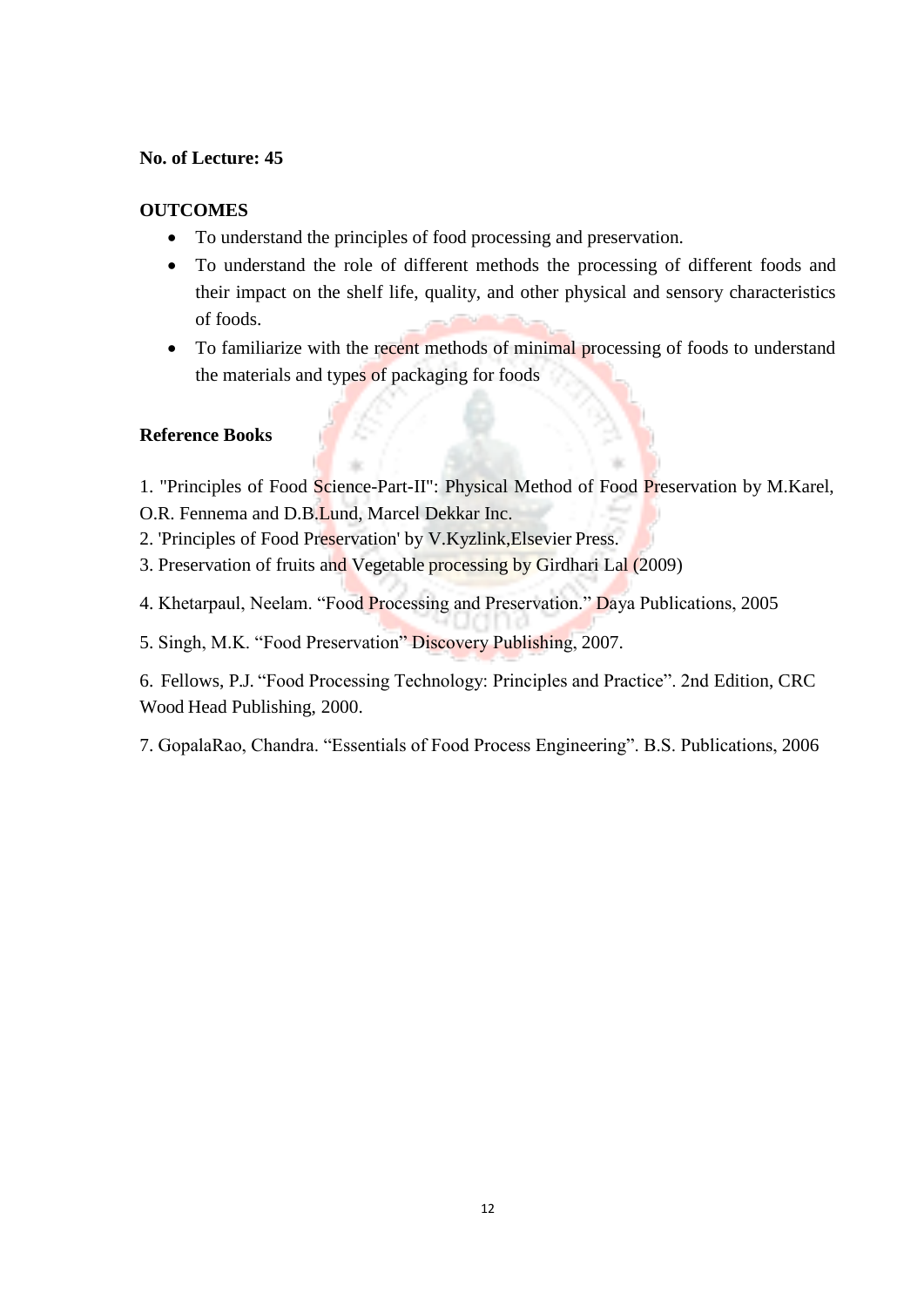**No. of Lecture: 45**

**OUTCOMES**

- To understand the principles of food processing and preservation.
- To understand the role of different methods the processing of different foods and their impact on the shelf life, quality, and other physical and sensory characteristics of foods.
- To familiarize with the recent methods of minimal processing of foods to understand the materials and types of packaging for foods

**Reference Books**

1. "Principles of Food Science-Part-II": Physical Method of Food Preservation by M.Karel, O.R. Fennema and D.B.Lund, Marcel Dekkar Inc.
2. 'Principles of Food Preservation' by V.Kyzlink,Elsevier Press.
3. Preservation of fruits and Vegetable processing by Girdhari Lal (2009)
4. Khetarpaul, Neelam. "Food Processing and Preservation." Daya Publications, 2005
5. Singh, M.K. "Food Preservation" Discovery Publishing, 2007.
6. Fellows, P.J. "Food Processing Technology: Principles and Practice". 2nd Edition, CRC Wood Head Publishing, 2000.
7. GopalaRao, Chandra. "Essentials of Food Process Engineering". B.S. Publications, 2006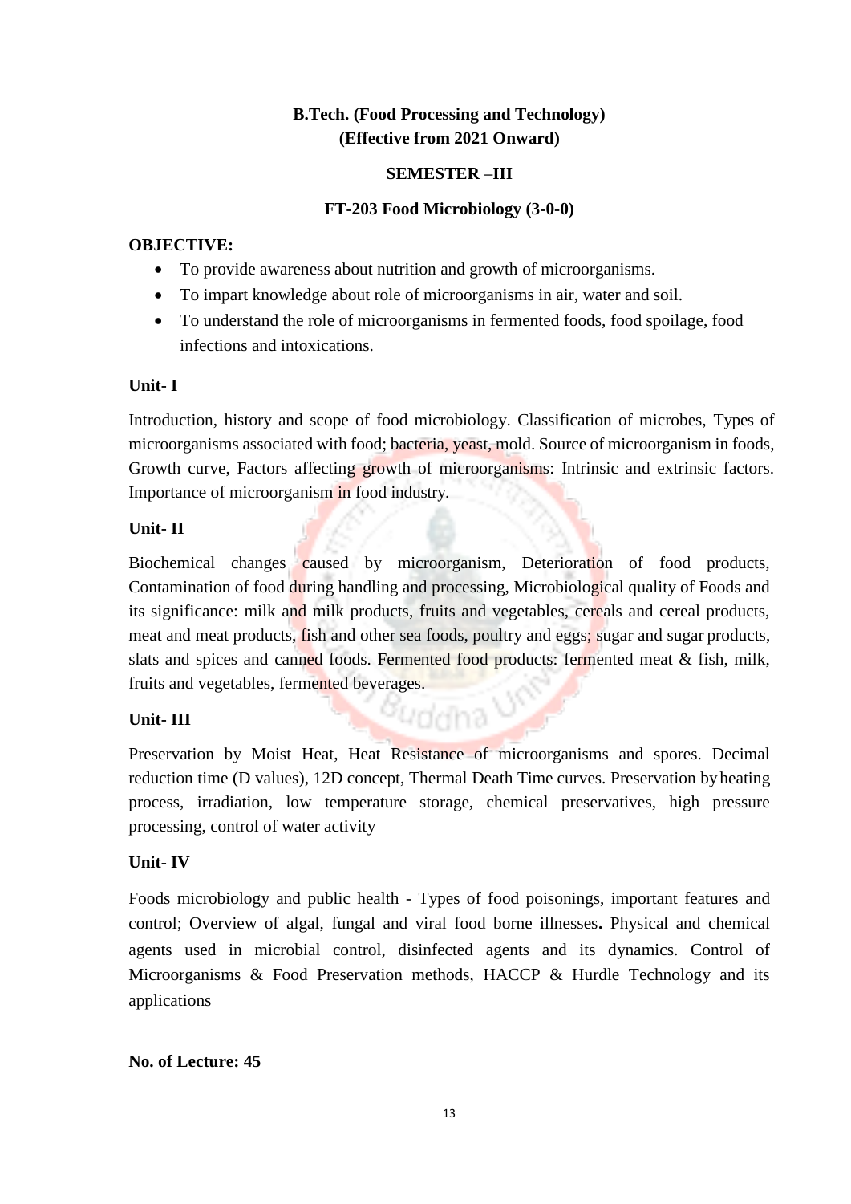**B.Tech. (Food Processing and Technology)**
**(Effective from 2021 Onward)**

**SEMESTER –III**

**FT-203 Food Microbiology (3-0-0)**

**OBJECTIVE:**

- To provide awareness about nutrition and growth of microorganisms.
- To impart knowledge about role of microorganisms in air, water and soil.
- To understand the role of microorganisms in fermented foods, food spoilage, food infections and intoxications.

**Unit- I**

Introduction, history and scope of food microbiology. Classification of microbes, Types of microorganisms associated with food; bacteria, yeast, mold. Source of microorganism in foods, Growth curve, Factors affecting growth of microorganisms: Intrinsic and extrinsic factors. Importance of microorganism in food industry.

**Unit- II**

Biochemical changes caused by microorganism, Deterioration of food products, Contamination of food during handling and processing, Microbiological quality of Foods and its significance: milk and milk products, fruits and vegetables, cereals and cereal products, meat and meat products, fish and other sea foods, poultry and eggs; sugar and sugar products, slats and spices and canned foods. Fermented food products: fermented meat & fish, milk, fruits and vegetables, fermented beverages.

**Unit- III**

Preservation by Moist Heat, Heat Resistance of microorganisms and spores. Decimal reduction time (D values), 12D concept, Thermal Death Time curves. Preservation by heating process, irradiation, low temperature storage, chemical preservatives, high pressure processing, control of water activity

**Unit- IV**

Foods microbiology and public health - Types of food poisonings, important features and control; Overview of algal, fungal and viral food borne illnesses**.** Physical and chemical agents used in microbial control, disinfected agents and its dynamics. Control of Microorganisms & Food Preservation methods, HACCP & Hurdle Technology and its applications

**No. of Lecture: 45**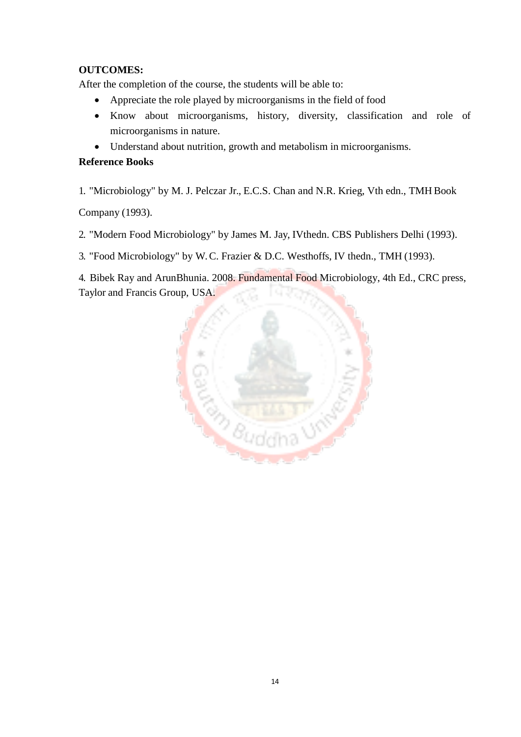**OUTCOMES:**

After the completion of the course, the students will be able to:

- Appreciate the role played by microorganisms in the field of food
- Know about microorganisms, history, diversity, classification and role of microorganisms in nature.
- Understand about nutrition, growth and metabolism in microorganisms.

**Reference Books**

1. "Microbiology" by M. J. Pelczar Jr., E.C.S. Chan and N.R. Krieg, Vth edn., TMH Book Company (1993).
2. "Modern Food Microbiology" by James M. Jay, IVthedn. CBS Publishers Delhi (1993).
3. "Food Microbiology" by W. C. Frazier & D.C. Westhoffs, IV thedn., TMH (1993).
4. Bibek Ray and ArunBhunia. 2008. Fundamental Food Microbiology, 4th Ed., CRC press, Taylor and Francis Group, USA.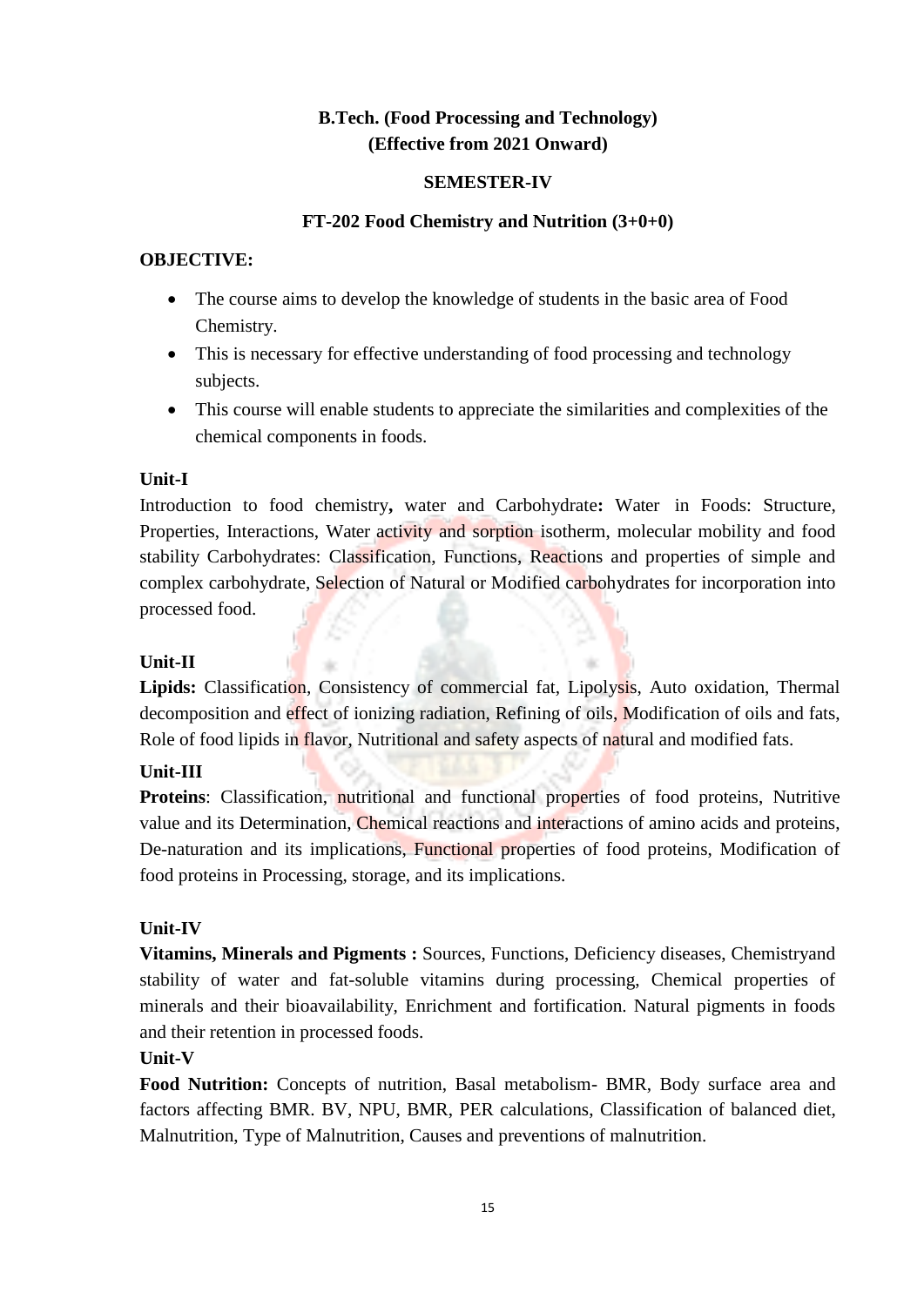**B.Tech. (Food Processing and Technology)**
**(Effective from 2021 Onward)**

**SEMESTER-IV**

**FT-202 Food Chemistry and Nutrition (3+0+0)**

**OBJECTIVE:**

- The course aims to develop the knowledge of students in the basic area of Food Chemistry.
- This is necessary for effective understanding of food processing and technology subjects.
- This course will enable students to appreciate the similarities and complexities of the chemical components in foods.

**Unit-I**

Introduction to food chemistry**,** water and Carbohydrate**:** Water in Foods: Structure, Properties, Interactions, Water activity and sorption isotherm, molecular mobility and food stability Carbohydrates: Classification, Functions, Reactions and properties of simple and complex carbohydrate, Selection of Natural or Modified carbohydrates for incorporation into processed food.

**Unit-II**

**Lipids:** Classification, Consistency of commercial fat, Lipolysis, Auto oxidation, Thermal decomposition and effect of ionizing radiation, Refining of oils, Modification of oils and fats, Role of food lipids in flavor, Nutritional and safety aspects of natural and modified fats.

**Unit-III**

**Proteins**: Classification, nutritional and functional properties of food proteins, Nutritive value and its Determination, Chemical reactions and interactions of amino acids and proteins, De-naturation and its implications, Functional properties of food proteins, Modification of food proteins in Processing, storage, and its implications.

**Unit-IV**

**Vitamins, Minerals and Pigments :** Sources, Functions, Deficiency diseases, Chemistryand stability of water and fat-soluble vitamins during processing, Chemical properties of minerals and their bioavailability, Enrichment and fortification. Natural pigments in foods and their retention in processed foods.

**Unit-V**

**Food Nutrition:** Concepts of nutrition, Basal metabolism- BMR, Body surface area and factors affecting BMR. BV, NPU, BMR, PER calculations, Classification of balanced diet, Malnutrition, Type of Malnutrition, Causes and preventions of malnutrition.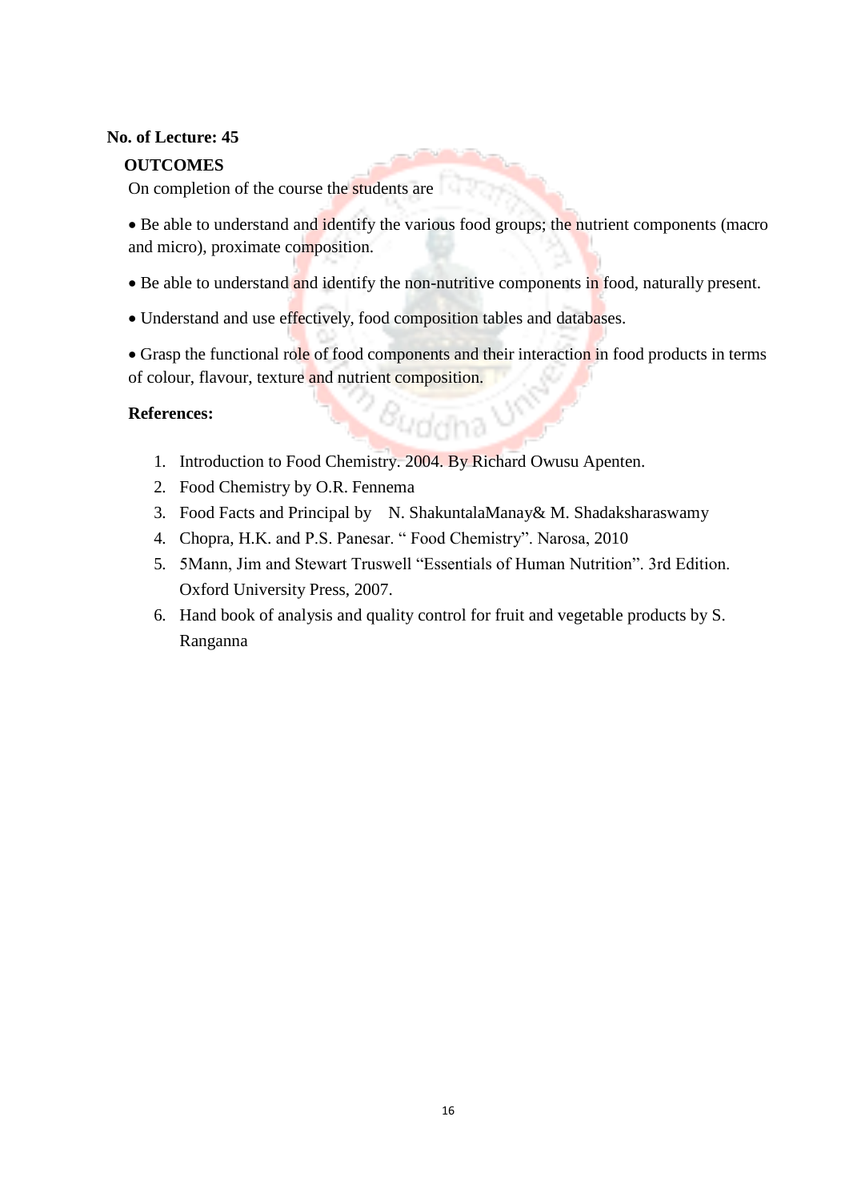**No. of Lecture: 45**

**OUTCOMES**

On completion of the course the students are

- Be able to understand and identify the various food groups; the nutrient components (macro and micro), proximate composition.
- Be able to understand and identify the non-nutritive components in food, naturally present.
- Understand and use effectively, food composition tables and databases.
- Grasp the functional role of food components and their interaction in food products in terms of colour, flavour, texture and nutrient composition.

**References:**

1. Introduction to Food Chemistry. 2004. By Richard Owusu Apenten.
2. Food Chemistry by O.R. Fennema
3. Food Facts and Principal by N. ShakuntalaManay& M. Shadaksharaswamy
4. Chopra, H.K. and P.S. Panesar. " Food Chemistry". Narosa, 2010
5. 5Mann, Jim and Stewart Truswell "Essentials of Human Nutrition". 3rd Edition. Oxford University Press, 2007.
6. Hand book of analysis and quality control for fruit and vegetable products by S. Ranganna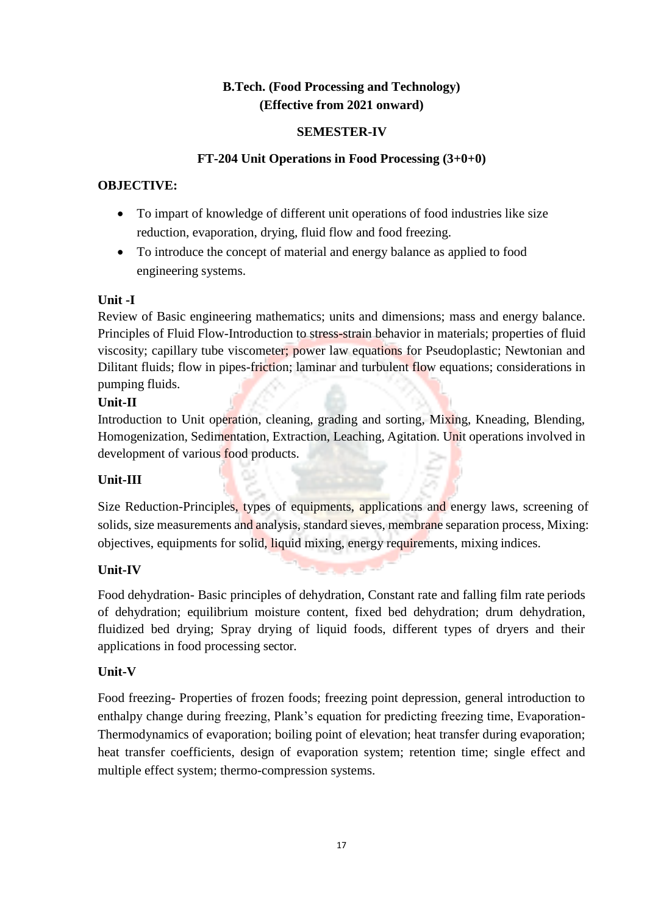**B.Tech. (Food Processing and Technology)**
**(Effective from 2021 onward)**

**SEMESTER-IV**

**FT-204 Unit Operations in Food Processing (3+0+0)**

**OBJECTIVE:**

- To impart of knowledge of different unit operations of food industries like size reduction, evaporation, drying, fluid flow and food freezing.
- To introduce the concept of material and energy balance as applied to food engineering systems.

**Unit -I**

Review of Basic engineering mathematics; units and dimensions; mass and energy balance. Principles of Fluid Flow-Introduction to stress-strain behavior in materials; properties of fluid viscosity; capillary tube viscometer; power law equations for Pseudoplastic; Newtonian and Dilitant fluids; flow in pipes-friction; laminar and turbulent flow equations; considerations in pumping fluids.

**Unit-II**

Introduction to Unit operation, cleaning, grading and sorting, Mixing, Kneading, Blending, Homogenization, Sedimentation, Extraction, Leaching, Agitation. Unit operations involved in development of various food products.

**Unit-III**

Size Reduction-Principles, types of equipments, applications and energy laws, screening of solids, size measurements and analysis, standard sieves, membrane separation process, Mixing: objectives, equipments for solid, liquid mixing, energy requirements, mixing indices.

**Unit-IV**

Food dehydration- Basic principles of dehydration, Constant rate and falling film rate periods of dehydration; equilibrium moisture content, fixed bed dehydration; drum dehydration, fluidized bed drying; Spray drying of liquid foods, different types of dryers and their applications in food processing sector.

**Unit-V**

Food freezing- Properties of frozen foods; freezing point depression, general introduction to enthalpy change during freezing, Plank's equation for predicting freezing time, Evaporation-Thermodynamics of evaporation; boiling point of elevation; heat transfer during evaporation; heat transfer coefficients, design of evaporation system; retention time; single effect and multiple effect system; thermo-compression systems.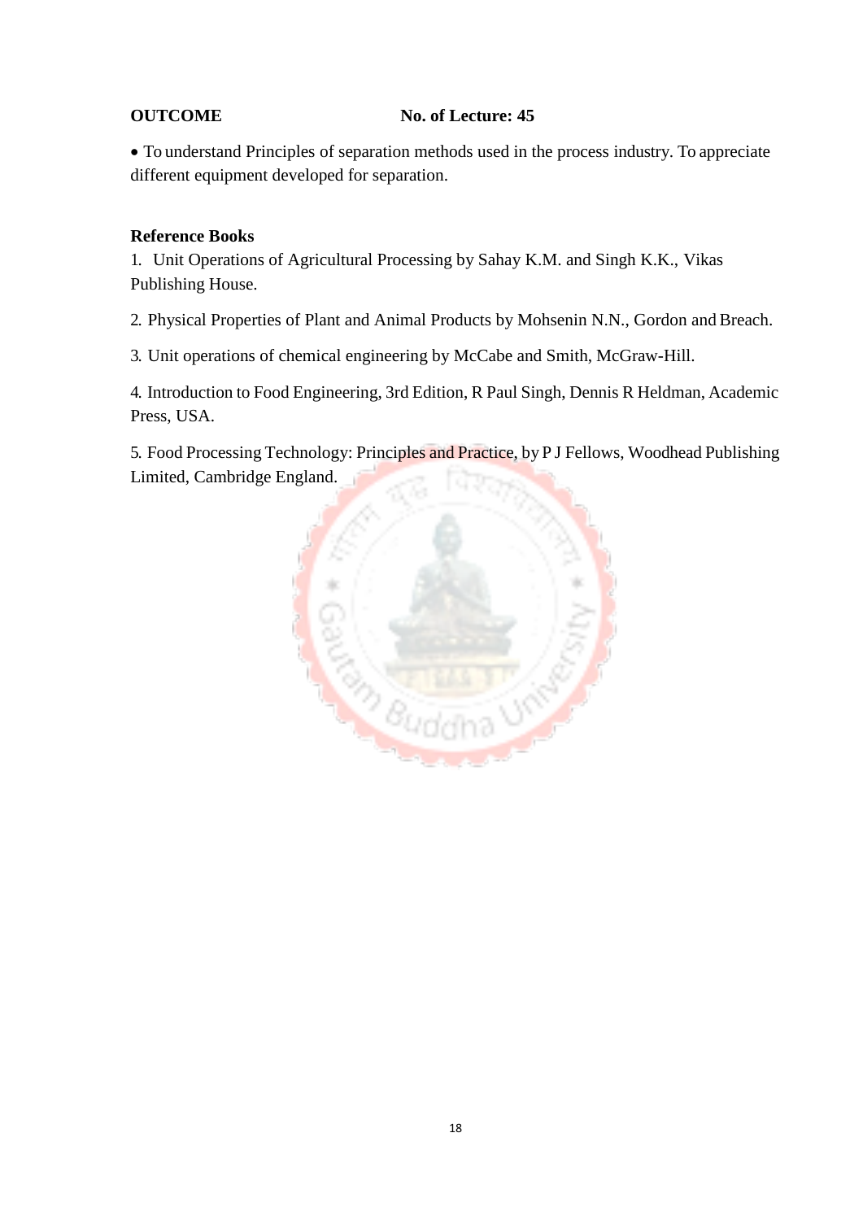**OUTCOME** **No. of Lecture: 45**

- To understand Principles of separation methods used in the process industry. To appreciate different equipment developed for separation.

**Reference Books**

1. Unit Operations of Agricultural Processing by Sahay K.M. and Singh K.K., Vikas Publishing House.
2. Physical Properties of Plant and Animal Products by Mohsenin N.N., Gordon and Breach.
3. Unit operations of chemical engineering by McCabe and Smith, McGraw-Hill.
4. Introduction to Food Engineering, 3rd Edition, R Paul Singh, Dennis R Heldman, Academic Press, USA.
5. Food Processing Technology: Principles and Practice, by P J Fellows, Woodhead Publishing Limited, Cambridge England.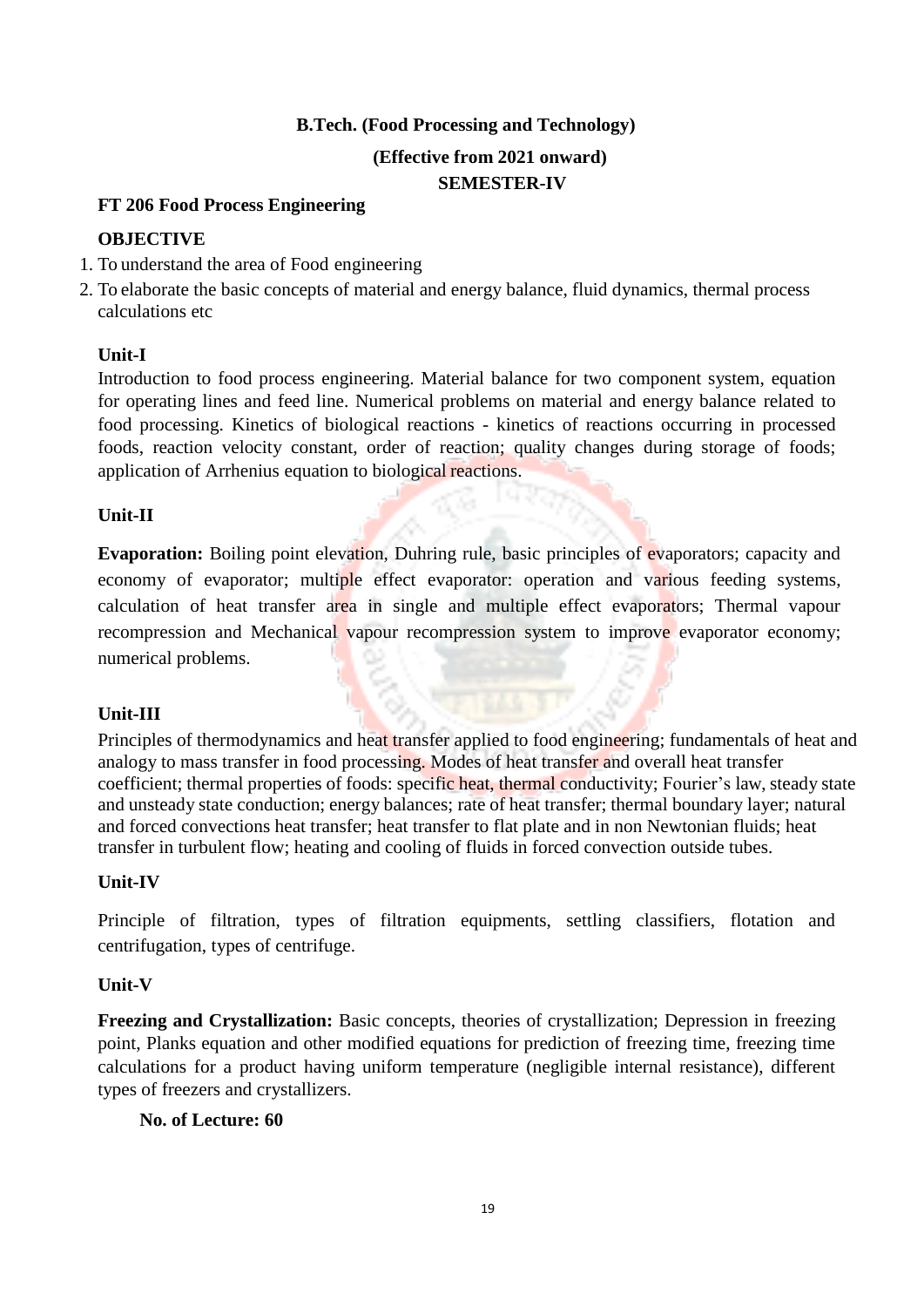**B.Tech. (Food Processing and Technology)**

**(Effective from 2021 onward)**

**SEMESTER-IV**

**FT 206 Food Process Engineering**

**OBJECTIVE**

1. To understand the area of Food engineering
2. To elaborate the basic concepts of material and energy balance, fluid dynamics, thermal process calculations etc

**Unit-I**

Introduction to food process engineering. Material balance for two component system, equation for operating lines and feed line. Numerical problems on material and energy balance related to food processing. Kinetics of biological reactions - kinetics of reactions occurring in processed foods, reaction velocity constant, order of reaction; quality changes during storage of foods; application of Arrhenius equation to biological reactions.

**Unit-II**

**Evaporation:** Boiling point elevation, Duhring rule, basic principles of evaporators; capacity and economy of evaporator; multiple effect evaporator: operation and various feeding systems, calculation of heat transfer area in single and multiple effect evaporators; Thermal vapour recompression and Mechanical vapour recompression system to improve evaporator economy; numerical problems.

**Unit-III**

Principles of thermodynamics and heat transfer applied to food engineering; fundamentals of heat and analogy to mass transfer in food processing. Modes of heat transfer and overall heat transfer coefficient; thermal properties of foods: specific heat, thermal conductivity; Fourier's law, steady state and unsteady state conduction; energy balances; rate of heat transfer; thermal boundary layer; natural and forced convections heat transfer; heat transfer to flat plate and in non Newtonian fluids; heat transfer in turbulent flow; heating and cooling of fluids in forced convection outside tubes.

**Unit-IV**

Principle of filtration, types of filtration equipments, settling classifiers, flotation and centrifugation, types of centrifuge.

**Unit-V**

**Freezing and Crystallization:** Basic concepts, theories of crystallization; Depression in freezing point, Planks equation and other modified equations for prediction of freezing time, freezing time calculations for a product having uniform temperature (negligible internal resistance), different types of freezers and crystallizers.

**No. of Lecture: 60**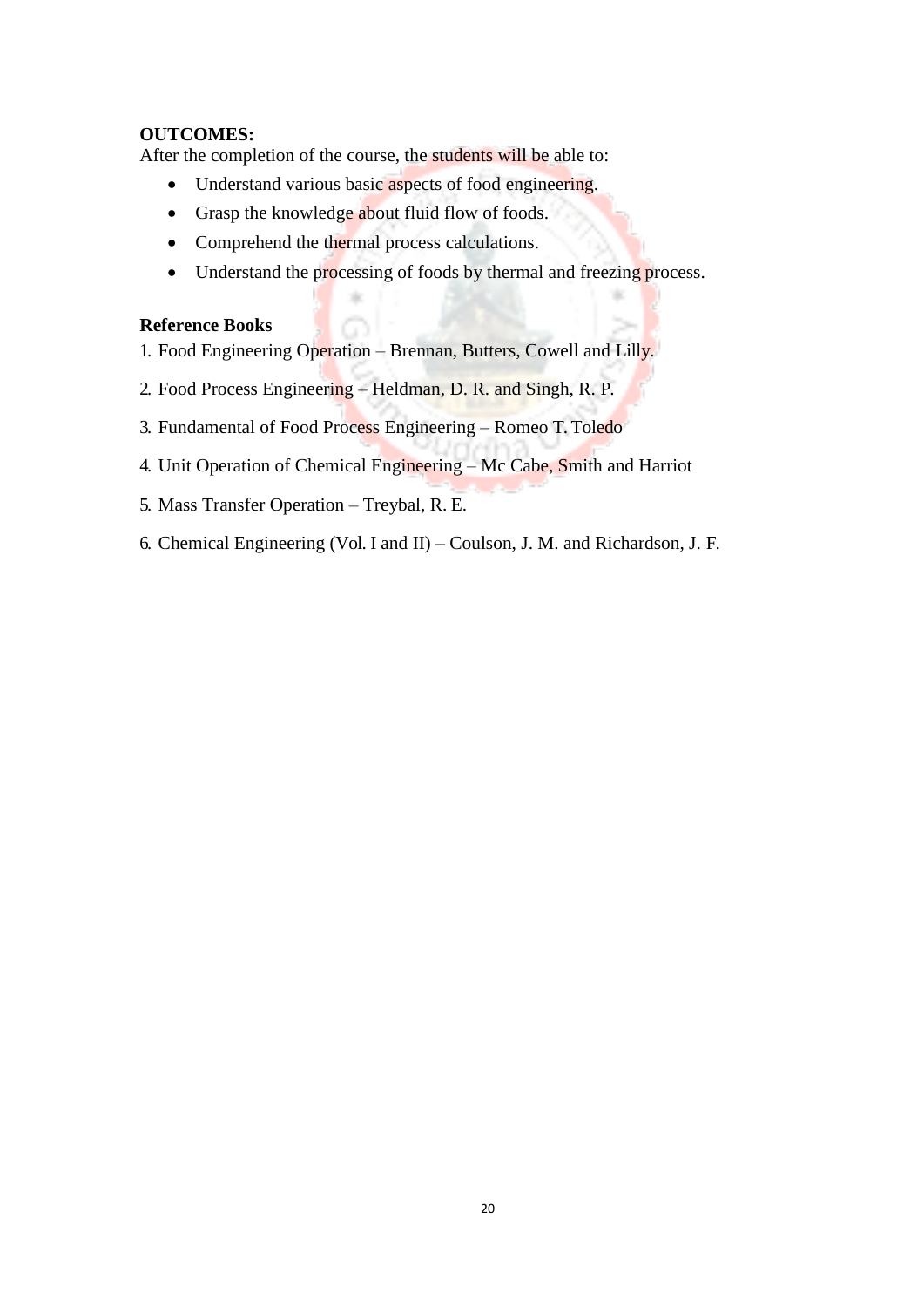**OUTCOMES:**

After the completion of the course, the students will be able to:

- Understand various basic aspects of food engineering.
- Grasp the knowledge about fluid flow of foods.
- Comprehend the thermal process calculations.
- Understand the processing of foods by thermal and freezing process.

**Reference Books**

1. Food Engineering Operation – Brennan, Butters, Cowell and Lilly.
2. Food Process Engineering – Heldman, D. R. and Singh, R. P.
3. Fundamental of Food Process Engineering – Romeo T. Toledo
4. Unit Operation of Chemical Engineering – Mc Cabe, Smith and Harriot
5. Mass Transfer Operation – Treybal, R. E.
6. Chemical Engineering (Vol. I and II) – Coulson, J. M. and Richardson, J. F.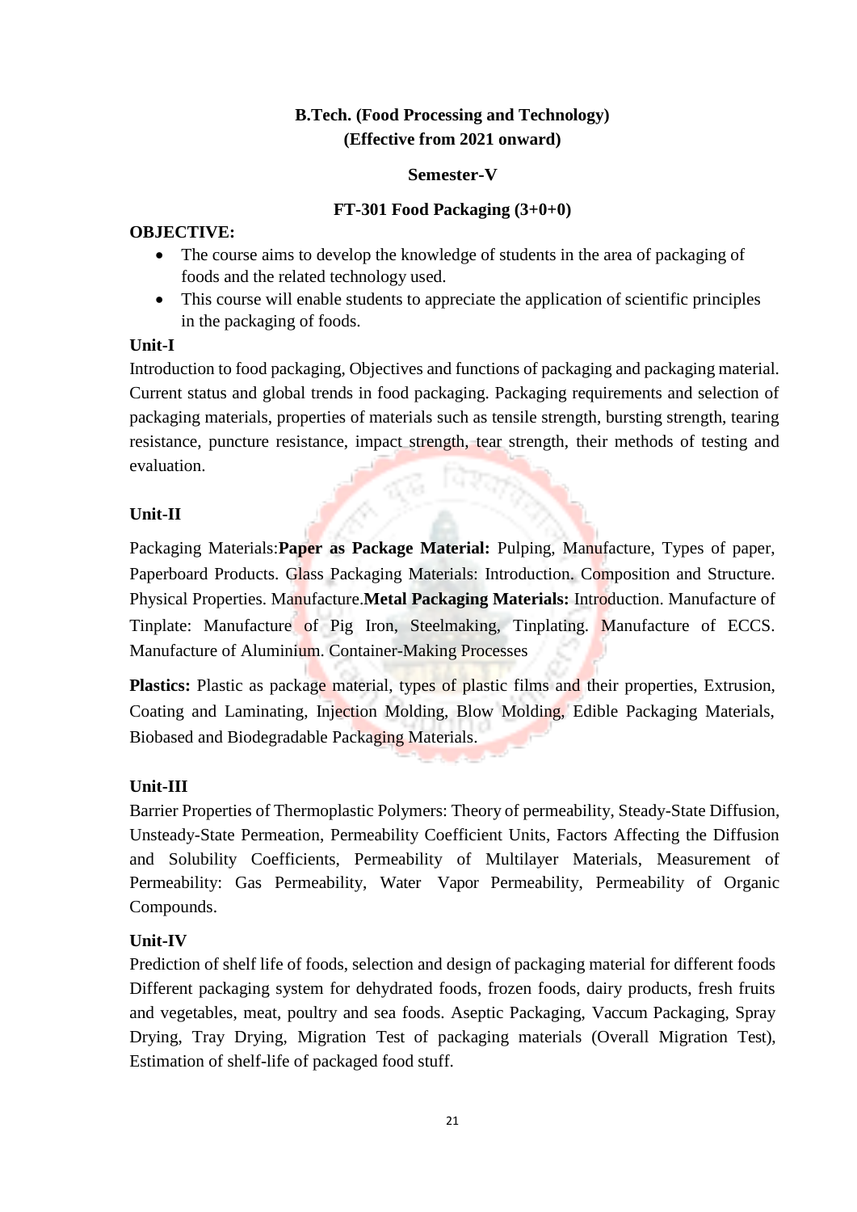**B.Tech. (Food Processing and Technology)**
**(Effective from 2021 onward)**

**Semester-V**

**FT-301 Food Packaging (3+0+0)**

**OBJECTIVE:**

- The course aims to develop the knowledge of students in the area of packaging of foods and the related technology used.
- This course will enable students to appreciate the application of scientific principles in the packaging of foods.

**Unit-I**

Introduction to food packaging, Objectives and functions of packaging and packaging material. Current status and global trends in food packaging. Packaging requirements and selection of packaging materials, properties of materials such as tensile strength, bursting strength, tearing resistance, puncture resistance, impact strength, tear strength, their methods of testing and evaluation.

**Unit-II**

Packaging Materials:**Paper as Package Material:** Pulping, Manufacture, Types of paper, Paperboard Products. Glass Packaging Materials: Introduction. Composition and Structure. Physical Properties. Manufacture.**Metal Packaging Materials:** Introduction. Manufacture of Tinplate: Manufacture of Pig Iron, Steelmaking, Tinplating. Manufacture of ECCS. Manufacture of Aluminium. Container-Making Processes

**Plastics:** Plastic as package material, types of plastic films and their properties, Extrusion, Coating and Laminating, Injection Molding, Blow Molding, Edible Packaging Materials, Biobased and Biodegradable Packaging Materials.

**Unit-III**

Barrier Properties of Thermoplastic Polymers: Theory of permeability, Steady-State Diffusion, Unsteady-State Permeation, Permeability Coefficient Units, Factors Affecting the Diffusion and Solubility Coefficients, Permeability of Multilayer Materials, Measurement of Permeability: Gas Permeability, Water Vapor Permeability, Permeability of Organic Compounds.

**Unit-IV**

Prediction of shelf life of foods, selection and design of packaging material for different foods Different packaging system for dehydrated foods, frozen foods, dairy products, fresh fruits and vegetables, meat, poultry and sea foods. Aseptic Packaging, Vaccum Packaging, Spray Drying, Tray Drying, Migration Test of packaging materials (Overall Migration Test), Estimation of shelf-life of packaged food stuff.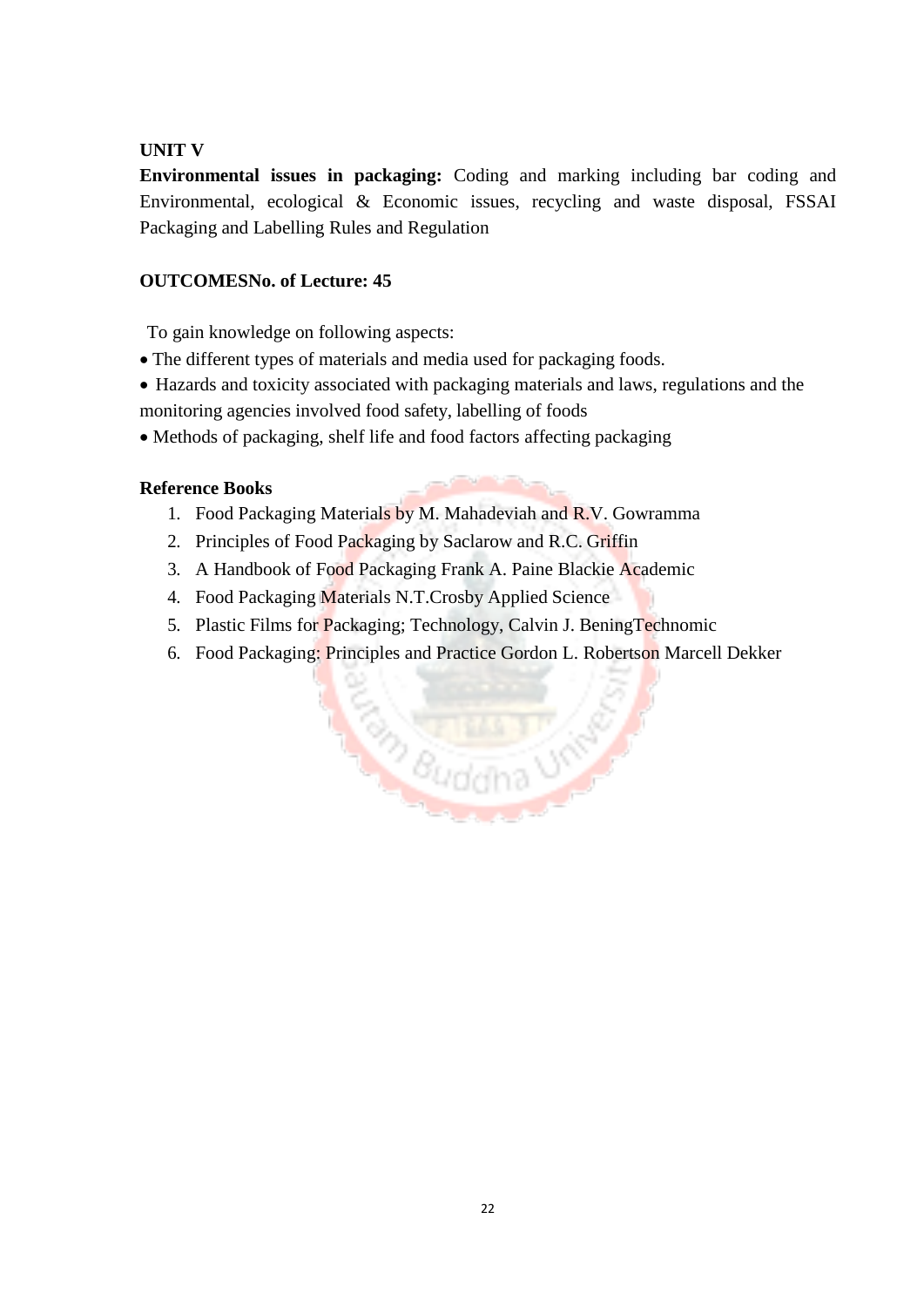**UNIT V**

**Environmental issues in packaging:** Coding and marking including bar coding and Environmental, ecological & Economic issues, recycling and waste disposal, FSSAI Packaging and Labelling Rules and Regulation

**OUTCOMESNo. of Lecture: 45**

To gain knowledge on following aspects:

- The different types of materials and media used for packaging foods.
- Hazards and toxicity associated with packaging materials and laws, regulations and the monitoring agencies involved food safety, labelling of foods
- Methods of packaging, shelf life and food factors affecting packaging

**Reference Books**

1. Food Packaging Materials by M. Mahadeviah and R.V. Gowramma
2. Principles of Food Packaging by Saclarow and R.C. Griffin
3. A Handbook of Food Packaging Frank A. Paine Blackie Academic
4. Food Packaging Materials N.T.Crosby Applied Science
5. Plastic Films for Packaging; Technology, Calvin J. BeningTechnomic
6. Food Packaging: Principles and Practice Gordon L. Robertson Marcell Dekker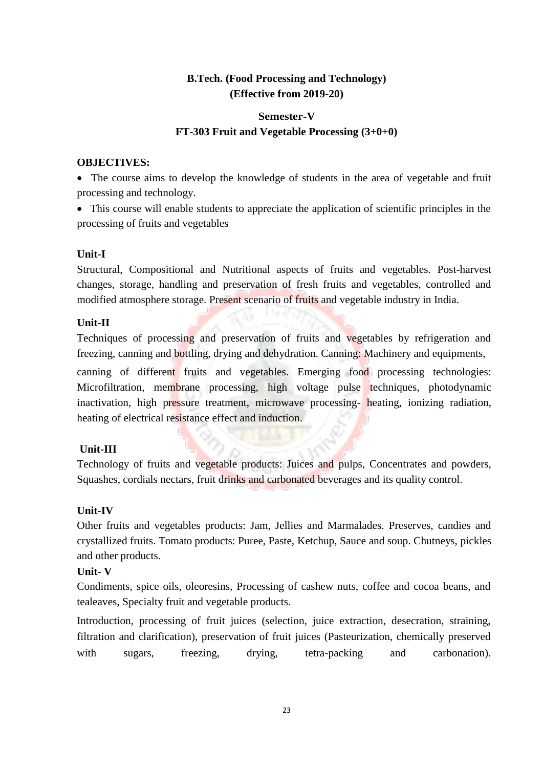**B.Tech. (Food Processing and Technology)**
**(Effective from 2019-20)**

**Semester-V**
**FT-303 Fruit and Vegetable Processing (3+0+0)**

**OBJECTIVES:**

- The course aims to develop the knowledge of students in the area of vegetable and fruit processing and technology.
- This course will enable students to appreciate the application of scientific principles in the processing of fruits and vegetables

**Unit-I**

Structural, Compositional and Nutritional aspects of fruits and vegetables. Post-harvest changes, storage, handling and preservation of fresh fruits and vegetables, controlled and modified atmosphere storage. Present scenario of fruits and vegetable industry in India.

**Unit-II**

Techniques of processing and preservation of fruits and vegetables by refrigeration and freezing, canning and bottling, drying and dehydration. Canning: Machinery and equipments, canning of different fruits and vegetables. Emerging food processing technologies: Microfiltration, membrane processing, high voltage pulse techniques, photodynamic inactivation, high pressure treatment, microwave processing- heating, ionizing radiation, heating of electrical resistance effect and induction.

**Unit-III**

Technology of fruits and vegetable products: Juices and pulps, Concentrates and powders, Squashes, cordials nectars, fruit drinks and carbonated beverages and its quality control.

**Unit-IV**

Other fruits and vegetables products: Jam, Jellies and Marmalades. Preserves, candies and crystallized fruits. Tomato products: Puree, Paste, Ketchup, Sauce and soup. Chutneys, pickles and other products.

**Unit- V**

Condiments, spice oils, oleoresins, Processing of cashew nuts, coffee and cocoa beans, and tealeaves, Specialty fruit and vegetable products.

Introduction, processing of fruit juices (selection, juice extraction, desecration, straining, filtration and clarification), preservation of fruit juices (Pasteurization, chemically preserved with sugars, freezing, drying, tetra-packing and carbonation).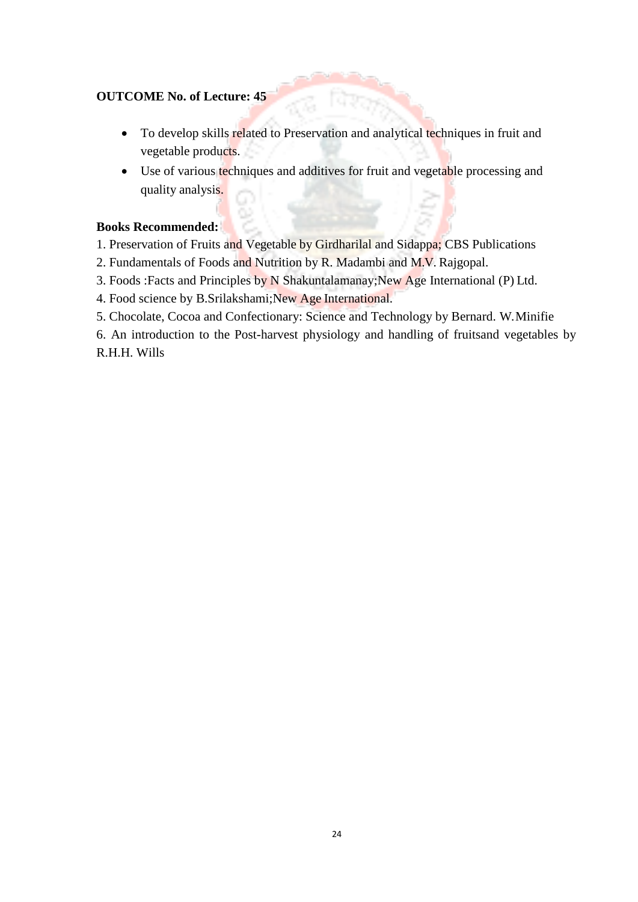**OUTCOME No. of Lecture: 45**

- To develop skills related to Preservation and analytical techniques in fruit and vegetable products.
- Use of various techniques and additives for fruit and vegetable processing and quality analysis.

**Books Recommended:**

1. Preservation of Fruits and Vegetable by Girdharilal and Sidappa; CBS Publications
2. Fundamentals of Foods and Nutrition by R. Madambi and M.V. Rajgopal.
3. Foods :Facts and Principles by N Shakuntalamanay;New Age International (P) Ltd.
4. Food science by B.Srilakshami;New Age International.
5. Chocolate, Cocoa and Confectionary: Science and Technology by Bernard. W.Minifie
6. An introduction to the Post-harvest physiology and handling of fruitsand vegetables by R.H.H. Wills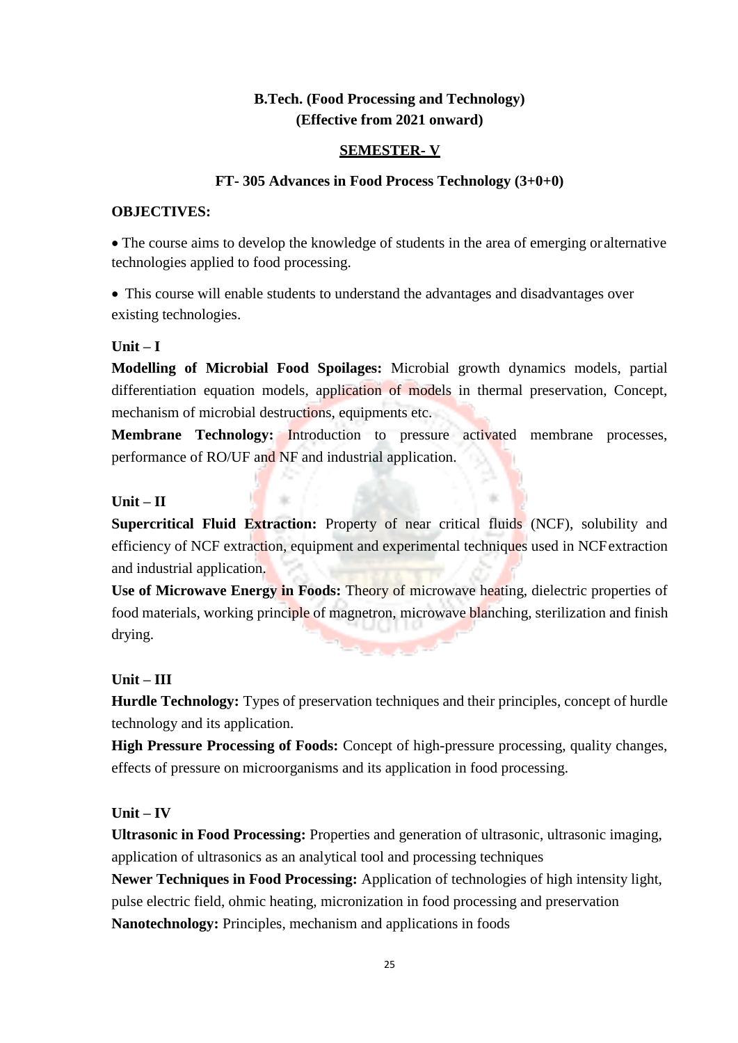**B.Tech. (Food Processing and Technology)**
**(Effective from 2021 onward)**

**SEMESTER- V**

**FT- 305 Advances in Food Process Technology (3+0+0)**

**OBJECTIVES:**

- The course aims to develop the knowledge of students in the area of emerging or alternative technologies applied to food processing.
- This course will enable students to understand the advantages and disadvantages over existing technologies.

**Unit – I**

**Modelling of Microbial Food Spoilages:** Microbial growth dynamics models, partial differentiation equation models, application of models in thermal preservation, Concept, mechanism of microbial destructions, equipments etc.

**Membrane Technology:** Introduction to pressure activated membrane processes, performance of RO/UF and NF and industrial application.

**Unit – II**

**Supercritical Fluid Extraction:** Property of near critical fluids (NCF), solubility and efficiency of NCF extraction, equipment and experimental techniques used in NCF extraction and industrial application.

**Use of Microwave Energy in Foods:** Theory of microwave heating, dielectric properties of food materials, working principle of magnetron, microwave blanching, sterilization and finish drying.

**Unit – III**

**Hurdle Technology:** Types of preservation techniques and their principles, concept of hurdle technology and its application.

**High Pressure Processing of Foods:** Concept of high-pressure processing, quality changes, effects of pressure on microorganisms and its application in food processing.

**Unit – IV**

**Ultrasonic in Food Processing:** Properties and generation of ultrasonic, ultrasonic imaging, application of ultrasonics as an analytical tool and processing techniques

**Newer Techniques in Food Processing:** Application of technologies of high intensity light, pulse electric field, ohmic heating, micronization in food processing and preservation

**Nanotechnology:** Principles, mechanism and applications in foods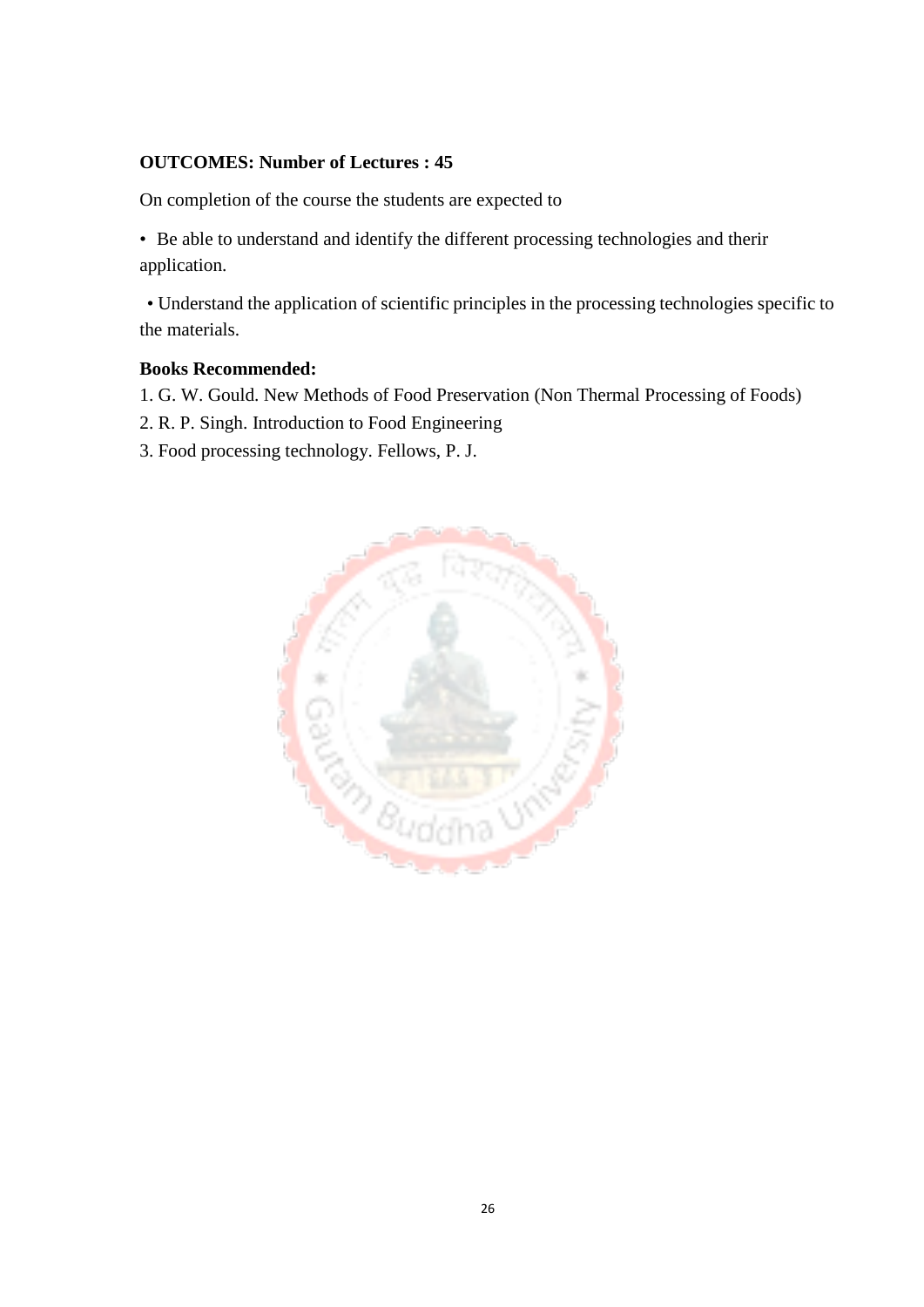**OUTCOMES: Number of Lectures : 45**

On completion of the course the students are expected to

- Be able to understand and identify the different processing technologies and therir application.
- Understand the application of scientific principles in the processing technologies specific to the materials.

**Books Recommended:**

1. G. W. Gould. New Methods of Food Preservation (Non Thermal Processing of Foods)
2. R. P. Singh. Introduction to Food Engineering
3. Food processing technology. Fellows, P. J.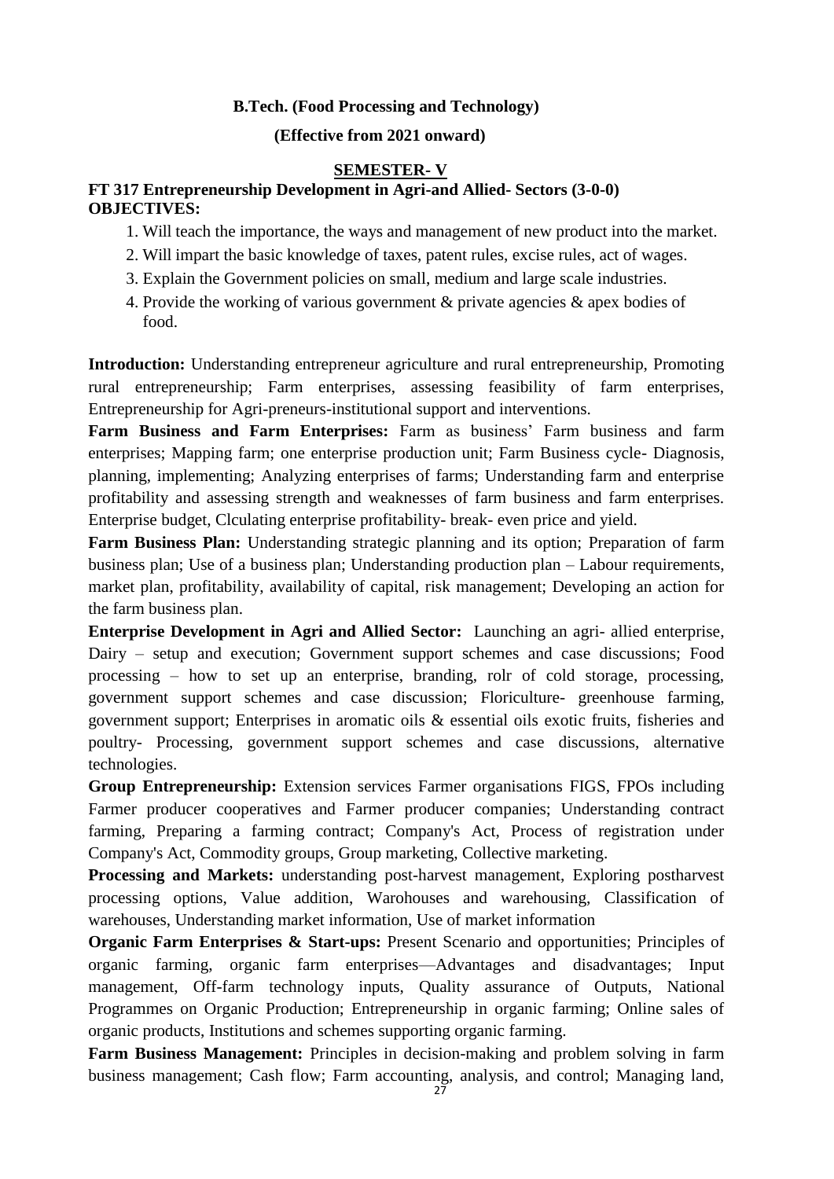**B.Tech. (Food Processing and Technology)**

**(Effective from 2021 onward)**

**SEMESTER- V**

**FT 317 Entrepreneurship Development in Agri-and Allied- Sectors (3-0-0)**
**OBJECTIVES:**

1. Will teach the importance, the ways and management of new product into the market.
2. Will impart the basic knowledge of taxes, patent rules, excise rules, act of wages.
3. Explain the Government policies on small, medium and large scale industries.
4. Provide the working of various government & private agencies & apex bodies of food.

**Introduction:** Understanding entrepreneur agriculture and rural entrepreneurship, Promoting rural entrepreneurship; Farm enterprises, assessing feasibility of farm enterprises, Entrepreneurship for Agri-preneurs-institutional support and interventions.

**Farm Business and Farm Enterprises:** Farm as business' Farm business and farm enterprises; Mapping farm; one enterprise production unit; Farm Business cycle- Diagnosis, planning, implementing; Analyzing enterprises of farms; Understanding farm and enterprise profitability and assessing strength and weaknesses of farm business and farm enterprises. Enterprise budget, Clculating enterprise profitability- break- even price and yield.

**Farm Business Plan:** Understanding strategic planning and its option; Preparation of farm business plan; Use of a business plan; Understanding production plan – Labour requirements, market plan, profitability, availability of capital, risk management; Developing an action for the farm business plan.

**Enterprise Development in Agri and Allied Sector:** Launching an agri- allied enterprise, Dairy – setup and execution; Government support schemes and case discussions; Food processing – how to set up an enterprise, branding, rolr of cold storage, processing, government support schemes and case discussion; Floriculture- greenhouse farming, government support; Enterprises in aromatic oils & essential oils exotic fruits, fisheries and poultry- Processing, government support schemes and case discussions, alternative technologies.

**Group Entrepreneurship:** Extension services Farmer organisations FIGS, FPOs including Farmer producer cooperatives and Farmer producer companies; Understanding contract farming, Preparing a farming contract; Company's Act, Process of registration under Company's Act, Commodity groups, Group marketing, Collective marketing.

**Processing and Markets:** understanding post-harvest management, Exploring postharvest processing options, Value addition, Warohouses and warehousing, Classification of warehouses, Understanding market information, Use of market information

**Organic Farm Enterprises & Start-ups:** Present Scenario and opportunities; Principles of organic farming, organic farm enterprises—Advantages and disadvantages; Input management, Off-farm technology inputs, Quality assurance of Outputs, National Programmes on Organic Production; Entrepreneurship in organic farming; Online sales of organic products, Institutions and schemes supporting organic farming.

**Farm Business Management:** Principles in decision-making and problem solving in farm business management; Cash flow; Farm accounting, analysis, and control; Managing land,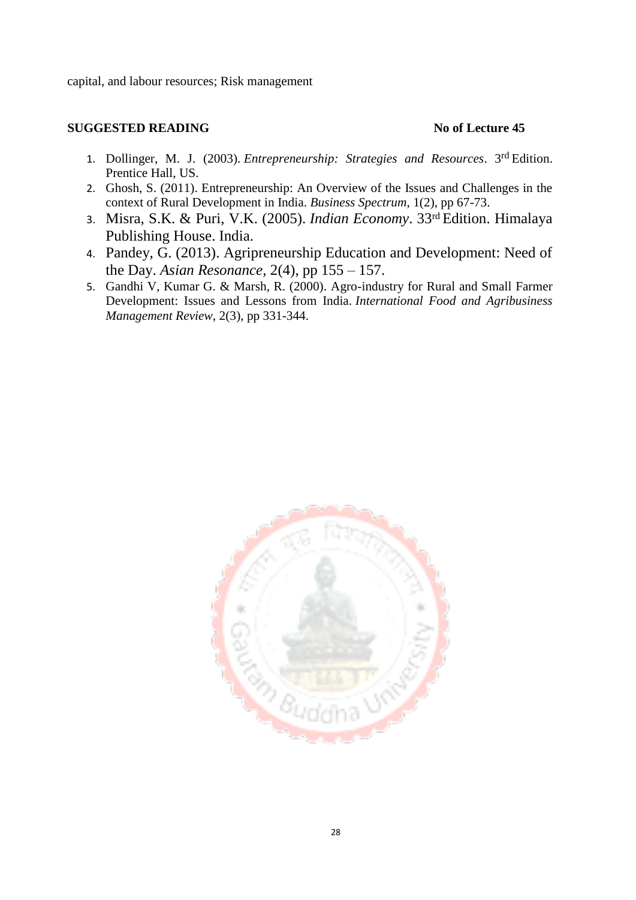capital, and labour resources; Risk management

**SUGGESTED READING** **No of Lecture 45**

1. Dollinger, M. J. (2003). *Entrepreneurship: Strategies and Resources*. 3rd Edition. Prentice Hall, US.
2. Ghosh, S. (2011). Entrepreneurship: An Overview of the Issues and Challenges in the context of Rural Development in India. *Business Spectrum*, 1(2), pp 67-73.
3. Misra, S.K. & Puri, V.K. (2005). *Indian Economy*. 33rd Edition. Himalaya Publishing House. India.
4. Pandey, G. (2013). Agripreneurship Education and Development: Need of the Day. *Asian Resonance*, 2(4), pp 155 – 157.
5. Gandhi V, Kumar G. & Marsh, R. (2000). Agro-industry for Rural and Small Farmer Development: Issues and Lessons from India. *International Food and Agribusiness Management Review*, 2(3), pp 331-344.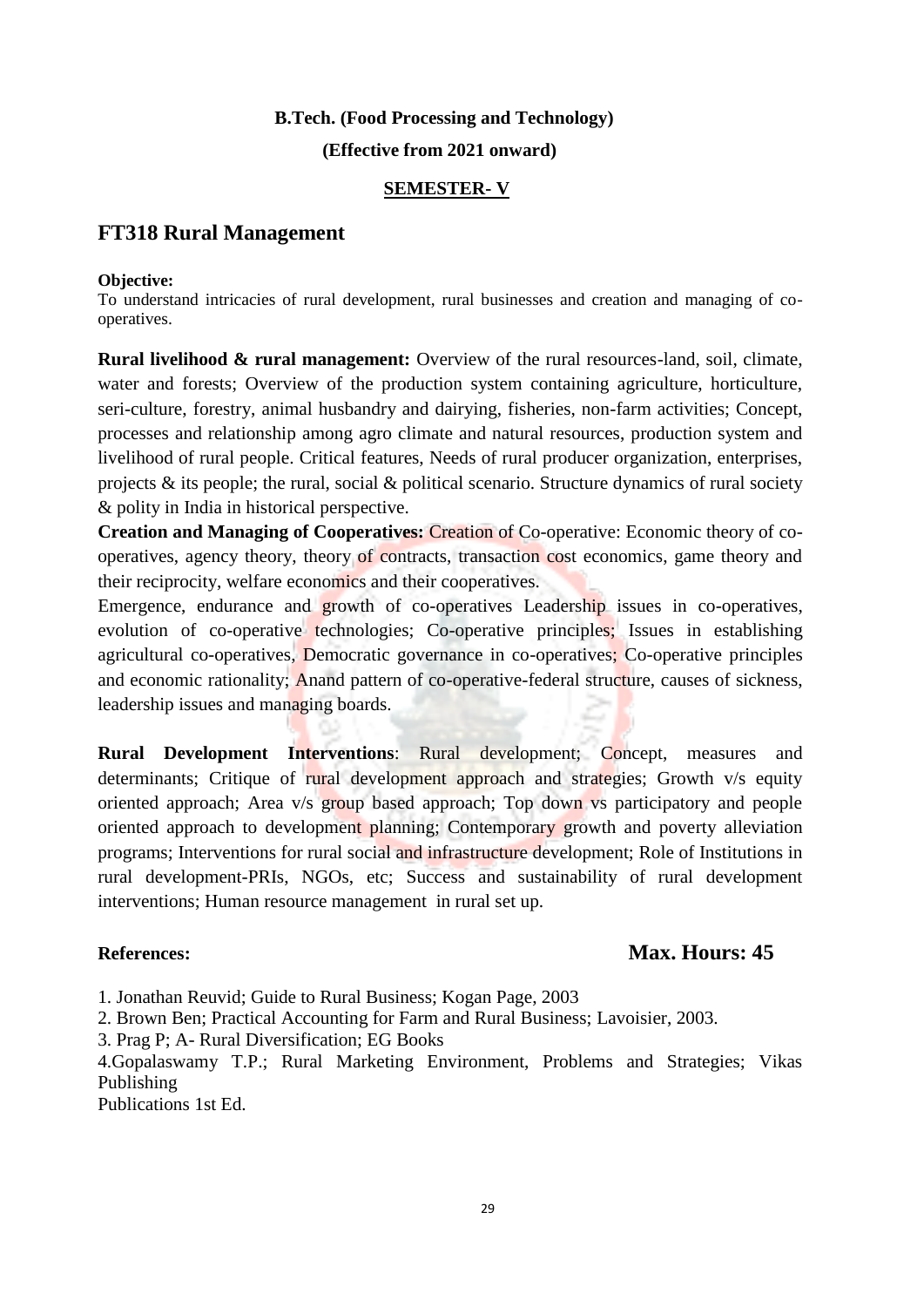**B.Tech. (Food Processing and Technology)**

**(Effective from 2021 onward)**

**SEMESTER- V**

## FT318 Rural Management

**Objective:**

To understand intricacies of rural development, rural businesses and creation and managing of co-operatives.

**Rural livelihood & rural management:** Overview of the rural resources-land, soil, climate, water and forests; Overview of the production system containing agriculture, horticulture, seri-culture, forestry, animal husbandry and dairying, fisheries, non-farm activities; Concept, processes and relationship among agro climate and natural resources, production system and livelihood of rural people. Critical features, Needs of rural producer organization, enterprises, projects & its people; the rural, social & political scenario. Structure dynamics of rural society & polity in India in historical perspective.

**Creation and Managing of Cooperatives:** Creation of Co-operative: Economic theory of co-operatives, agency theory, theory of contracts, transaction cost economics, game theory and their reciprocity, welfare economics and their cooperatives.

Emergence, endurance and growth of co-operatives Leadership issues in co-operatives, evolution of co-operative technologies; Co-operative principles; Issues in establishing agricultural co-operatives, Democratic governance in co-operatives; Co-operative principles and economic rationality; Anand pattern of co-operative-federal structure, causes of sickness, leadership issues and managing boards.

**Rural Development Interventions**: Rural development; Concept, measures and determinants; Critique of rural development approach and strategies; Growth v/s equity oriented approach; Area v/s group based approach; Top down vs participatory and people oriented approach to development planning; Contemporary growth and poverty alleviation programs; Interventions for rural social and infrastructure development; Role of Institutions in rural development-PRIs, NGOs, etc; Success and sustainability of rural development interventions; Human resource management in rural set up.

**References:** **Max. Hours: 45**

1. Jonathan Reuvid; Guide to Rural Business; Kogan Page, 2003
2. Brown Ben; Practical Accounting for Farm and Rural Business; Lavoisier, 2003.
3. Prag P; A- Rural Diversification; EG Books
4. Gopalaswamy T.P.; Rural Marketing Environment, Problems and Strategies; Vikas Publishing Publications 1st Ed.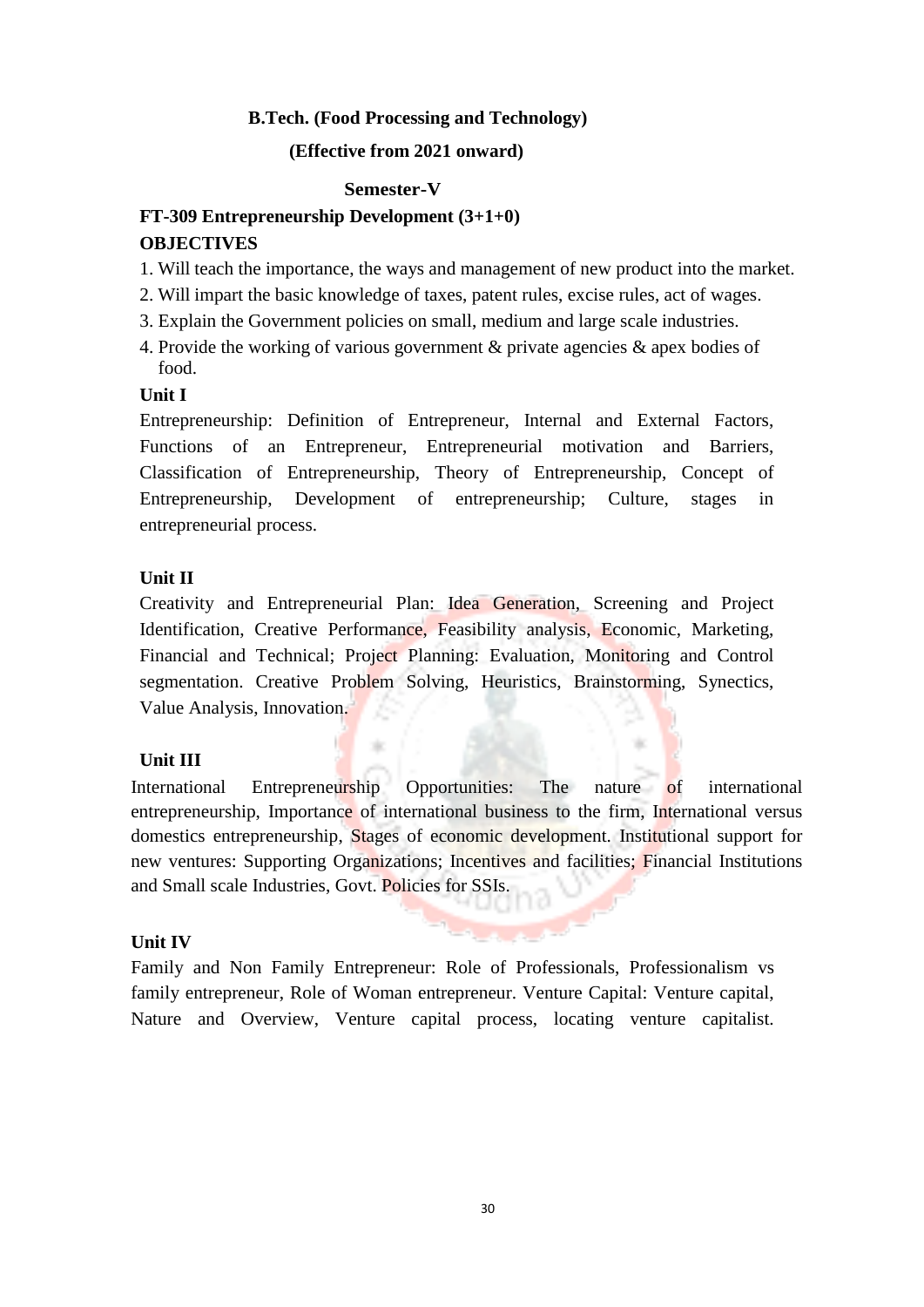**B.Tech. (Food Processing and Technology)**

**(Effective from 2021 onward)**

**Semester-V**

## FT-309 Entrepreneurship Development (3+1+0)

### OBJECTIVES

1. Will teach the importance, the ways and management of new product into the market.
2. Will impart the basic knowledge of taxes, patent rules, excise rules, act of wages.
3. Explain the Government policies on small, medium and large scale industries.
4. Provide the working of various government & private agencies & apex bodies of food.

### Unit I

Entrepreneurship: Definition of Entrepreneur, Internal and External Factors, Functions of an Entrepreneur, Entrepreneurial motivation and Barriers, Classification of Entrepreneurship, Theory of Entrepreneurship, Concept of Entrepreneurship, Development of entrepreneurship; Culture, stages in entrepreneurial process.

### Unit II

Creativity and Entrepreneurial Plan: Idea Generation, Screening and Project Identification, Creative Performance, Feasibility analysis, Economic, Marketing, Financial and Technical; Project Planning: Evaluation, Monitoring and Control segmentation. Creative Problem Solving, Heuristics, Brainstorming, Synectics, Value Analysis, Innovation.

### Unit III

International Entrepreneurship Opportunities: The nature of international entrepreneurship, Importance of international business to the firm, International versus domestics entrepreneurship, Stages of economic development. Institutional support for new ventures: Supporting Organizations; Incentives and facilities; Financial Institutions and Small scale Industries, Govt. Policies for SSIs.

### Unit IV

Family and Non Family Entrepreneur: Role of Professionals, Professionalism vs family entrepreneur, Role of Woman entrepreneur. Venture Capital: Venture capital, Nature and Overview, Venture capital process, locating venture capitalist.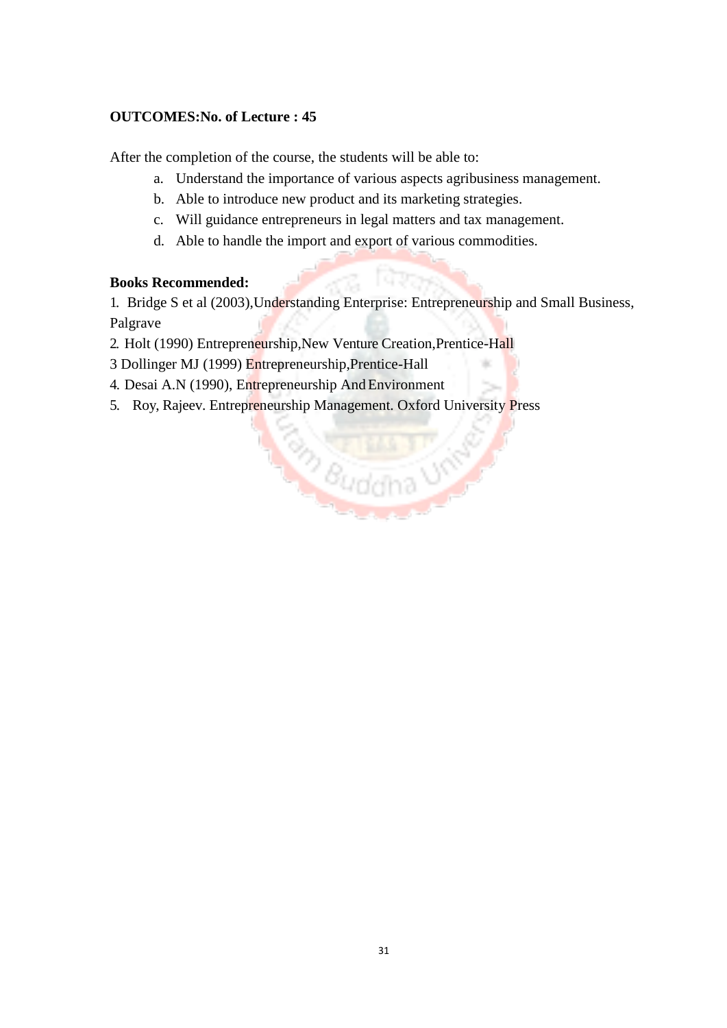**OUTCOMES:No. of Lecture : 45**

After the completion of the course, the students will be able to:

a. Understand the importance of various aspects agribusiness management.
b. Able to introduce new product and its marketing strategies.
c. Will guidance entrepreneurs in legal matters and tax management.
d. Able to handle the import and export of various commodities.

**Books Recommended:**

1. Bridge S et al (2003),Understanding Enterprise: Entrepreneurship and Small Business, Palgrave
2. Holt (1990) Entrepreneurship,New Venture Creation,Prentice-Hall
3 Dollinger MJ (1999) Entrepreneurship,Prentice-Hall
4. Desai A.N (1990), Entrepreneurship And Environment
5. Roy, Rajeev. Entrepreneurship Management. Oxford University Press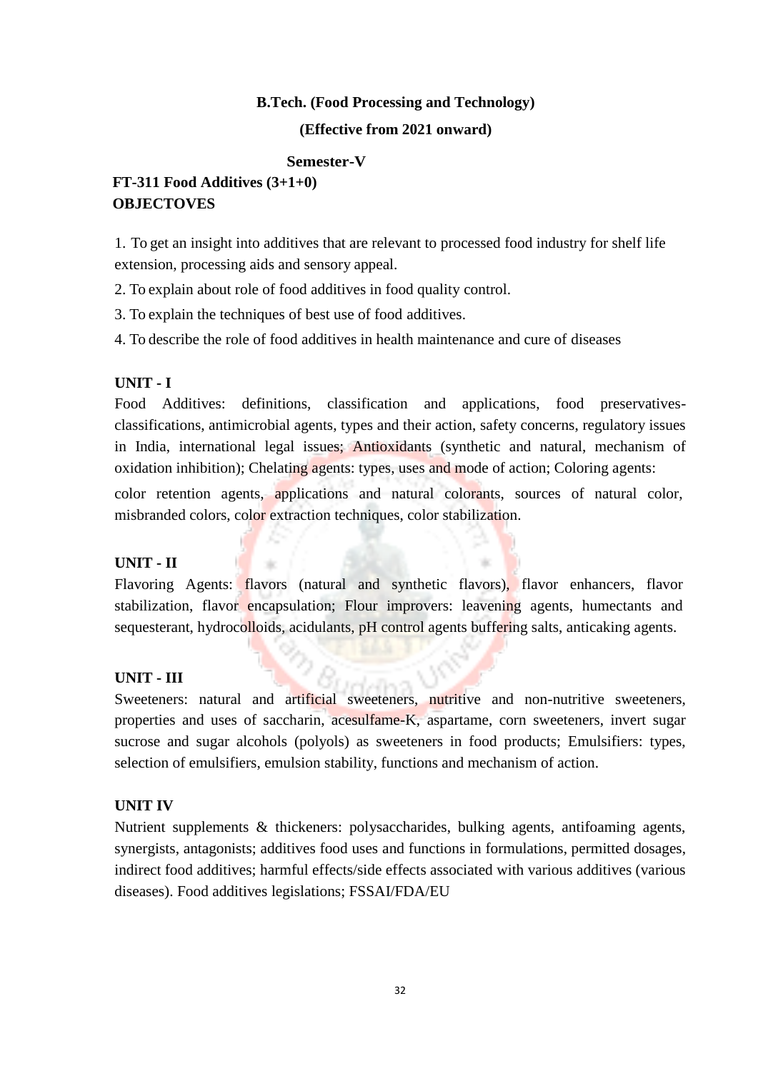**B.Tech. (Food Processing and Technology)**

**(Effective from 2021 onward)**

**Semester-V**

**FT-311 Food Additives (3+1+0)**

**OBJECTOVES**

1. To get an insight into additives that are relevant to processed food industry for shelf life extension, processing aids and sensory appeal.
2. To explain about role of food additives in food quality control.
3. To explain the techniques of best use of food additives.
4. To describe the role of food additives in health maintenance and cure of diseases

**UNIT - I**

Food Additives: definitions, classification and applications, food preservatives-classifications, antimicrobial agents, types and their action, safety concerns, regulatory issues in India, international legal issues; Antioxidants (synthetic and natural, mechanism of oxidation inhibition); Chelating agents: types, uses and mode of action; Coloring agents: color retention agents, applications and natural colorants, sources of natural color, misbranded colors, color extraction techniques, color stabilization.

**UNIT - II**

Flavoring Agents: flavors (natural and synthetic flavors), flavor enhancers, flavor stabilization, flavor encapsulation; Flour improvers: leavening agents, humectants and sequesterant, hydrocolloids, acidulants, pH control agents buffering salts, anticaking agents.

**UNIT - III**

Sweeteners: natural and artificial sweeteners, nutritive and non-nutritive sweeteners, properties and uses of saccharin, acesulfame-K, aspartame, corn sweeteners, invert sugar sucrose and sugar alcohols (polyols) as sweeteners in food products; Emulsifiers: types, selection of emulsifiers, emulsion stability, functions and mechanism of action.

**UNIT IV**

Nutrient supplements & thickeners: polysaccharides, bulking agents, antifoaming agents, synergists, antagonists; additives food uses and functions in formulations, permitted dosages, indirect food additives; harmful effects/side effects associated with various additives (various diseases). Food additives legislations; FSSAI/FDA/EU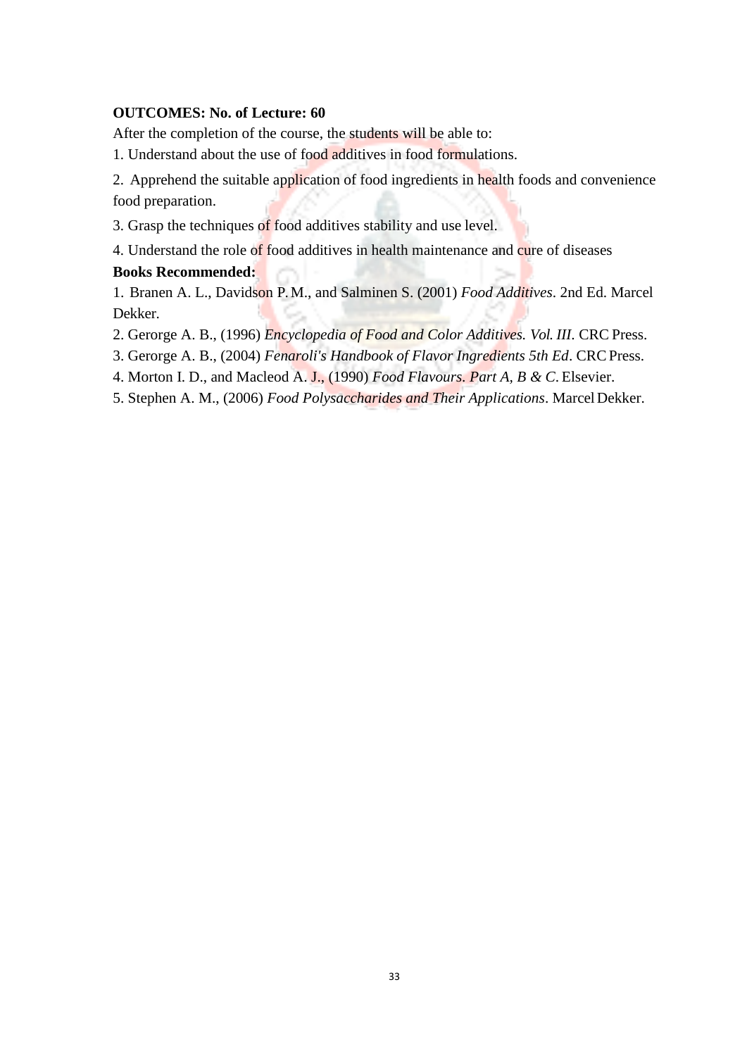**OUTCOMES: No. of Lecture: 60**

After the completion of the course, the students will be able to:

1. Understand about the use of food additives in food formulations.
2. Apprehend the suitable application of food ingredients in health foods and convenience food preparation.
3. Grasp the techniques of food additives stability and use level.
4. Understand the role of food additives in health maintenance and cure of diseases

**Books Recommended:**

1. Branen A. L., Davidson P. M., and Salminen S. (2001) *Food Additives*. 2nd Ed. Marcel Dekker.
2. Gerorge A. B., (1996) *Encyclopedia of Food and Color Additives. Vol. III*. CRC Press.
3. Gerorge A. B., (2004) *Fenaroli's Handbook of Flavor Ingredients 5th Ed*. CRC Press.
4. Morton I. D., and Macleod A. J., (1990) *Food Flavours. Part A, B & C*. Elsevier.
5. Stephen A. M., (2006) *Food Polysaccharides and Their Applications*. Marcel Dekker.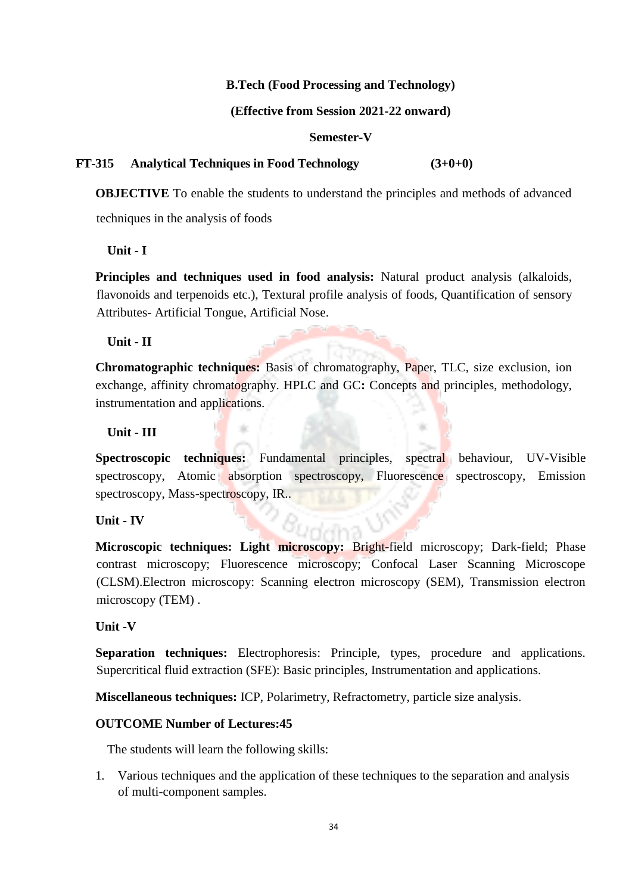**B.Tech (Food Processing and Technology)**

**(Effective from Session 2021-22 onward)**

**Semester-V**

**FT-315 Analytical Techniques in Food Technology (3+0+0)**

**OBJECTIVE** To enable the students to understand the principles and methods of advanced techniques in the analysis of foods

**Unit - I**

**Principles and techniques used in food analysis:** Natural product analysis (alkaloids, flavonoids and terpenoids etc.), Textural profile analysis of foods, Quantification of sensory Attributes- Artificial Tongue, Artificial Nose.

**Unit - II**

**Chromatographic techniques:** Basis of chromatography, Paper, TLC, size exclusion, ion exchange, affinity chromatography. HPLC and GC**:** Concepts and principles, methodology, instrumentation and applications.

**Unit - III**

**Spectroscopic techniques:** Fundamental principles, spectral behaviour, UV-Visible spectroscopy, Atomic absorption spectroscopy, Fluorescence spectroscopy, Emission spectroscopy, Mass-spectroscopy, IR..

**Unit - IV**

**Microscopic techniques: Light microscopy:** Bright-field microscopy; Dark-field; Phase contrast microscopy; Fluorescence microscopy; Confocal Laser Scanning Microscope (CLSM).Electron microscopy: Scanning electron microscopy (SEM), Transmission electron microscopy (TEM) .

**Unit -V**

**Separation techniques:** Electrophoresis: Principle, types, procedure and applications. Supercritical fluid extraction (SFE): Basic principles, Instrumentation and applications.

**Miscellaneous techniques:** ICP, Polarimetry, Refractometry, particle size analysis.

**OUTCOME Number of Lectures:45**

The students will learn the following skills:

1. Various techniques and the application of these techniques to the separation and analysis of multi-component samples.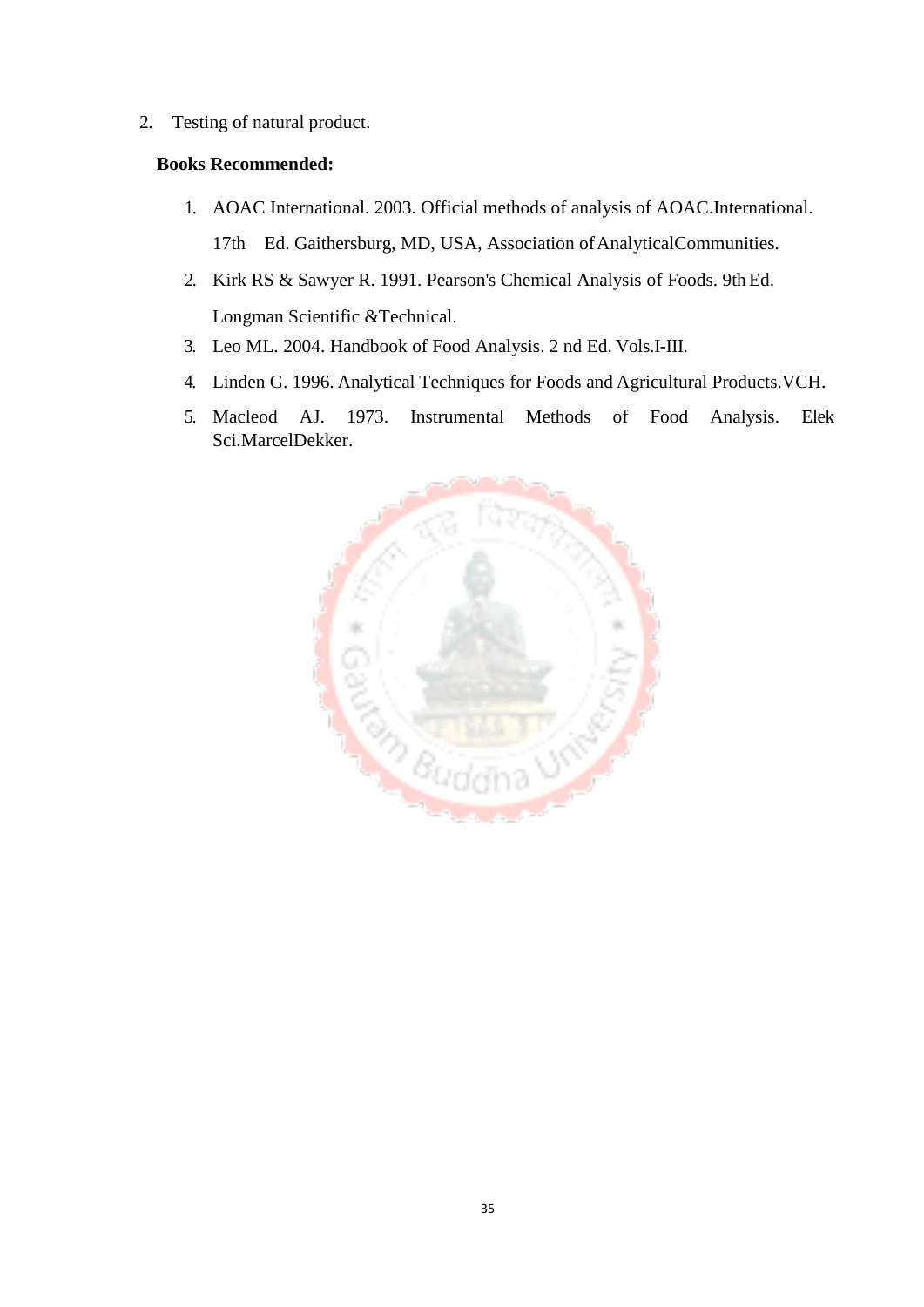2. Testing of natural product.

**Books Recommended:**

1. AOAC International. 2003. Official methods of analysis of AOAC.International. 17th Ed. Gaithersburg, MD, USA, Association of AnalyticalCommunities.
2. Kirk RS & Sawyer R. 1991. Pearson's Chemical Analysis of Foods. 9th Ed. Longman Scientific &Technical.
3. Leo ML. 2004. Handbook of Food Analysis. 2 nd Ed. Vols.I-III.
4. Linden G. 1996. Analytical Techniques for Foods and Agricultural Products.VCH.
5. Macleod AJ. 1973. Instrumental Methods of Food Analysis. Elek Sci.MarcelDekker.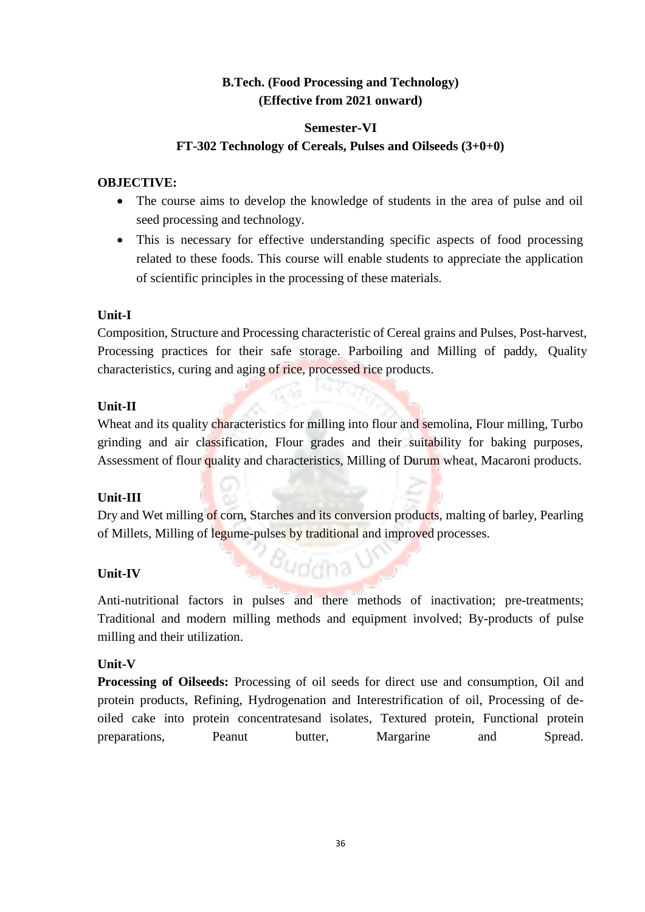**B.Tech. (Food Processing and Technology)**
**(Effective from 2021 onward)**

**Semester-VI**

**FT-302 Technology of Cereals, Pulses and Oilseeds (3+0+0)**

**OBJECTIVE:**

- The course aims to develop the knowledge of students in the area of pulse and oil seed processing and technology.
- This is necessary for effective understanding specific aspects of food processing related to these foods. This course will enable students to appreciate the application of scientific principles in the processing of these materials.

**Unit-I**

Composition, Structure and Processing characteristic of Cereal grains and Pulses, Post-harvest, Processing practices for their safe storage. Parboiling and Milling of paddy, Quality characteristics, curing and aging of rice, processed rice products.

**Unit-II**

Wheat and its quality characteristics for milling into flour and semolina, Flour milling, Turbo grinding and air classification, Flour grades and their suitability for baking purposes, Assessment of flour quality and characteristics, Milling of Durum wheat, Macaroni products.

**Unit-III**

Dry and Wet milling of corn, Starches and its conversion products, malting of barley, Pearling of Millets, Milling of legume-pulses by traditional and improved processes.

**Unit-IV**

Anti-nutritional factors in pulses and there methods of inactivation; pre-treatments; Traditional and modern milling methods and equipment involved; By-products of pulse milling and their utilization.

**Unit-V**

**Processing of Oilseeds:** Processing of oil seeds for direct use and consumption, Oil and protein products, Refining, Hydrogenation and Interestrification of oil, Processing of de-oiled cake into protein concentratesand isolates, Textured protein, Functional protein preparations, Peanut butter, Margarine and Spread.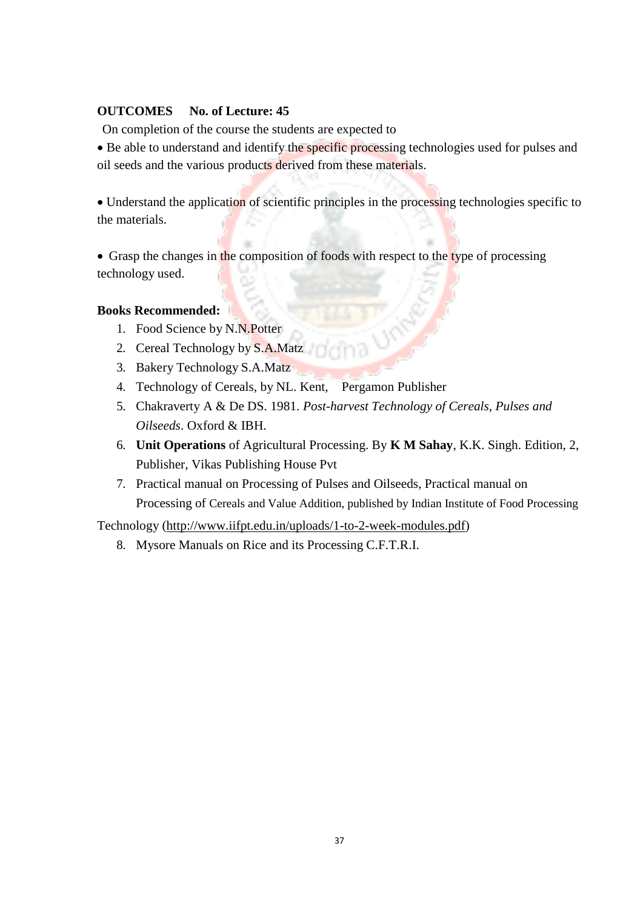**OUTCOMES No. of Lecture: 45**

On completion of the course the students are expected to

- Be able to understand and identify the specific processing technologies used for pulses and oil seeds and the various products derived from these materials.

- Understand the application of scientific principles in the processing technologies specific to the materials.

- Grasp the changes in the composition of foods with respect to the type of processing technology used.

**Books Recommended:**

1. Food Science by N.N.Potter
2. Cereal Technology by S.A.Matz
3. Bakery Technology S.A.Matz
4. Technology of Cereals, by NL. Kent, Pergamon Publisher
5. Chakraverty A & De DS. 1981. *Post-harvest Technology of Cereals, Pulses and Oilseeds*. Oxford & IBH.
6. **Unit Operations** of Agricultural Processing. By **K M Sahay**, K.K. Singh. Edition, 2, Publisher, Vikas Publishing House Pvt
7. Practical manual on Processing of Pulses and Oilseeds, Practical manual on Processing of Cereals and Value Addition, published by Indian Institute of Food Processing Technology (http://www.iifpt.edu.in/uploads/1-to-2-week-modules.pdf)
8. Mysore Manuals on Rice and its Processing C.F.T.R.I.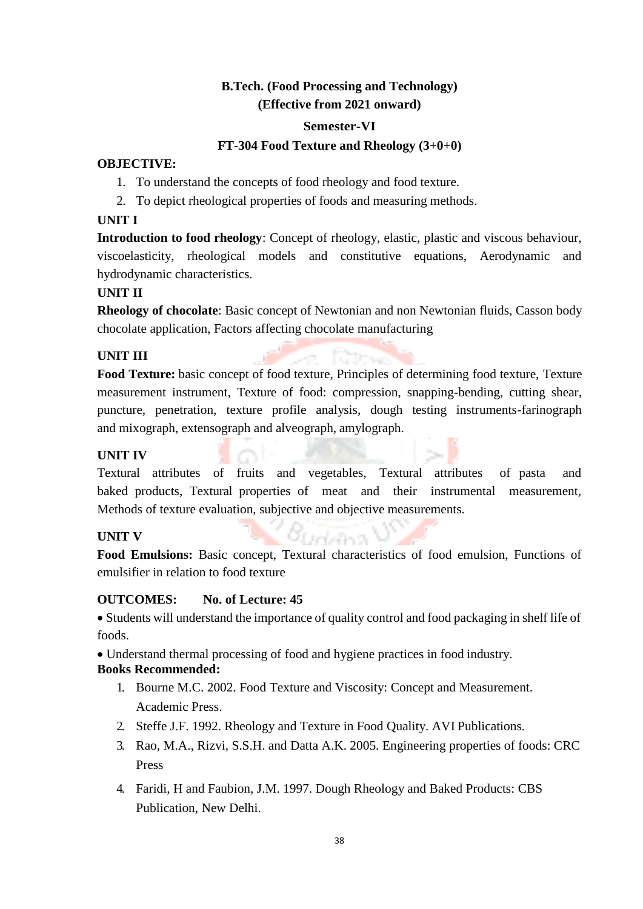**B.Tech. (Food Processing and Technology)**
**(Effective from 2021 onward)**

**Semester-VI**

**FT-304 Food Texture and Rheology (3+0+0)**

**OBJECTIVE:**

1. To understand the concepts of food rheology and food texture.
2. To depict rheological properties of foods and measuring methods.

**UNIT I**

**Introduction to food rheology**: Concept of rheology, elastic, plastic and viscous behaviour, viscoelasticity, rheological models and constitutive equations, Aerodynamic and hydrodynamic characteristics.

**UNIT II**

**Rheology of chocolate**: Basic concept of Newtonian and non Newtonian fluids, Casson body chocolate application, Factors affecting chocolate manufacturing

**UNIT III**

**Food Texture:** basic concept of food texture, Principles of determining food texture, Texture measurement instrument, Texture of food: compression, snapping-bending, cutting shear, puncture, penetration, texture profile analysis, dough testing instruments-farinograph and mixograph, extensograph and alveograph, amylograph.

**UNIT IV**

Textural attributes of fruits and vegetables, Textural attributes of pasta and baked products, Textural properties of meat and their instrumental measurement, Methods of texture evaluation, subjective and objective measurements.

**UNIT V**

**Food Emulsions:** Basic concept, Textural characteristics of food emulsion, Functions of emulsifier in relation to food texture

**OUTCOMES: No. of Lecture: 45**

- Students will understand the importance of quality control and food packaging in shelf life of foods.
- Understand thermal processing of food and hygiene practices in food industry.

**Books Recommended:**

1. Bourne M.C. 2002. Food Texture and Viscosity: Concept and Measurement. Academic Press.
2. Steffe J.F. 1992. Rheology and Texture in Food Quality. AVI Publications.
3. Rao, M.A., Rizvi, S.S.H. and Datta A.K. 2005. Engineering properties of foods: CRC Press
4. Faridi, H and Faubion, J.M. 1997. Dough Rheology and Baked Products: CBS Publication, New Delhi.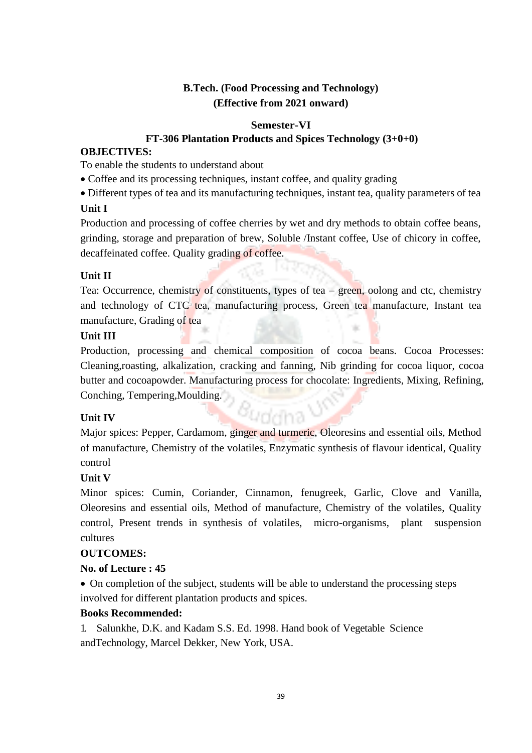**B.Tech. (Food Processing and Technology)**
**(Effective from 2021 onward)**

**Semester-VI**

**FT-306 Plantation Products and Spices Technology (3+0+0)**

**OBJECTIVES:**

To enable the students to understand about

- Coffee and its processing techniques, instant coffee, and quality grading
- Different types of tea and its manufacturing techniques, instant tea, quality parameters of tea

**Unit I**

Production and processing of coffee cherries by wet and dry methods to obtain coffee beans, grinding, storage and preparation of brew, Soluble /Instant coffee, Use of chicory in coffee, decaffeinated coffee. Quality grading of coffee.

**Unit II**

Tea: Occurrence, chemistry of constituents, types of tea – green, oolong and ctc, chemistry and technology of CTC tea, manufacturing process, Green tea manufacture, Instant tea manufacture, Grading of tea

**Unit III**

Production, processing and chemical composition of cocoa beans. Cocoa Processes: Cleaning,roasting, alkalization, cracking and fanning, Nib grinding for cocoa liquor, cocoa butter and cocoapowder. Manufacturing process for chocolate: Ingredients, Mixing, Refining, Conching, Tempering,Moulding.

**Unit IV**

Major spices: Pepper, Cardamom, ginger and turmeric, Oleoresins and essential oils, Method of manufacture, Chemistry of the volatiles, Enzymatic synthesis of flavour identical, Quality control

**Unit V**

Minor spices: Cumin, Coriander, Cinnamon, fenugreek, Garlic, Clove and Vanilla, Oleoresins and essential oils, Method of manufacture, Chemistry of the volatiles, Quality control, Present trends in synthesis of volatiles, micro-organisms, plant suspension cultures

**OUTCOMES:**

**No. of Lecture : 45**

- On completion of the subject, students will be able to understand the processing steps involved for different plantation products and spices.

**Books Recommended:**

1. Salunkhe, D.K. and Kadam S.S. Ed. 1998. Hand book of Vegetable Science andTechnology, Marcel Dekker, New York, USA.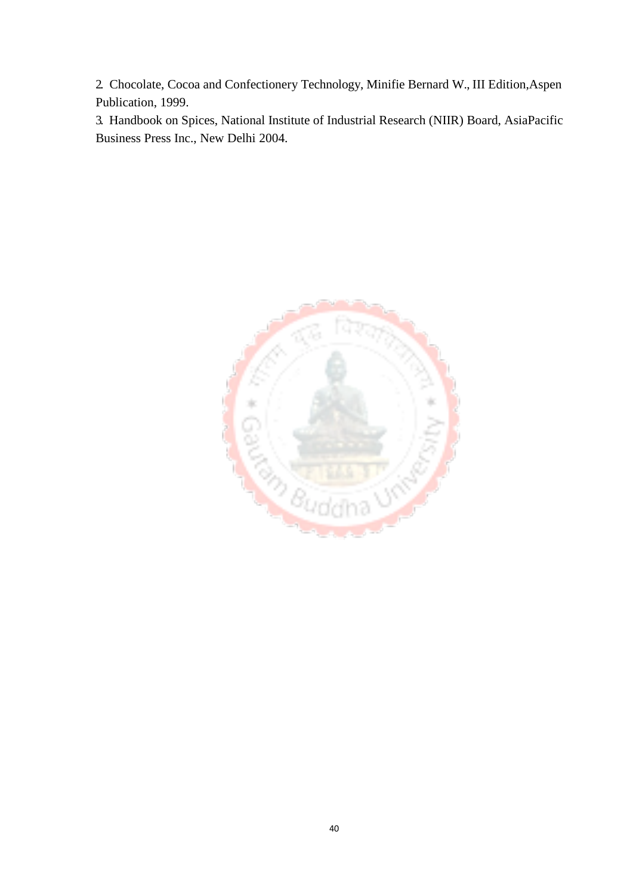2. Chocolate, Cocoa and Confectionery Technology, Minifie Bernard W., III Edition,Aspen Publication, 1999.
3. Handbook on Spices, National Institute of Industrial Research (NIIR) Board, AsiaPacific Business Press Inc., New Delhi 2004.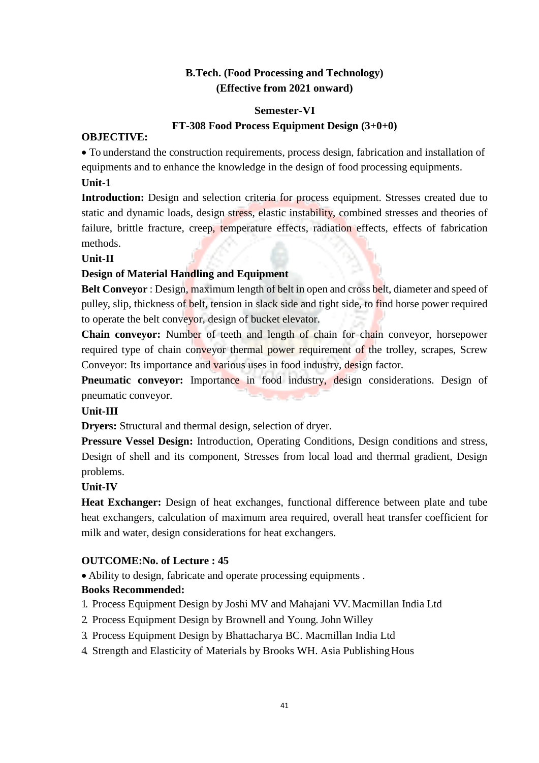**B.Tech. (Food Processing and Technology)**
**(Effective from 2021 onward)**

**Semester-VI**

**FT-308 Food Process Equipment Design (3+0+0)**

**OBJECTIVE:**

- To understand the construction requirements, process design, fabrication and installation of equipments and to enhance the knowledge in the design of food processing equipments.

**Unit-1**

**Introduction:** Design and selection criteria for process equipment. Stresses created due to static and dynamic loads, design stress, elastic instability, combined stresses and theories of failure, brittle fracture, creep, temperature effects, radiation effects, effects of fabrication methods.

**Unit-II**

**Design of Material Handling and Equipment**

**Belt Conveyor** : Design, maximum length of belt in open and cross belt, diameter and speed of pulley, slip, thickness of belt, tension in slack side and tight side, to find horse power required to operate the belt conveyor, design of bucket elevator.

**Chain conveyor:** Number of teeth and length of chain for chain conveyor, horsepower required type of chain conveyor thermal power requirement of the trolley, scrapes, Screw Conveyor: Its importance and various uses in food industry, design factor.

**Pneumatic conveyor:** Importance in food industry, design considerations. Design of pneumatic conveyor.

**Unit-III**

**Dryers:** Structural and thermal design, selection of dryer.

**Pressure Vessel Design:** Introduction, Operating Conditions, Design conditions and stress, Design of shell and its component, Stresses from local load and thermal gradient, Design problems.

**Unit-IV**

**Heat Exchanger:** Design of heat exchanges, functional difference between plate and tube heat exchangers, calculation of maximum area required, overall heat transfer coefficient for milk and water, design considerations for heat exchangers.

**OUTCOME:No. of Lecture : 45**

- Ability to design, fabricate and operate processing equipments .

**Books Recommended:**

1. Process Equipment Design by Joshi MV and Mahajani VV. Macmillan India Ltd
2. Process Equipment Design by Brownell and Young. John Willey
3. Process Equipment Design by Bhattacharya BC. Macmillan India Ltd
4. Strength and Elasticity of Materials by Brooks WH. Asia Publishing Hous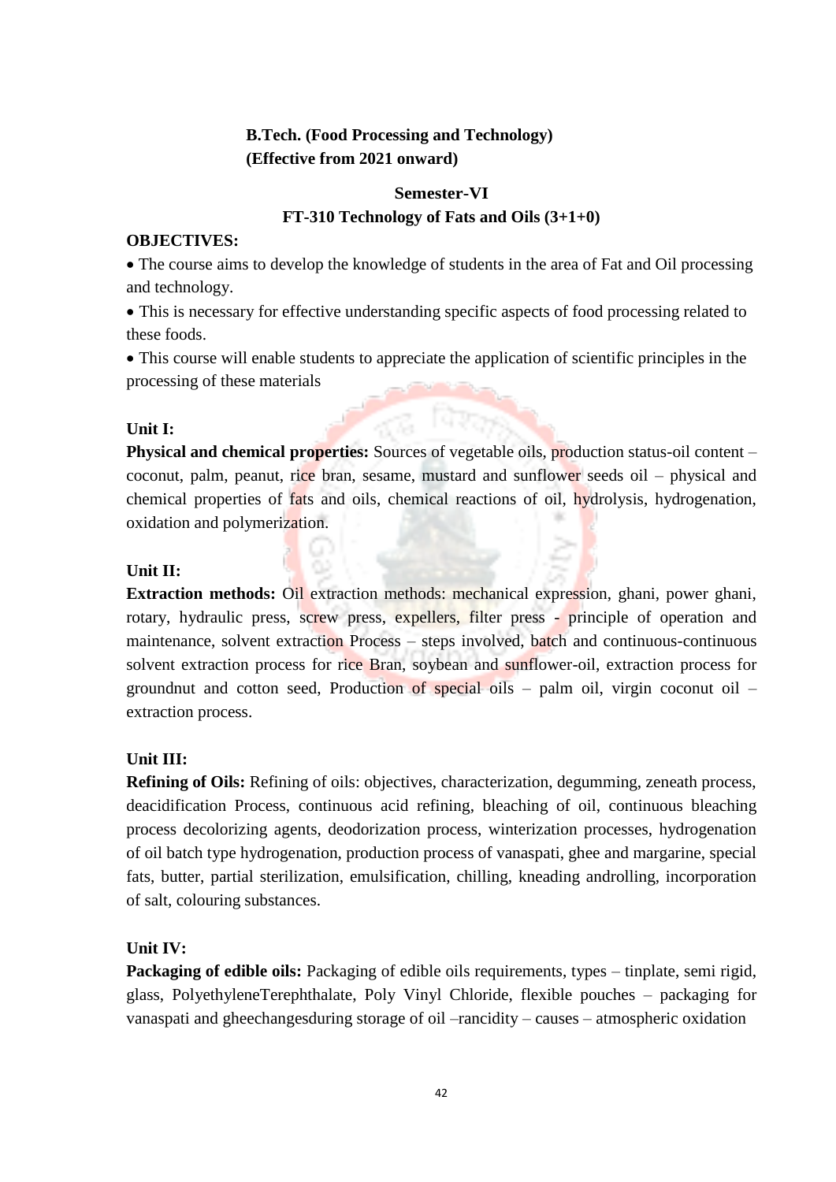**B.Tech. (Food Processing and Technology)**
**(Effective from 2021 onward)**

**Semester-VI**

**FT-310 Technology of Fats and Oils (3+1+0)**

**OBJECTIVES:**

- The course aims to develop the knowledge of students in the area of Fat and Oil processing and technology.
- This is necessary for effective understanding specific aspects of food processing related to these foods.
- This course will enable students to appreciate the application of scientific principles in the processing of these materials

**Unit I:**

**Physical and chemical properties:** Sources of vegetable oils, production status-oil content – coconut, palm, peanut, rice bran, sesame, mustard and sunflower seeds oil – physical and chemical properties of fats and oils, chemical reactions of oil, hydrolysis, hydrogenation, oxidation and polymerization.

**Unit II:**

**Extraction methods:** Oil extraction methods: mechanical expression, ghani, power ghani, rotary, hydraulic press, screw press, expellers, filter press - principle of operation and maintenance, solvent extraction Process – steps involved, batch and continuous-continuous solvent extraction process for rice Bran, soybean and sunflower-oil, extraction process for groundnut and cotton seed, Production of special oils – palm oil, virgin coconut oil – extraction process.

**Unit III:**

**Refining of Oils:** Refining of oils: objectives, characterization, degumming, zeneath process, deacidification Process, continuous acid refining, bleaching of oil, continuous bleaching process decolorizing agents, deodorization process, winterization processes, hydrogenation of oil batch type hydrogenation, production process of vanaspati, ghee and margarine, special fats, butter, partial sterilization, emulsification, chilling, kneading androlling, incorporation of salt, colouring substances.

**Unit IV:**

**Packaging of edible oils:** Packaging of edible oils requirements, types – tinplate, semi rigid, glass, PolyethyleneTerephthalate, Poly Vinyl Chloride, flexible pouches – packaging for vanaspati and gheechangesduring storage of oil –rancidity – causes – atmospheric oxidation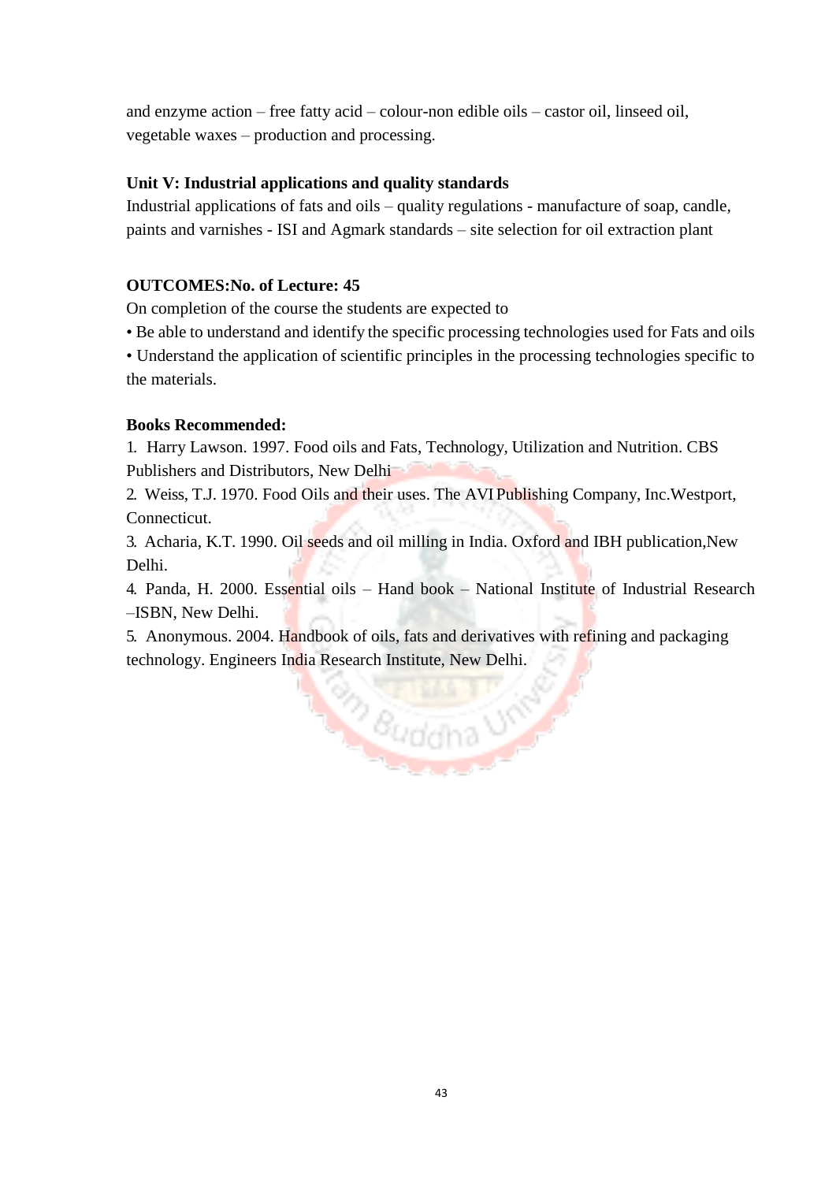and enzyme action – free fatty acid – colour-non edible oils – castor oil, linseed oil, vegetable waxes – production and processing.

**Unit V: Industrial applications and quality standards**

Industrial applications of fats and oils – quality regulations - manufacture of soap, candle, paints and varnishes - ISI and Agmark standards – site selection for oil extraction plant

**OUTCOMES:No. of Lecture: 45**

On completion of the course the students are expected to

- Be able to understand and identify the specific processing technologies used for Fats and oils
- Understand the application of scientific principles in the processing technologies specific to the materials.

**Books Recommended:**

1. Harry Lawson. 1997. Food oils and Fats, Technology, Utilization and Nutrition. CBS Publishers and Distributors, New Delhi
2. Weiss, T.J. 1970. Food Oils and their uses. The AVI Publishing Company, Inc.Westport, Connecticut.
3. Acharia, K.T. 1990. Oil seeds and oil milling in India. Oxford and IBH publication,New Delhi.
4. Panda, H. 2000. Essential oils – Hand book – National Institute of Industrial Research –ISBN, New Delhi.
5. Anonymous. 2004. Handbook of oils, fats and derivatives with refining and packaging technology. Engineers India Research Institute, New Delhi.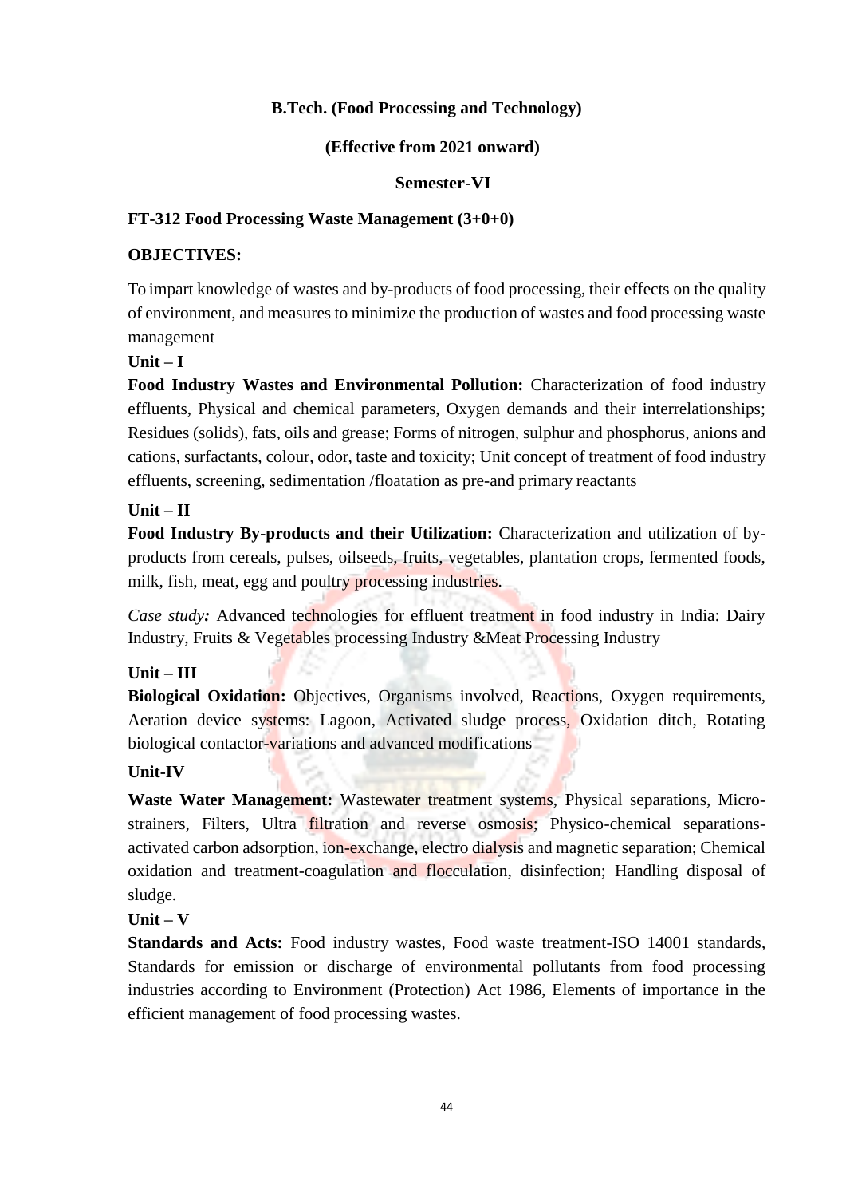**B.Tech. (Food Processing and Technology)**

**(Effective from 2021 onward)**

**Semester-VI**

**FT-312 Food Processing Waste Management (3+0+0)**

**OBJECTIVES:**

To impart knowledge of wastes and by-products of food processing, their effects on the quality of environment, and measures to minimize the production of wastes and food processing waste management

**Unit – I**

**Food Industry Wastes and Environmental Pollution:** Characterization of food industry effluents, Physical and chemical parameters, Oxygen demands and their interrelationships; Residues (solids), fats, oils and grease; Forms of nitrogen, sulphur and phosphorus, anions and cations, surfactants, colour, odor, taste and toxicity; Unit concept of treatment of food industry effluents, screening, sedimentation /floatation as pre-and primary reactants

**Unit – II**

**Food Industry By-products and their Utilization:** Characterization and utilization of by-products from cereals, pulses, oilseeds, fruits, vegetables, plantation crops, fermented foods, milk, fish, meat, egg and poultry processing industries.

*Case study:* Advanced technologies for effluent treatment in food industry in India: Dairy Industry, Fruits & Vegetables processing Industry &Meat Processing Industry

**Unit – III**

**Biological Oxidation:** Objectives, Organisms involved, Reactions, Oxygen requirements, Aeration device systems: Lagoon, Activated sludge process, Oxidation ditch, Rotating biological contactor-variations and advanced modifications

**Unit-IV**

**Waste Water Management:** Wastewater treatment systems, Physical separations, Micro-strainers, Filters, Ultra filtration and reverse osmosis; Physico-chemical separations-activated carbon adsorption, ion-exchange, electro dialysis and magnetic separation; Chemical oxidation and treatment-coagulation and flocculation, disinfection; Handling disposal of sludge.

**Unit – V**

**Standards and Acts:** Food industry wastes, Food waste treatment-ISO 14001 standards, Standards for emission or discharge of environmental pollutants from food processing industries according to Environment (Protection) Act 1986, Elements of importance in the efficient management of food processing wastes.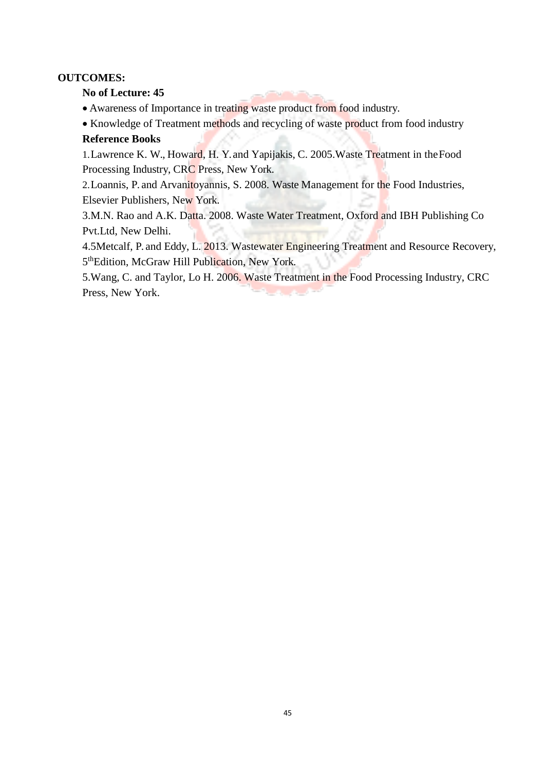**OUTCOMES:**

**No of Lecture: 45**

- Awareness of Importance in treating waste product from food industry.
- Knowledge of Treatment methods and recycling of waste product from food industry

**Reference Books**

1. Lawrence K. W., Howard, H. Y. and Yapijakis, C. 2005. Waste Treatment in the Food Processing Industry, CRC Press, New York.
2. Loannis, P. and Arvanitoyannis, S. 2008. Waste Management for the Food Industries, Elsevier Publishers, New York.
3. M.N. Rao and A.K. Datta. 2008. Waste Water Treatment, Oxford and IBH Publishing Co Pvt.Ltd, New Delhi.
4. 5Metcalf, P. and Eddy, L. 2013. Wastewater Engineering Treatment and Resource Recovery, 5th Edition, McGraw Hill Publication, New York.
5. Wang, C. and Taylor, Lo H. 2006. Waste Treatment in the Food Processing Industry, CRC Press, New York.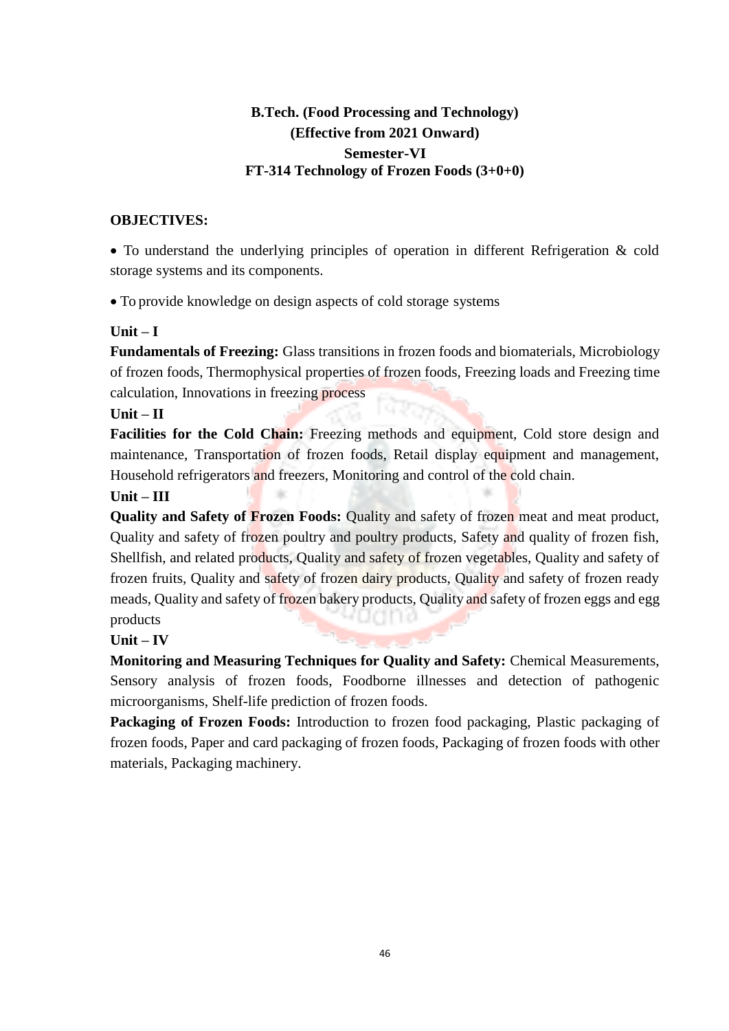**B.Tech. (Food Processing and Technology)**
**(Effective from 2021 Onward)**
**Semester-VI**
**FT-314 Technology of Frozen Foods (3+0+0)**

**OBJECTIVES:**

- To understand the underlying principles of operation in different Refrigeration & cold storage systems and its components.
- To provide knowledge on design aspects of cold storage systems

**Unit – I**

**Fundamentals of Freezing:** Glass transitions in frozen foods and biomaterials, Microbiology of frozen foods, Thermophysical properties of frozen foods, Freezing loads and Freezing time calculation, Innovations in freezing process

**Unit – II**

**Facilities for the Cold Chain:** Freezing methods and equipment, Cold store design and maintenance, Transportation of frozen foods, Retail display equipment and management, Household refrigerators and freezers, Monitoring and control of the cold chain.

**Unit – III**

**Quality and Safety of Frozen Foods:** Quality and safety of frozen meat and meat product, Quality and safety of frozen poultry and poultry products, Safety and quality of frozen fish, Shellfish, and related products, Quality and safety of frozen vegetables, Quality and safety of frozen fruits, Quality and safety of frozen dairy products, Quality and safety of frozen ready meads, Quality and safety of frozen bakery products, Quality and safety of frozen eggs and egg products

**Unit – IV**

**Monitoring and Measuring Techniques for Quality and Safety:** Chemical Measurements, Sensory analysis of frozen foods, Foodborne illnesses and detection of pathogenic microorganisms, Shelf-life prediction of frozen foods.

**Packaging of Frozen Foods:** Introduction to frozen food packaging, Plastic packaging of frozen foods, Paper and card packaging of frozen foods, Packaging of frozen foods with other materials, Packaging machinery.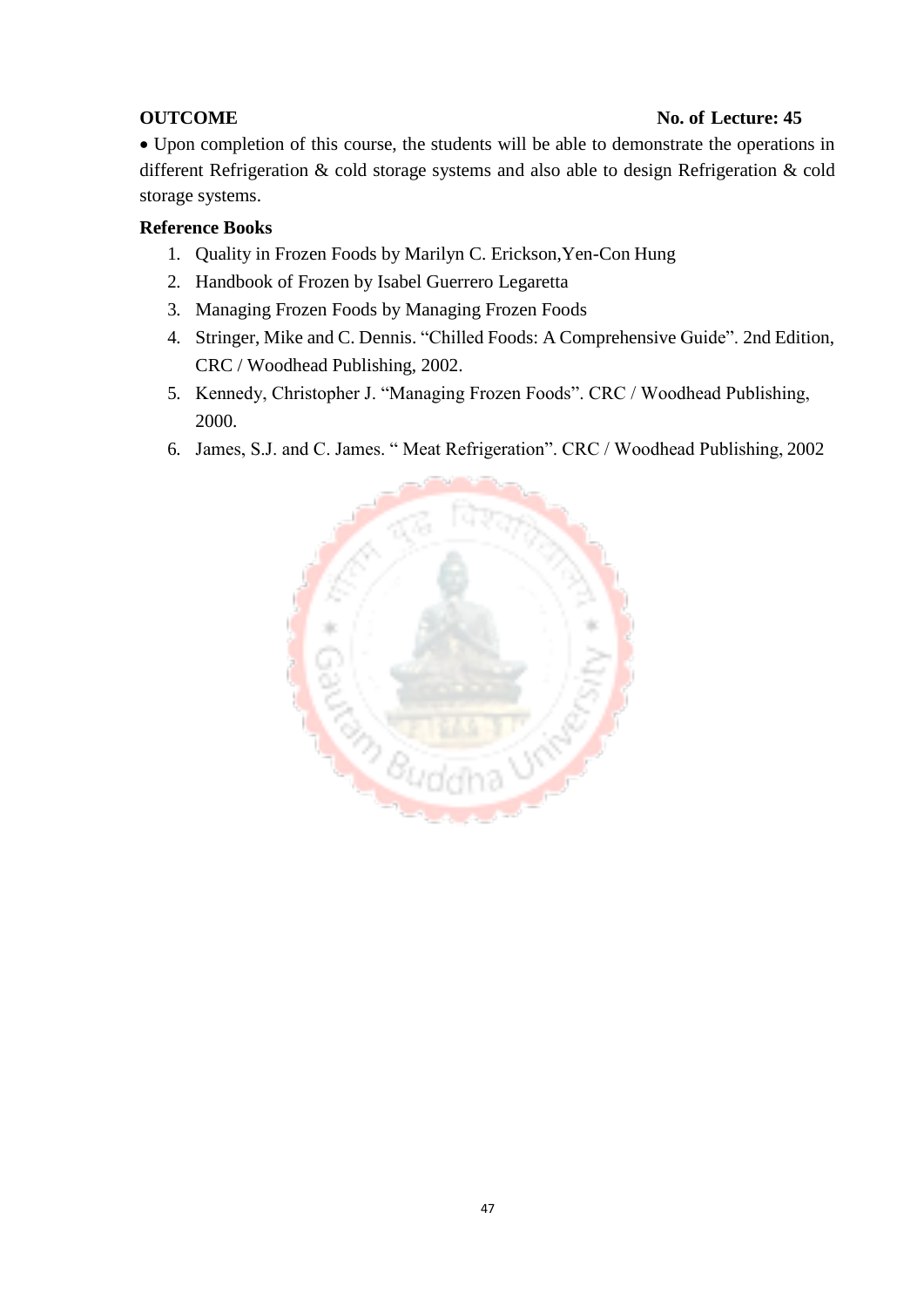**OUTCOME** **No. of Lecture: 45**

- Upon completion of this course, the students will be able to demonstrate the operations in different Refrigeration & cold storage systems and also able to design Refrigeration & cold storage systems.

**Reference Books**

1. Quality in Frozen Foods by Marilyn C. Erickson,Yen-Con Hung
2. Handbook of Frozen by Isabel Guerrero Legaretta
3. Managing Frozen Foods by Managing Frozen Foods
4. Stringer, Mike and C. Dennis. "Chilled Foods: A Comprehensive Guide". 2nd Edition, CRC / Woodhead Publishing, 2002.
5. Kennedy, Christopher J. "Managing Frozen Foods". CRC / Woodhead Publishing, 2000.
6. James, S.J. and C. James. " Meat Refrigeration". CRC / Woodhead Publishing, 2002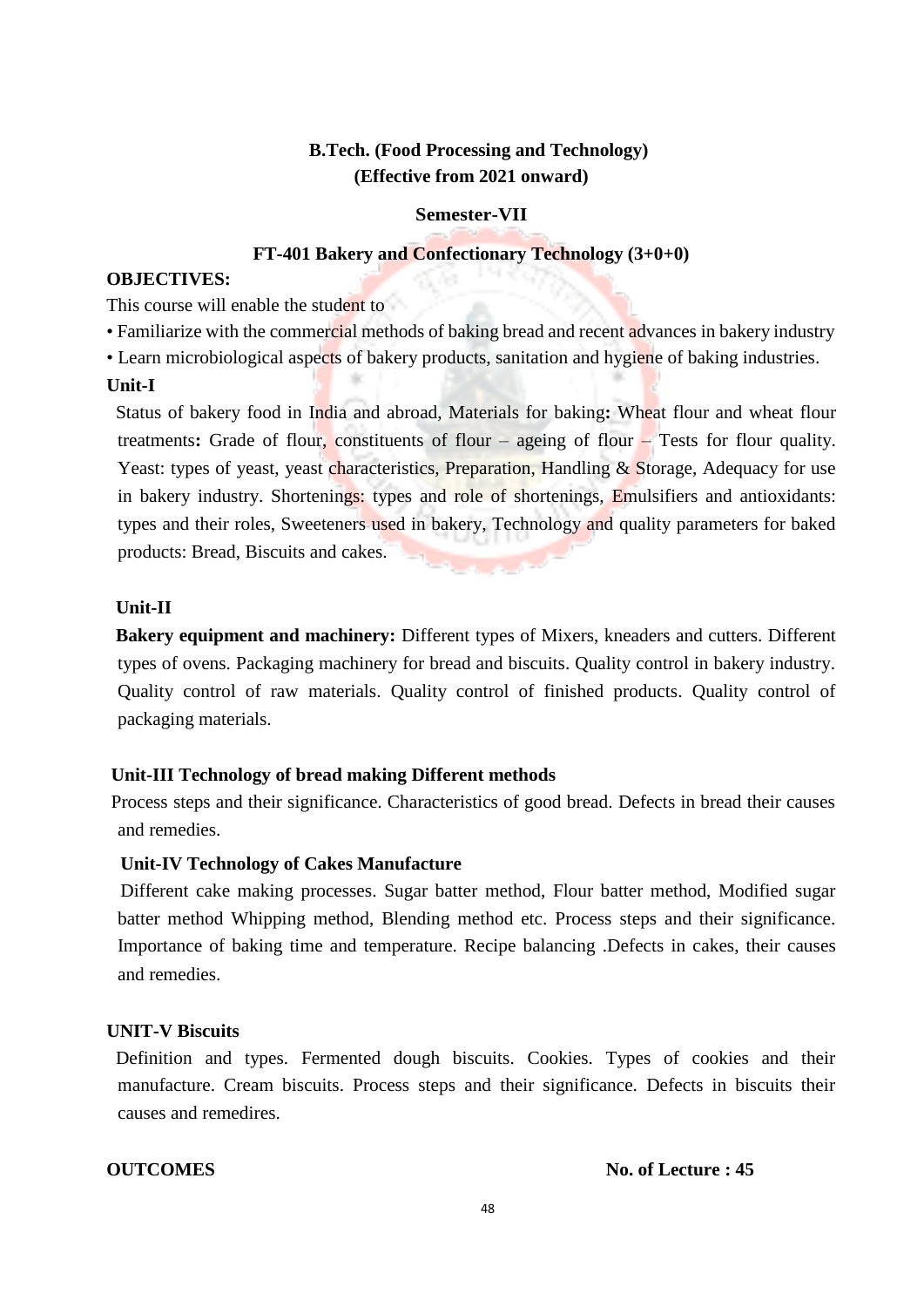## B.Tech. (Food Processing and Technology)
## (Effective from 2021 onward)

### Semester-VII

### FT-401 Bakery and Confectionary Technology (3+0+0)

**OBJECTIVES:**

This course will enable the student to

- Familiarize with the commercial methods of baking bread and recent advances in bakery industry
- Learn microbiological aspects of bakery products, sanitation and hygiene of baking industries.

**Unit-I**

Status of bakery food in India and abroad, Materials for baking**:** Wheat flour and wheat flour treatments**:** Grade of flour, constituents of flour – ageing of flour – Tests for flour quality. Yeast: types of yeast, yeast characteristics, Preparation, Handling & Storage, Adequacy for use in bakery industry. Shortenings: types and role of shortenings, Emulsifiers and antioxidants: types and their roles, Sweeteners used in bakery, Technology and quality parameters for baked products: Bread, Biscuits and cakes.

**Unit-II**

**Bakery equipment and machinery:** Different types of Mixers, kneaders and cutters. Different types of ovens. Packaging machinery for bread and biscuits. Quality control in bakery industry. Quality control of raw materials. Quality control of finished products. Quality control of packaging materials.

**Unit-III Technology of bread making Different methods**

Process steps and their significance. Characteristics of good bread. Defects in bread their causes and remedies.

**Unit-IV Technology of Cakes Manufacture**

Different cake making processes. Sugar batter method, Flour batter method, Modified sugar batter method Whipping method, Blending method etc. Process steps and their significance. Importance of baking time and temperature. Recipe balancing .Defects in cakes, their causes and remedies.

**UNIT-V Biscuits**

Definition and types. Fermented dough biscuits. Cookies. Types of cookies and their manufacture. Cream biscuits. Process steps and their significance. Defects in biscuits their causes and remedires.

**OUTCOMES** **No. of Lecture : 45**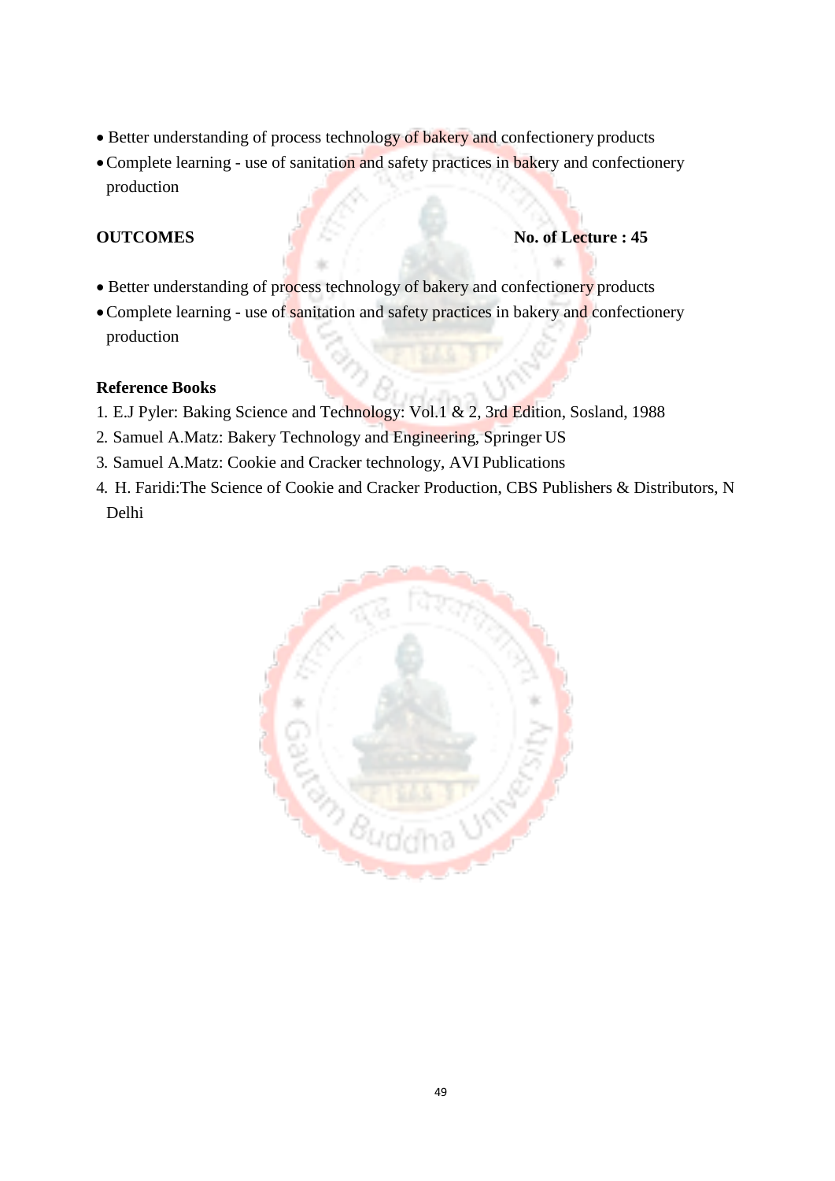- Better understanding of process technology of bakery and confectionery products
- Complete learning - use of sanitation and safety practices in bakery and confectionery production

**OUTCOMES** **No. of Lecture : 45**

- Better understanding of process technology of bakery and confectionery products
- Complete learning - use of sanitation and safety practices in bakery and confectionery production

**Reference Books**

1. E.J Pyler: Baking Science and Technology: Vol.1 & 2, 3rd Edition, Sosland, 1988
2. Samuel A.Matz: Bakery Technology and Engineering, Springer US
3. Samuel A.Matz: Cookie and Cracker technology, AVI Publications
4. H. Faridi:The Science of Cookie and Cracker Production, CBS Publishers & Distributors, N Delhi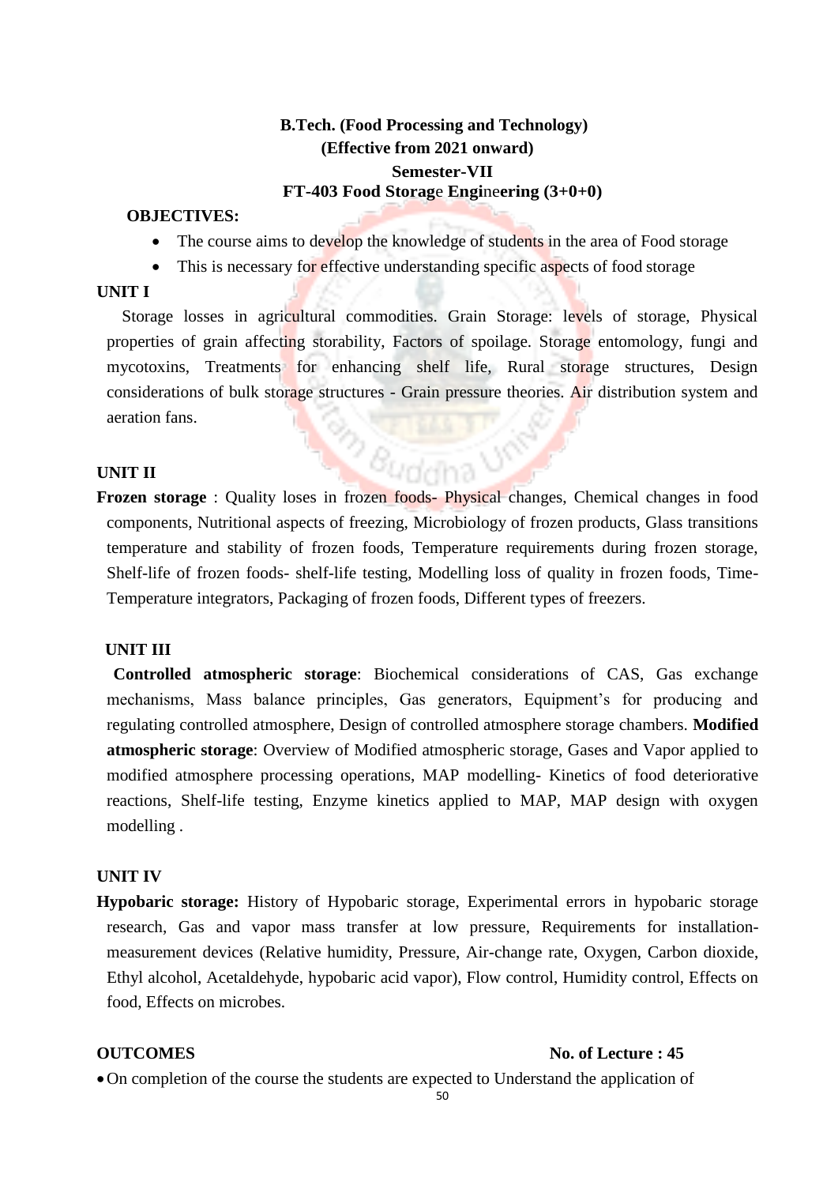**B.Tech. (Food Processing and Technology)**
**(Effective from 2021 onward)**
**Semester-VII**
**FT-403 Food Storage Engineering (3+0+0)**

**OBJECTIVES:**

- The course aims to develop the knowledge of students in the area of Food storage
- This is necessary for effective understanding specific aspects of food storage

**UNIT I**

Storage losses in agricultural commodities. Grain Storage: levels of storage, Physical properties of grain affecting storability, Factors of spoilage. Storage entomology, fungi and mycotoxins, Treatments for enhancing shelf life, Rural storage structures, Design considerations of bulk storage structures - Grain pressure theories. Air distribution system and aeration fans.

**UNIT II**

**Frozen storage** : Quality loses in frozen foods- Physical changes, Chemical changes in food components, Nutritional aspects of freezing, Microbiology of frozen products, Glass transitions temperature and stability of frozen foods, Temperature requirements during frozen storage, Shelf-life of frozen foods- shelf-life testing, Modelling loss of quality in frozen foods, Time-Temperature integrators, Packaging of frozen foods, Different types of freezers.

**UNIT III**

**Controlled atmospheric storage**: Biochemical considerations of CAS, Gas exchange mechanisms, Mass balance principles, Gas generators, Equipment's for producing and regulating controlled atmosphere, Design of controlled atmosphere storage chambers. **Modified atmospheric storage**: Overview of Modified atmospheric storage, Gases and Vapor applied to modified atmosphere processing operations, MAP modelling- Kinetics of food deteriorative reactions, Shelf-life testing, Enzyme kinetics applied to MAP, MAP design with oxygen modelling .

**UNIT IV**

**Hypobaric storage:** History of Hypobaric storage, Experimental errors in hypobaric storage research, Gas and vapor mass transfer at low pressure, Requirements for installation-measurement devices (Relative humidity, Pressure, Air-change rate, Oxygen, Carbon dioxide, Ethyl alcohol, Acetaldehyde, hypobaric acid vapor), Flow control, Humidity control, Effects on food, Effects on microbes.

**OUTCOMES** **No. of Lecture : 45**

- On completion of the course the students are expected to Understand the application of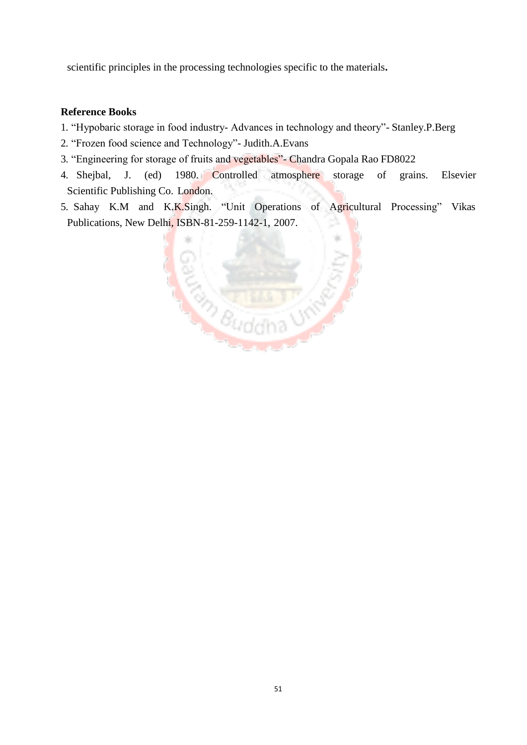scientific principles in the processing technologies specific to the materials**.**

**Reference Books**

1. "Hypobaric storage in food industry- Advances in technology and theory"- Stanley.P.Berg
2. "Frozen food science and Technology"- Judith.A.Evans
3. "Engineering for storage of fruits and vegetables"- Chandra Gopala Rao FD8022
4. Shejbal, J. (ed) 1980. Controlled atmosphere storage of grains. Elsevier Scientific Publishing Co. London.
5. Sahay K.M and K.K.Singh. "Unit Operations of Agricultural Processing" Vikas Publications, New Delhi, ISBN-81-259-1142-1, 2007.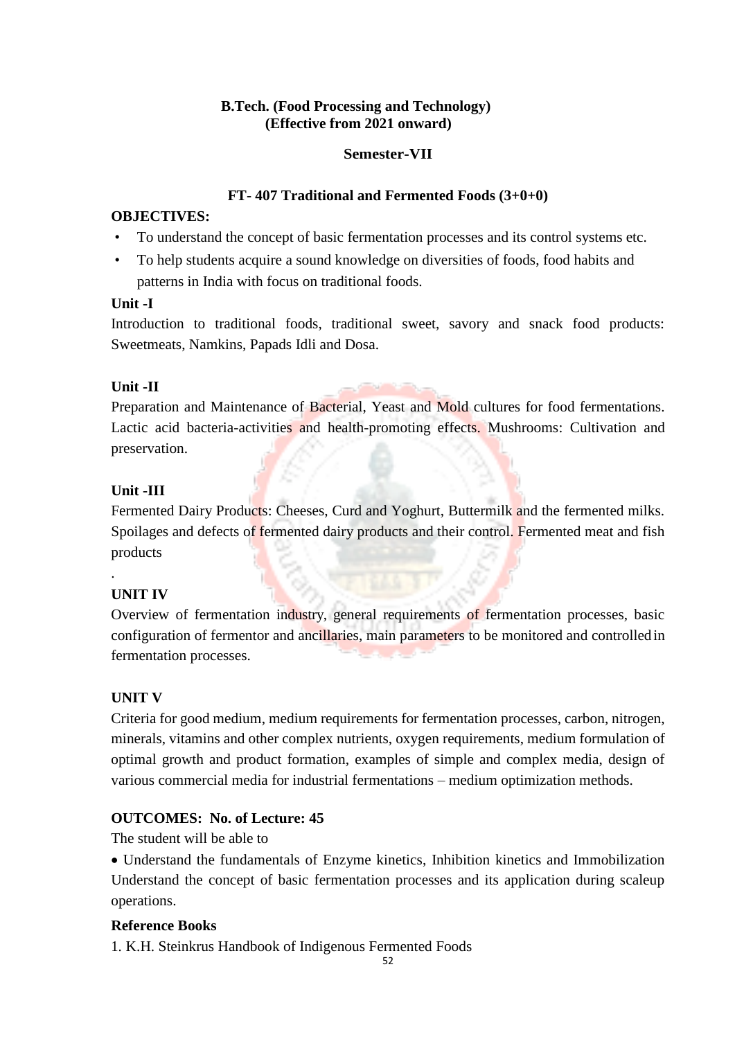**B.Tech. (Food Processing and Technology)**
**(Effective from 2021 onward)**

**Semester-VII**

## FT- 407 Traditional and Fermented Foods (3+0+0)

**OBJECTIVES:**

- To understand the concept of basic fermentation processes and its control systems etc.
- To help students acquire a sound knowledge on diversities of foods, food habits and patterns in India with focus on traditional foods.

**Unit -I**

Introduction to traditional foods, traditional sweet, savory and snack food products: Sweetmeats, Namkins, Papads Idli and Dosa.

**Unit -II**

Preparation and Maintenance of Bacterial, Yeast and Mold cultures for food fermentations. Lactic acid bacteria-activities and health-promoting effects. Mushrooms: Cultivation and preservation.

**Unit -III**

Fermented Dairy Products: Cheeses, Curd and Yoghurt, Buttermilk and the fermented milks. Spoilages and defects of fermented dairy products and their control. Fermented meat and fish products

.

**UNIT IV**

Overview of fermentation industry, general requirements of fermentation processes, basic configuration of fermentor and ancillaries, main parameters to be monitored and controlled in fermentation processes.

**UNIT V**

Criteria for good medium, medium requirements for fermentation processes, carbon, nitrogen, minerals, vitamins and other complex nutrients, oxygen requirements, medium formulation of optimal growth and product formation, examples of simple and complex media, design of various commercial media for industrial fermentations – medium optimization methods.

**OUTCOMES: No. of Lecture: 45**

The student will be able to

- Understand the fundamentals of Enzyme kinetics, Inhibition kinetics and Immobilization Understand the concept of basic fermentation processes and its application during scaleup operations.

**Reference Books**

1. K.H. Steinkrus Handbook of Indigenous Fermented Foods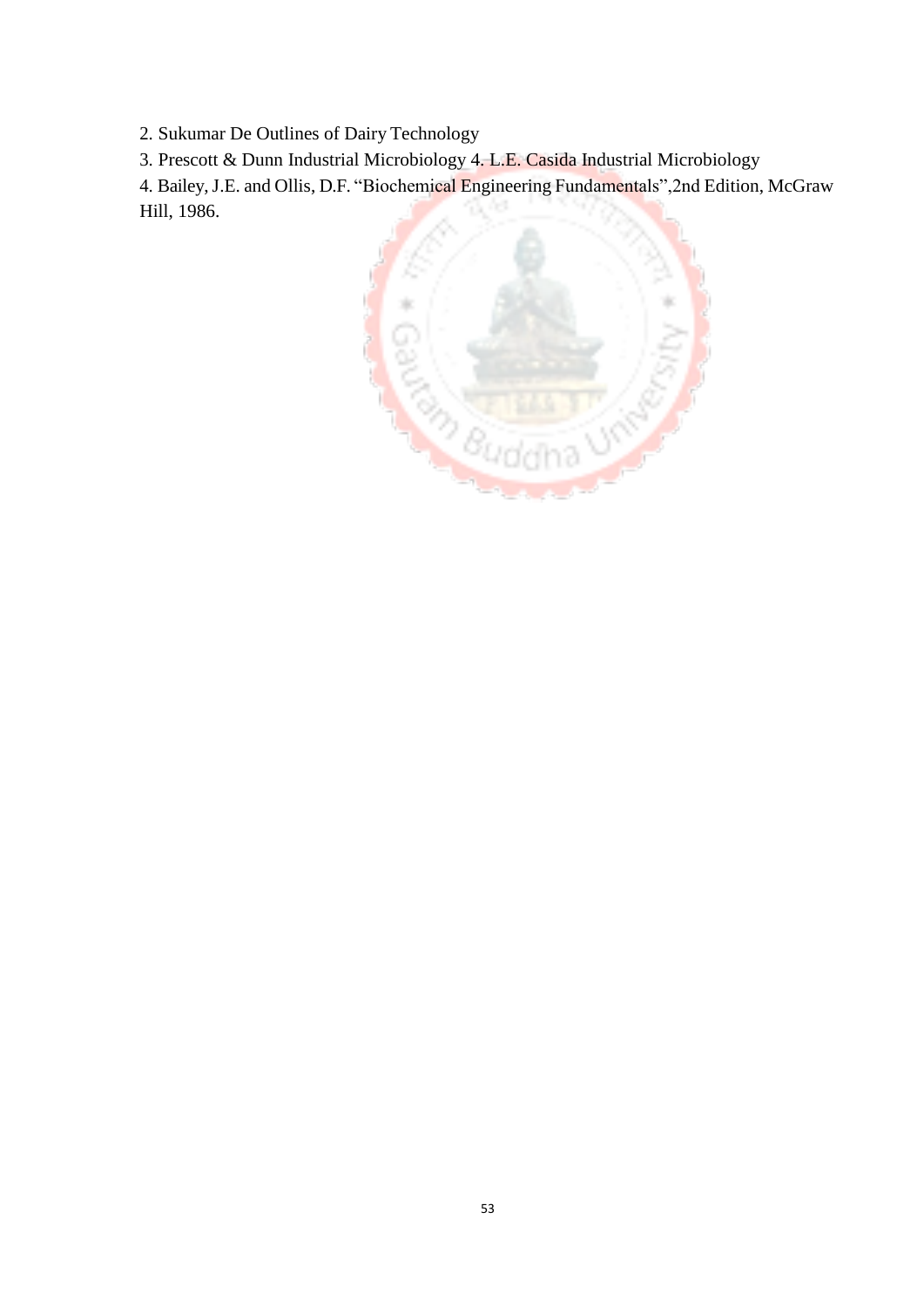2. Sukumar De Outlines of Dairy Technology

3. Prescott & Dunn Industrial Microbiology 4. L.E. Casida Industrial Microbiology

4. Bailey, J.E. and Ollis, D.F. "Biochemical Engineering Fundamentals",2nd Edition, McGraw Hill, 1986.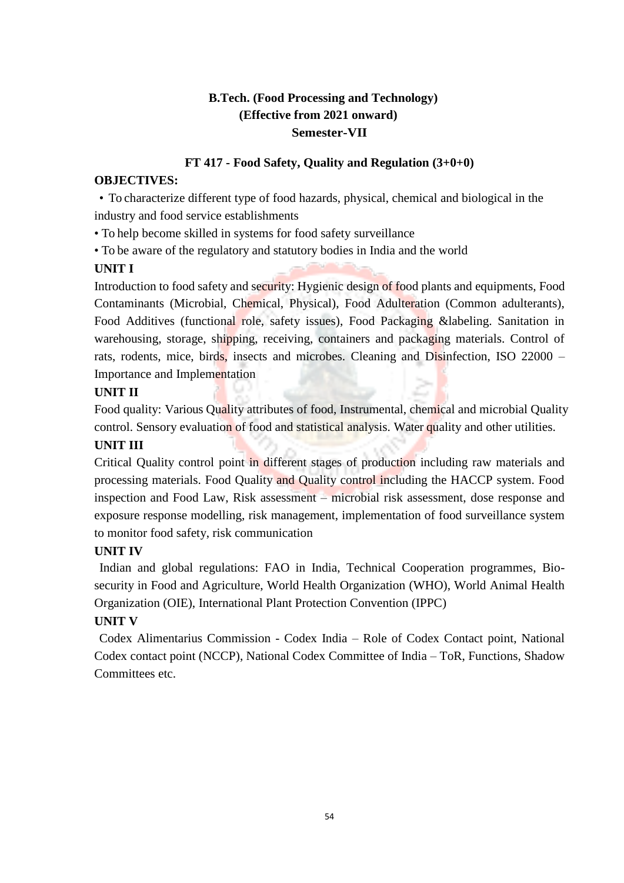**B.Tech. (Food Processing and Technology)**
**(Effective from 2021 onward)**
**Semester-VII**

**FT 417 - Food Safety, Quality and Regulation (3+0+0)**

**OBJECTIVES:**

- To characterize different type of food hazards, physical, chemical and biological in the industry and food service establishments
- To help become skilled in systems for food safety surveillance
- To be aware of the regulatory and statutory bodies in India and the world

**UNIT I**

Introduction to food safety and security: Hygienic design of food plants and equipments, Food Contaminants (Microbial, Chemical, Physical), Food Adulteration (Common adulterants), Food Additives (functional role, safety issues), Food Packaging &labeling. Sanitation in warehousing, storage, shipping, receiving, containers and packaging materials. Control of rats, rodents, mice, birds, insects and microbes. Cleaning and Disinfection, ISO 22000 – Importance and Implementation

**UNIT II**

Food quality: Various Quality attributes of food, Instrumental, chemical and microbial Quality control. Sensory evaluation of food and statistical analysis. Water quality and other utilities.

**UNIT III**

Critical Quality control point in different stages of production including raw materials and processing materials. Food Quality and Quality control including the HACCP system. Food inspection and Food Law, Risk assessment – microbial risk assessment, dose response and exposure response modelling, risk management, implementation of food surveillance system to monitor food safety, risk communication

**UNIT IV**

Indian and global regulations: FAO in India, Technical Cooperation programmes, Bio-security in Food and Agriculture, World Health Organization (WHO), World Animal Health Organization (OIE), International Plant Protection Convention (IPPC)

**UNIT V**

Codex Alimentarius Commission - Codex India – Role of Codex Contact point, National Codex contact point (NCCP), National Codex Committee of India – ToR, Functions, Shadow Committees etc.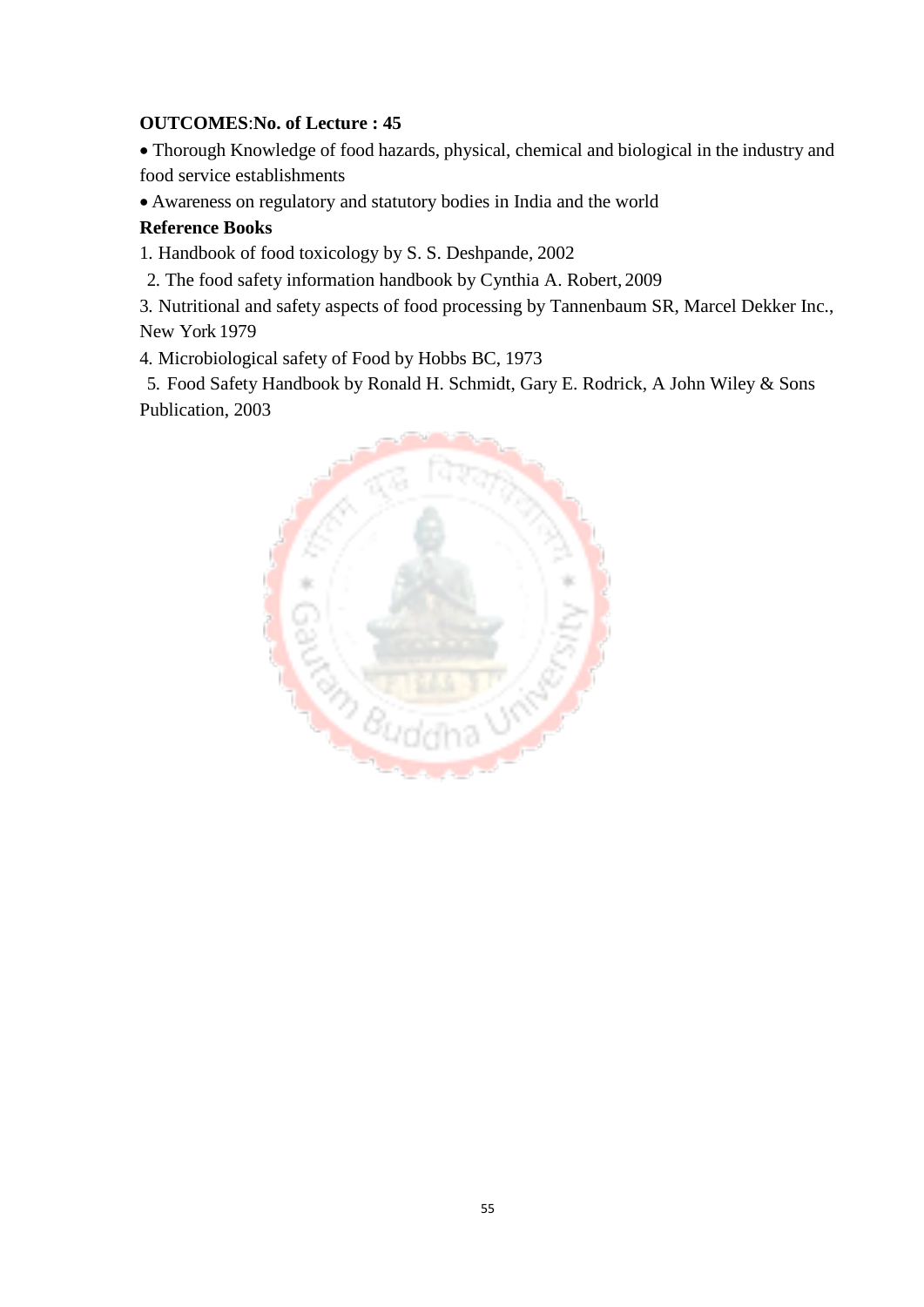**OUTCOMES**:**No. of Lecture : 45**

- Thorough Knowledge of food hazards, physical, chemical and biological in the industry and food service establishments
- Awareness on regulatory and statutory bodies in India and the world

**Reference Books**

1. Handbook of food toxicology by S. S. Deshpande, 2002
2. The food safety information handbook by Cynthia A. Robert, 2009
3. Nutritional and safety aspects of food processing by Tannenbaum SR, Marcel Dekker Inc., New York 1979
4. Microbiological safety of Food by Hobbs BC, 1973
5. Food Safety Handbook by Ronald H. Schmidt, Gary E. Rodrick, A John Wiley & Sons Publication, 2003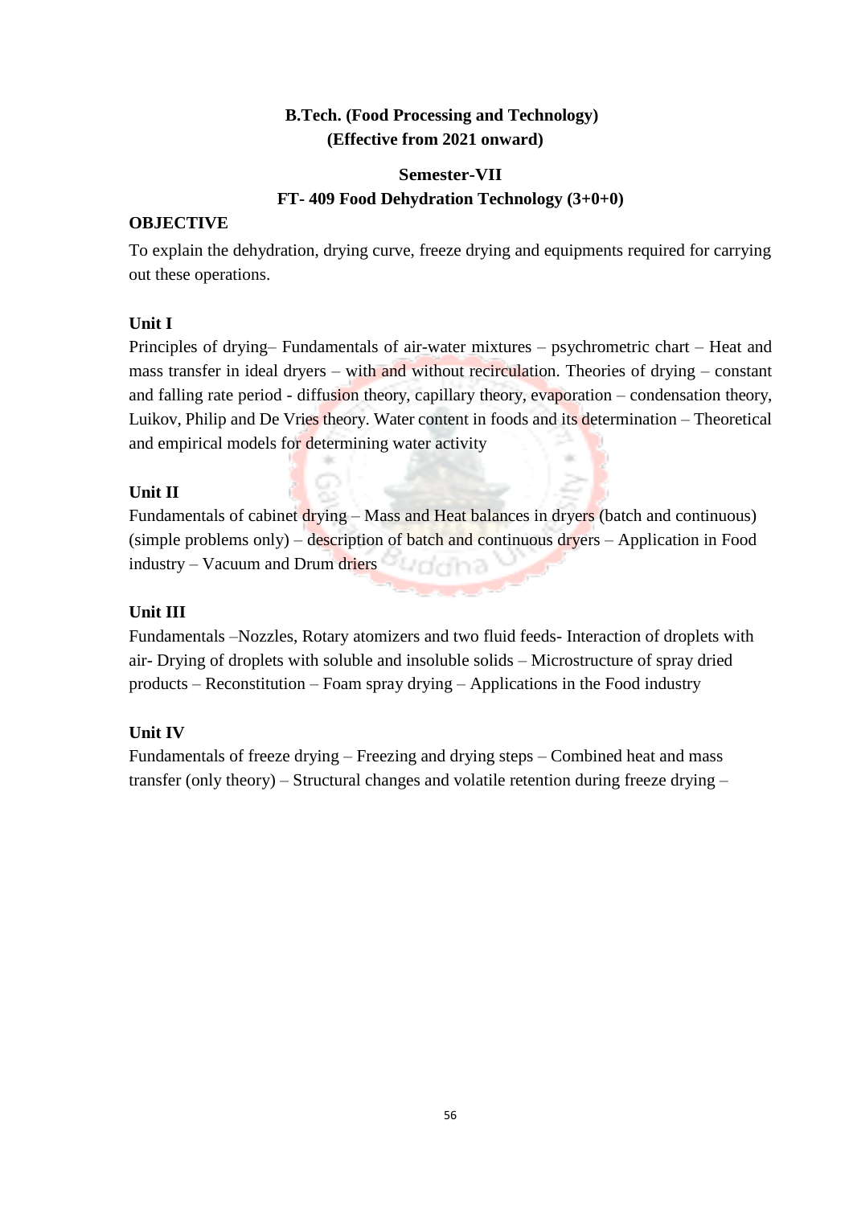**B.Tech. (Food Processing and Technology)**
**(Effective from 2021 onward)**

**Semester-VII**

**FT- 409 Food Dehydration Technology (3+0+0)**

**OBJECTIVE**

To explain the dehydration, drying curve, freeze drying and equipments required for carrying out these operations.

**Unit I**

Principles of drying– Fundamentals of air-water mixtures – psychrometric chart – Heat and mass transfer in ideal dryers – with and without recirculation. Theories of drying – constant and falling rate period - diffusion theory, capillary theory, evaporation – condensation theory, Luikov, Philip and De Vries theory. Water content in foods and its determination – Theoretical and empirical models for determining water activity

**Unit II**

Fundamentals of cabinet drying – Mass and Heat balances in dryers (batch and continuous) (simple problems only) – description of batch and continuous dryers – Application in Food industry – Vacuum and Drum driers

**Unit III**

Fundamentals –Nozzles, Rotary atomizers and two fluid feeds- Interaction of droplets with air- Drying of droplets with soluble and insoluble solids – Microstructure of spray dried products – Reconstitution – Foam spray drying – Applications in the Food industry

**Unit IV**

Fundamentals of freeze drying – Freezing and drying steps – Combined heat and mass transfer (only theory) – Structural changes and volatile retention during freeze drying –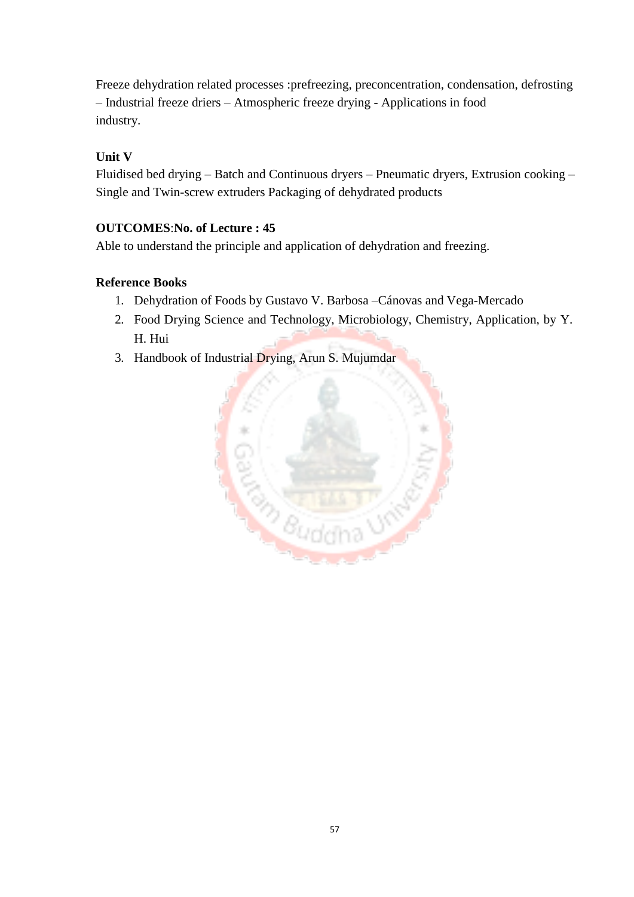Freeze dehydration related processes :prefreezing, preconcentration, condensation, defrosting – Industrial freeze driers – Atmospheric freeze drying - Applications in food industry.

**Unit V**

Fluidised bed drying – Batch and Continuous dryers – Pneumatic dryers, Extrusion cooking – Single and Twin-screw extruders Packaging of dehydrated products

**OUTCOMES**:**No. of Lecture : 45**

Able to understand the principle and application of dehydration and freezing.

**Reference Books**

1. Dehydration of Foods by Gustavo V. Barbosa –Cánovas and Vega-Mercado
2. Food Drying Science and Technology, Microbiology, Chemistry, Application, by Y. H. Hui
3. Handbook of Industrial Drying, Arun S. Mujumdar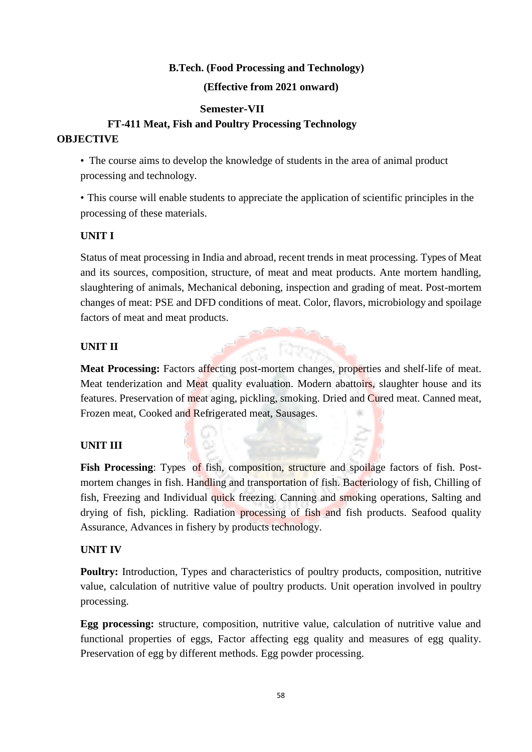**B.Tech. (Food Processing and Technology)**

**(Effective from 2021 onward)**

**Semester-VII**

## FT-411 Meat, Fish and Poultry Processing Technology

**OBJECTIVE**

- The course aims to develop the knowledge of students in the area of animal product processing and technology.
- This course will enable students to appreciate the application of scientific principles in the processing of these materials.

**UNIT I**

Status of meat processing in India and abroad, recent trends in meat processing. Types of Meat and its sources, composition, structure, of meat and meat products. Ante mortem handling, slaughtering of animals, Mechanical deboning, inspection and grading of meat. Post-mortem changes of meat: PSE and DFD conditions of meat. Color, flavors, microbiology and spoilage factors of meat and meat products.

**UNIT II**

**Meat Processing:** Factors affecting post-mortem changes, properties and shelf-life of meat. Meat tenderization and Meat quality evaluation. Modern abattoirs, slaughter house and its features. Preservation of meat aging, pickling, smoking. Dried and Cured meat. Canned meat, Frozen meat, Cooked and Refrigerated meat, Sausages.

**UNIT III**

**Fish Processing**: Types of fish, composition, structure and spoilage factors of fish. Post-mortem changes in fish. Handling and transportation of fish. Bacteriology of fish, Chilling of fish, Freezing and Individual quick freezing. Canning and smoking operations, Salting and drying of fish, pickling. Radiation processing of fish and fish products. Seafood quality Assurance, Advances in fishery by products technology.

**UNIT IV**

**Poultry:** Introduction, Types and characteristics of poultry products, composition, nutritive value, calculation of nutritive value of poultry products. Unit operation involved in poultry processing.

**Egg processing:** structure, composition, nutritive value, calculation of nutritive value and functional properties of eggs, Factor affecting egg quality and measures of egg quality. Preservation of egg by different methods. Egg powder processing.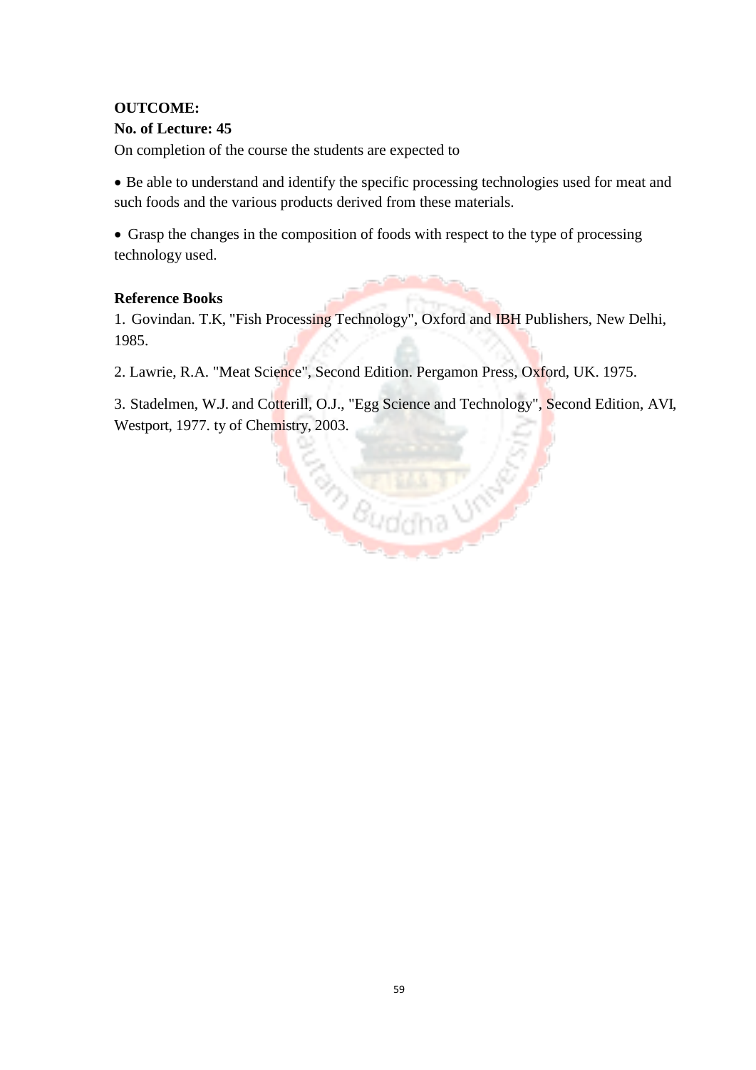**OUTCOME:**

**No. of Lecture: 45**

On completion of the course the students are expected to

- Be able to understand and identify the specific processing technologies used for meat and such foods and the various products derived from these materials.
- Grasp the changes in the composition of foods with respect to the type of processing technology used.

**Reference Books**

1. Govindan. T.K, "Fish Processing Technology", Oxford and IBH Publishers, New Delhi, 1985.
2. Lawrie, R.A. "Meat Science", Second Edition. Pergamon Press, Oxford, UK. 1975.
3. Stadelmen, W.J. and Cotterill, O.J., "Egg Science and Technology", Second Edition, AVI, Westport, 1977. ty of Chemistry, 2003.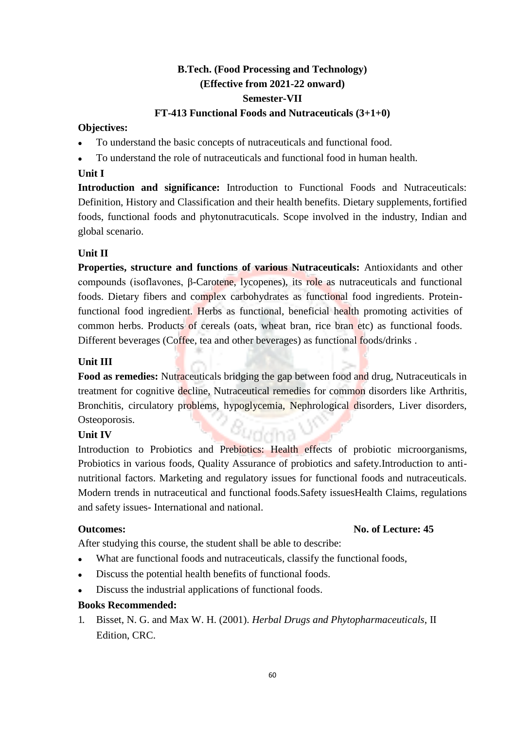**B.Tech. (Food Processing and Technology)**
**(Effective from 2021-22 onward)**
**Semester-VII**
**FT-413 Functional Foods and Nutraceuticals (3+1+0)**

**Objectives:**

- To understand the basic concepts of nutraceuticals and functional food.
- To understand the role of nutraceuticals and functional food in human health.

**Unit I**

**Introduction and significance:** Introduction to Functional Foods and Nutraceuticals: Definition, History and Classification and their health benefits. Dietary supplements, fortified foods, functional foods and phytonutracuticals. Scope involved in the industry, Indian and global scenario.

**Unit II**

**Properties, structure and functions of various Nutraceuticals:** Antioxidants and other compounds (isoflavones, β-Carotene, lycopenes), its role as nutraceuticals and functional foods. Dietary fibers and complex carbohydrates as functional food ingredients. Protein-functional food ingredient. Herbs as functional, beneficial health promoting activities of common herbs. Products of cereals (oats, wheat bran, rice bran etc) as functional foods. Different beverages (Coffee, tea and other beverages) as functional foods/drinks .

**Unit III**

**Food as remedies:** Nutraceuticals bridging the gap between food and drug, Nutraceuticals in treatment for cognitive decline, Nutraceutical remedies for common disorders like Arthritis, Bronchitis, circulatory problems, hypoglycemia, Nephrological disorders, Liver disorders, Osteoporosis.

**Unit IV**

Introduction to Probiotics and Prebiotics: Health effects of probiotic microorganisms, Probiotics in various foods, Quality Assurance of probiotics and safety.Introduction to anti-nutritional factors. Marketing and regulatory issues for functional foods and nutraceuticals. Modern trends in nutraceutical and functional foods.Safety issuesHealth Claims, regulations and safety issues- International and national.

**Outcomes:** **No. of Lecture: 45**

After studying this course, the student shall be able to describe:

- What are functional foods and nutraceuticals, classify the functional foods,
- Discuss the potential health benefits of functional foods.
- Discuss the industrial applications of functional foods.

**Books Recommended:**

1. Bisset, N. G. and Max W. H. (2001). *Herbal Drugs and Phytopharmaceuticals*, II Edition, CRC.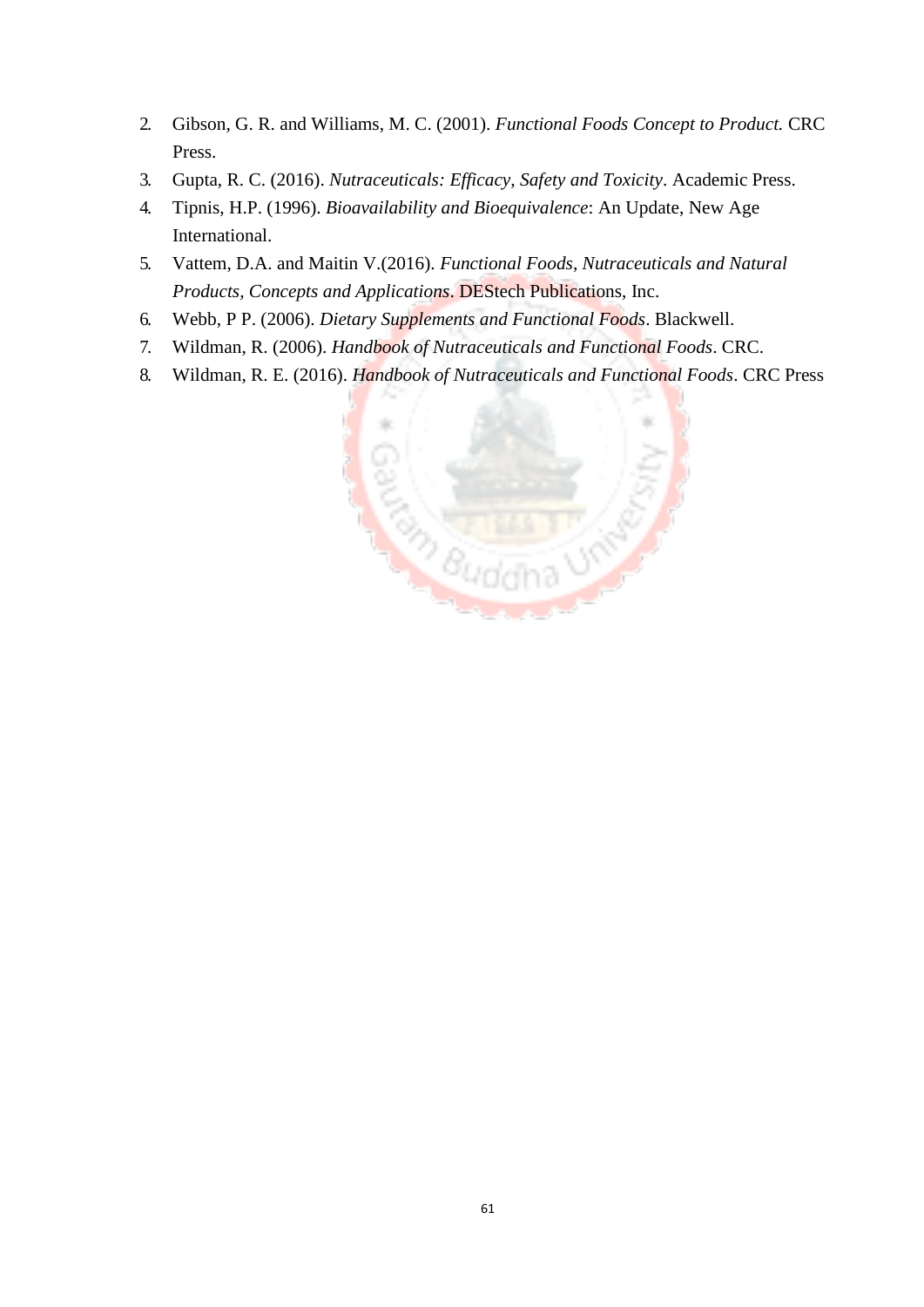2. Gibson, G. R. and Williams, M. C. (2001). *Functional Foods Concept to Product.* CRC Press.
3. Gupta, R. C. (2016). *Nutraceuticals: Efficacy, Safety and Toxicity*. Academic Press.
4. Tipnis, H.P. (1996). *Bioavailability and Bioequivalence*: An Update, New Age International.
5. Vattem, D.A. and Maitin V.(2016). *Functional Foods, Nutraceuticals and Natural Products, Concepts and Applications*. DEStech Publications, Inc.
6. Webb, P P. (2006). *Dietary Supplements and Functional Foods*. Blackwell.
7. Wildman, R. (2006). *Handbook of Nutraceuticals and Functional Foods*. CRC.
8. Wildman, R. E. (2016). *Handbook of Nutraceuticals and Functional Foods*. CRC Press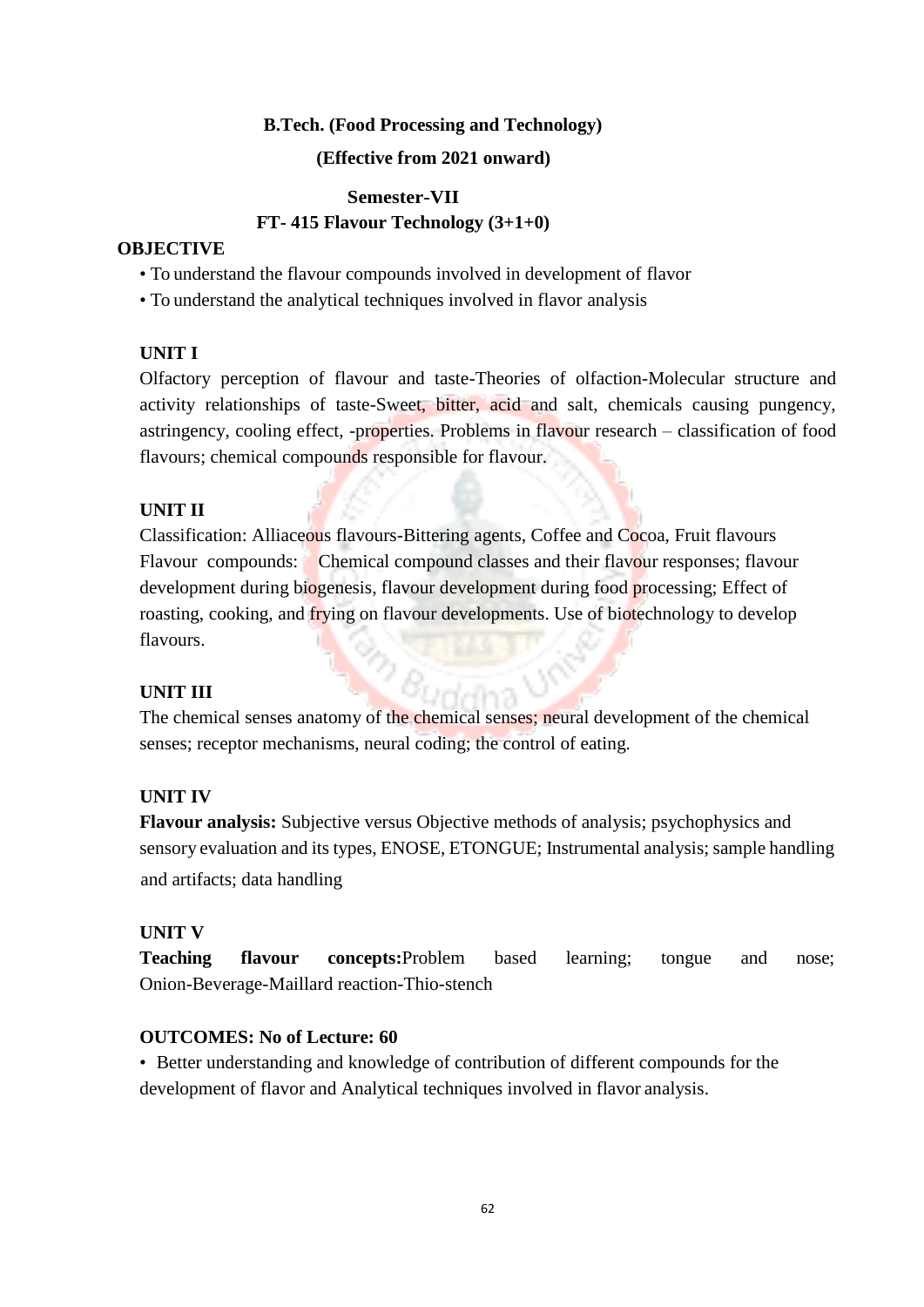**B.Tech. (Food Processing and Technology)**

**(Effective from 2021 onward)**

**Semester-VII**

**FT- 415 Flavour Technology (3+1+0)**

**OBJECTIVE**

- To understand the flavour compounds involved in development of flavor
- To understand the analytical techniques involved in flavor analysis

**UNIT I**

Olfactory perception of flavour and taste-Theories of olfaction-Molecular structure and activity relationships of taste-Sweet, bitter, acid and salt, chemicals causing pungency, astringency, cooling effect, -properties. Problems in flavour research – classification of food flavours; chemical compounds responsible for flavour.

**UNIT II**

Classification: Alliaceous flavours-Bittering agents, Coffee and Cocoa, Fruit flavours Flavour compounds: Chemical compound classes and their flavour responses; flavour development during biogenesis, flavour development during food processing; Effect of roasting, cooking, and frying on flavour developments. Use of biotechnology to develop flavours.

**UNIT III**

The chemical senses anatomy of the chemical senses; neural development of the chemical senses; receptor mechanisms, neural coding; the control of eating.

**UNIT IV**

**Flavour analysis:** Subjective versus Objective methods of analysis; psychophysics and sensory evaluation and its types, ENOSE, ETONGUE; Instrumental analysis; sample handling and artifacts; data handling

**UNIT V**

**Teaching flavour concepts:** Problem based learning; tongue and nose; Onion-Beverage-Maillard reaction-Thio-stench

**OUTCOMES: No of Lecture: 60**

- Better understanding and knowledge of contribution of different compounds for the development of flavor and Analytical techniques involved in flavor analysis.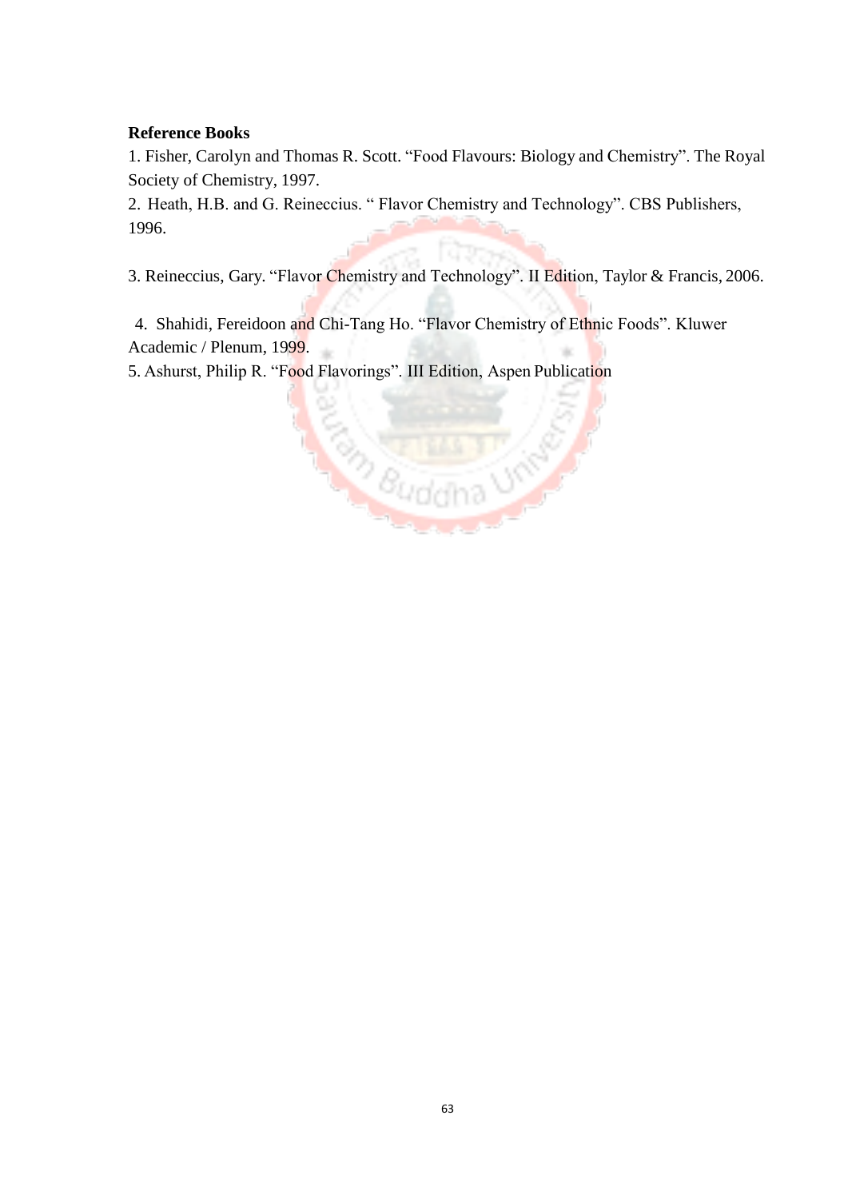**Reference Books**

1. Fisher, Carolyn and Thomas R. Scott. “Food Flavours: Biology and Chemistry”. The Royal Society of Chemistry, 1997.
2. Heath, H.B. and G. Reineccius. “ Flavor Chemistry and Technology”. CBS Publishers, 1996.
3. Reineccius, Gary. “Flavor Chemistry and Technology”. II Edition, Taylor & Francis, 2006.
4. Shahidi, Fereidoon and Chi-Tang Ho. “Flavor Chemistry of Ethnic Foods”. Kluwer Academic / Plenum, 1999.
5. Ashurst, Philip R. “Food Flavorings”. III Edition, Aspen Publication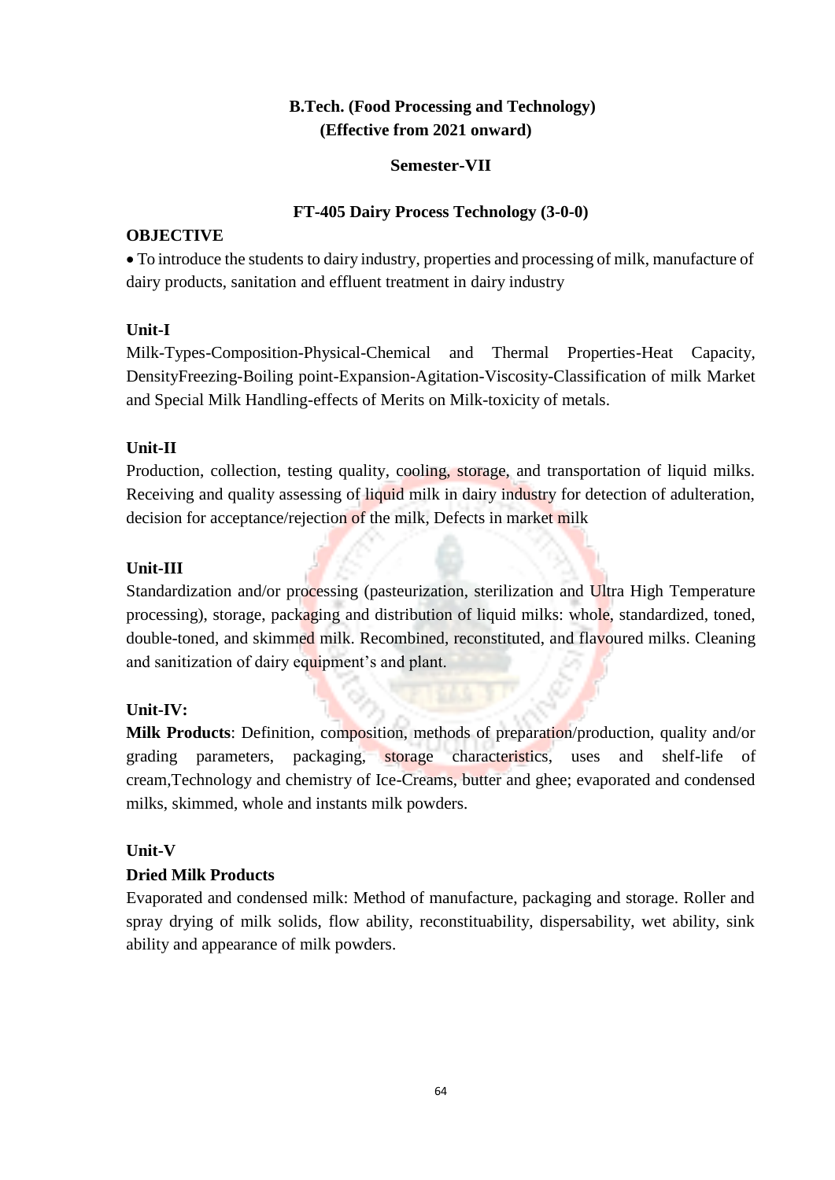# B.Tech. (Food Processing and Technology)
## (Effective from 2021 onward)

### Semester-VII

### FT-405 Dairy Process Technology (3-0-0)

**OBJECTIVE**

- To introduce the students to dairy industry, properties and processing of milk, manufacture of dairy products, sanitation and effluent treatment in dairy industry

**Unit-I**

Milk-Types-Composition-Physical-Chemical and Thermal Properties-Heat Capacity, DensityFreezing-Boiling point-Expansion-Agitation-Viscosity-Classification of milk Market and Special Milk Handling-effects of Merits on Milk-toxicity of metals.

**Unit-II**

Production, collection, testing quality, cooling, storage, and transportation of liquid milks. Receiving and quality assessing of liquid milk in dairy industry for detection of adulteration, decision for acceptance/rejection of the milk, Defects in market milk

**Unit-III**

Standardization and/or processing (pasteurization, sterilization and Ultra High Temperature processing), storage, packaging and distribution of liquid milks: whole, standardized, toned, double-toned, and skimmed milk. Recombined, reconstituted, and flavoured milks. Cleaning and sanitization of dairy equipment's and plant.

**Unit-IV:**

**Milk Products**: Definition, composition, methods of preparation/production, quality and/or grading parameters, packaging, storage characteristics, uses and shelf-life of cream,Technology and chemistry of Ice-Creams, butter and ghee; evaporated and condensed milks, skimmed, whole and instants milk powders.

**Unit-V**

**Dried Milk Products**

Evaporated and condensed milk: Method of manufacture, packaging and storage. Roller and spray drying of milk solids, flow ability, reconstituability, dispersability, wet ability, sink ability and appearance of milk powders.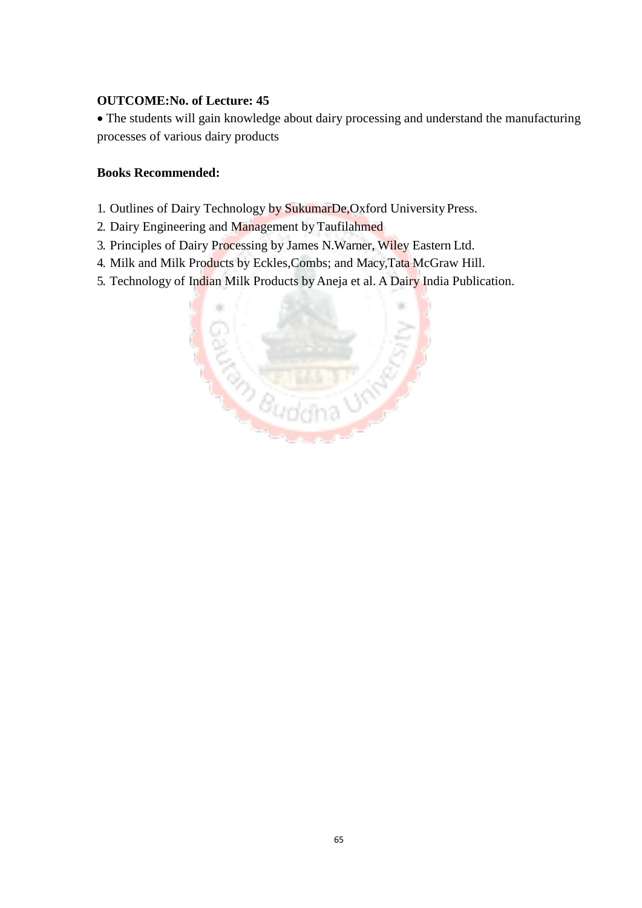**OUTCOME:No. of Lecture: 45**

- The students will gain knowledge about dairy processing and understand the manufacturing processes of various dairy products

**Books Recommended:**

1. Outlines of Dairy Technology by SukumarDe,Oxford University Press.
2. Dairy Engineering and Management by Taufilahmed
3. Principles of Dairy Processing by James N.Warner, Wiley Eastern Ltd.
4. Milk and Milk Products by Eckles,Combs; and Macy,Tata McGraw Hill.
5. Technology of Indian Milk Products by Aneja et al. A Dairy India Publication.